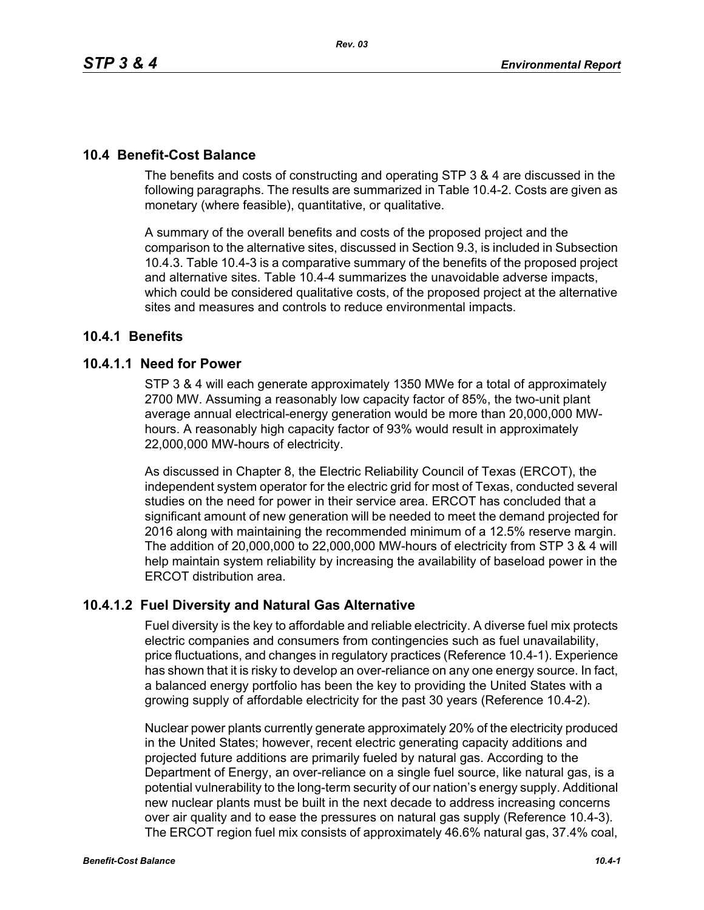## 10.4 Benefit-Cost Balance

The benefits and costs of constructing and operating STP 3 & 4 are discussed in the following paragraphs. The results are summarized in Table 10.4-2. Costs are given as monetary (where feasible), quantitative, or qualitative.

A summary of the overall benefits and costs of the proposed project and the comparison to the alternative sites, discussed in Section 9.3, is included in Subsection 10.4.3. Table 10.4-3 is a comparative summary of the benefits of the proposed project and alternative sites. Table 10.4-4 summarizes the unavoidable adverse impacts, which could be considered qualitative costs, of the proposed project at the alternative sites and measures and controls to reduce environmental impacts.

### 10.4.1 Benefits

#### 10.4.1.1 Need for Power

STP 3 & 4 will each generate approximately 1350 MWe for a total of approximately 2700 MW. Assuming a reasonably low capacity factor of 85%, the two-unit plant average annual electrical-energy generation would be more than 20,000,000 MW-hours. A reasonably high capacity factor of 93% would result in approximately 22,000,000 MW-hours of electricity.

As discussed in Chapter 8, the Electric Reliability Council of Texas (ERCOT), the independent system operator for the electric grid for most of Texas, conducted several studies on the need for power in their service area. ERCOT has concluded that a significant amount of new generation will be needed to meet the demand projected for 2016 along with maintaining the recommended minimum of a 12.5% reserve margin. The addition of 20,000,000 to 22,000,000 MW-hours of electricity from STP 3 & 4 will help maintain system reliability by increasing the availability of baseload power in the ERCOT distribution area.

#### 10.4.1.2 Fuel Diversity and Natural Gas Alternative

Fuel diversity is the key to affordable and reliable electricity. A diverse fuel mix protects electric companies and consumers from contingencies such as fuel unavailability, price fluctuations, and changes in regulatory practices (Reference 10.4-1). Experience has shown that it is risky to develop an over-reliance on any one energy source. In fact, a balanced energy portfolio has been the key to providing the United States with a growing supply of affordable electricity for the past 30 years (Reference 10.4-2).

Nuclear power plants currently generate approximately 20% of the electricity produced in the United States; however, recent electric generating capacity additions and projected future additions are primarily fueled by natural gas. According to the Department of Energy, an over-reliance on a single fuel source, like natural gas, is a potential vulnerability to the long-term security of our nation's energy supply. Additional new nuclear plants must be built in the next decade to address increasing concerns over air quality and to ease the pressures on natural gas supply (Reference 10.4-3). The ERCOT region fuel mix consists of approximately 46.6% natural gas, 37.4% coal,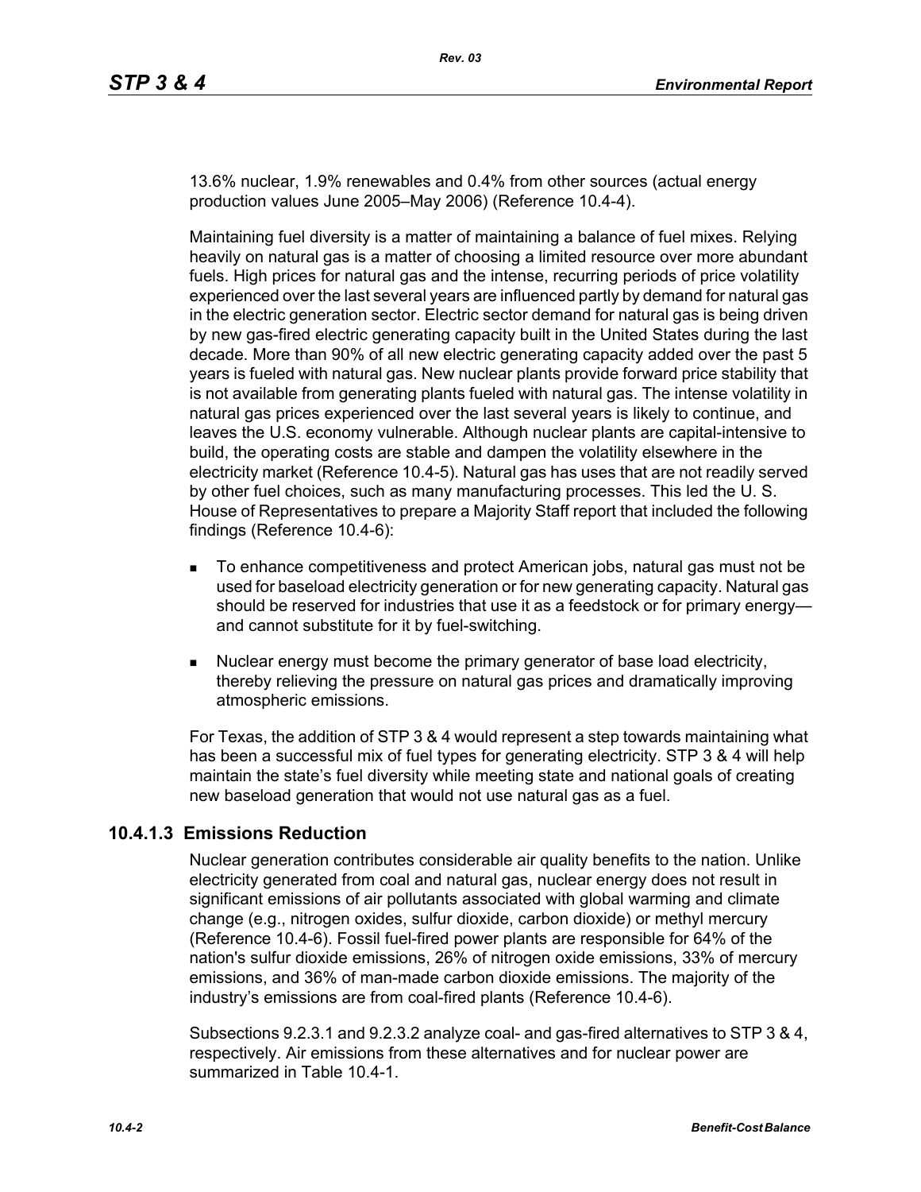13.6% nuclear, 1.9% renewables and 0.4% from other sources (actual energy production values June 2005–May 2006) (Reference 10.4-4).

Maintaining fuel diversity is a matter of maintaining a balance of fuel mixes. Relying heavily on natural gas is a matter of choosing a limited resource over more abundant fuels. High prices for natural gas and the intense, recurring periods of price volatility experienced over the last several years are influenced partly by demand for natural gas in the electric generation sector. Electric sector demand for natural gas is being driven by new gas-fired electric generating capacity built in the United States during the last decade. More than 90% of all new electric generating capacity added over the past 5 years is fueled with natural gas. New nuclear plants provide forward price stability that is not available from generating plants fueled with natural gas. The intense volatility in natural gas prices experienced over the last several years is likely to continue, and leaves the U.S. economy vulnerable. Although nuclear plants are capital-intensive to build, the operating costs are stable and dampen the volatility elsewhere in the electricity market (Reference 10.4-5). Natural gas has uses that are not readily served by other fuel choices, such as many manufacturing processes. This led the U. S. House of Representatives to prepare a Majority Staff report that included the following findings (Reference 10.4-6):

- To enhance competitiveness and protect American jobs, natural gas must not be used for baseload electricity generation or for new generating capacity. Natural gas should be reserved for industries that use it as a feedstock or for primary energy—and cannot substitute for it by fuel-switching.
- Nuclear energy must become the primary generator of base load electricity, thereby relieving the pressure on natural gas prices and dramatically improving atmospheric emissions.

For Texas, the addition of STP 3 & 4 would represent a step towards maintaining what has been a successful mix of fuel types for generating electricity. STP 3 & 4 will help maintain the state's fuel diversity while meeting state and national goals of creating new baseload generation that would not use natural gas as a fuel.

### 10.4.1.3 Emissions Reduction

Nuclear generation contributes considerable air quality benefits to the nation. Unlike electricity generated from coal and natural gas, nuclear energy does not result in significant emissions of air pollutants associated with global warming and climate change (e.g., nitrogen oxides, sulfur dioxide, carbon dioxide) or methyl mercury (Reference 10.4-6). Fossil fuel-fired power plants are responsible for 64% of the nation's sulfur dioxide emissions, 26% of nitrogen oxide emissions, 33% of mercury emissions, and 36% of man-made carbon dioxide emissions. The majority of the industry's emissions are from coal-fired plants (Reference 10.4-6).

Subsections 9.2.3.1 and 9.2.3.2 analyze coal- and gas-fired alternatives to STP 3 & 4, respectively. Air emissions from these alternatives and for nuclear power are summarized in Table 10.4-1.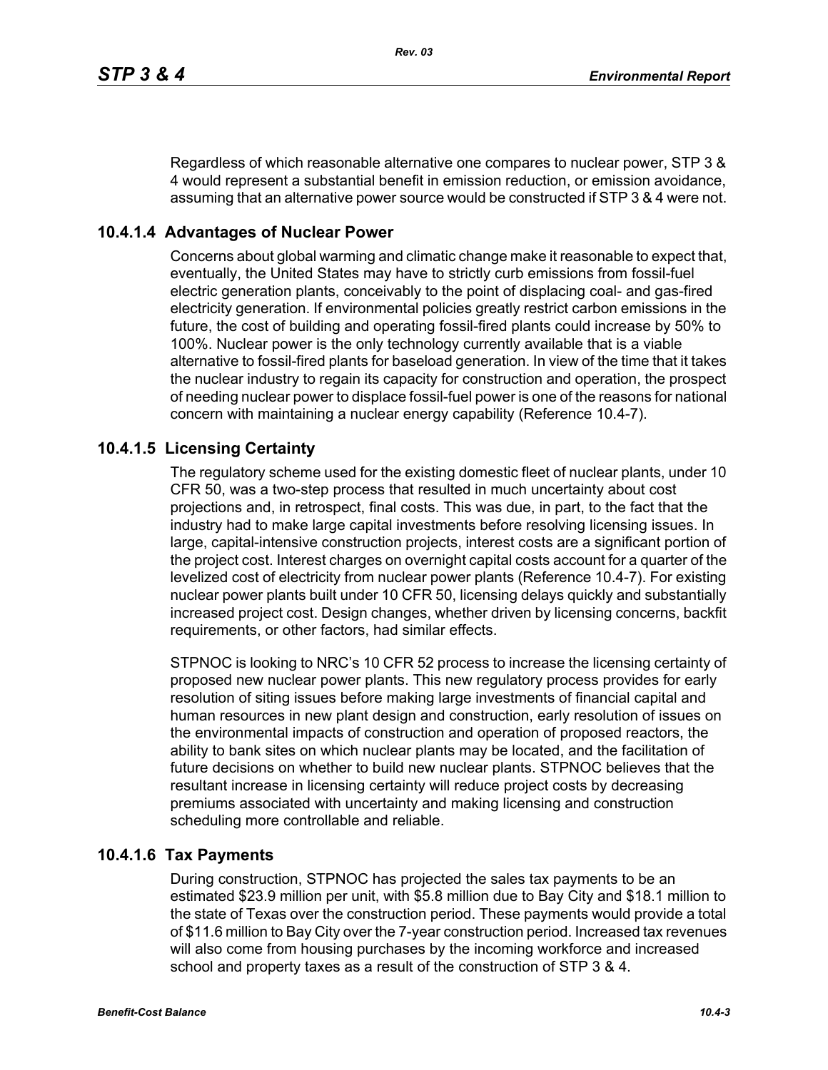Regardless of which reasonable alternative one compares to nuclear power, STP 3 & 4 would represent a substantial benefit in emission reduction, or emission avoidance, assuming that an alternative power source would be constructed if STP 3 & 4 were not.

### 10.4.1.4 Advantages of Nuclear Power

Concerns about global warming and climatic change make it reasonable to expect that, eventually, the United States may have to strictly curb emissions from fossil-fuel electric generation plants, conceivably to the point of displacing coal- and gas-fired electricity generation. If environmental policies greatly restrict carbon emissions in the future, the cost of building and operating fossil-fired plants could increase by 50% to 100%. Nuclear power is the only technology currently available that is a viable alternative to fossil-fired plants for baseload generation. In view of the time that it takes the nuclear industry to regain its capacity for construction and operation, the prospect of needing nuclear power to displace fossil-fuel power is one of the reasons for national concern with maintaining a nuclear energy capability (Reference 10.4-7).

### 10.4.1.5 Licensing Certainty

The regulatory scheme used for the existing domestic fleet of nuclear plants, under 10 CFR 50, was a two-step process that resulted in much uncertainty about cost projections and, in retrospect, final costs. This was due, in part, to the fact that the industry had to make large capital investments before resolving licensing issues. In large, capital-intensive construction projects, interest costs are a significant portion of the project cost. Interest charges on overnight capital costs account for a quarter of the levelized cost of electricity from nuclear power plants (Reference 10.4-7). For existing nuclear power plants built under 10 CFR 50, licensing delays quickly and substantially increased project cost. Design changes, whether driven by licensing concerns, backfit requirements, or other factors, had similar effects.

STPNOC is looking to NRC's 10 CFR 52 process to increase the licensing certainty of proposed new nuclear power plants. This new regulatory process provides for early resolution of siting issues before making large investments of financial capital and human resources in new plant design and construction, early resolution of issues on the environmental impacts of construction and operation of proposed reactors, the ability to bank sites on which nuclear plants may be located, and the facilitation of future decisions on whether to build new nuclear plants. STPNOC believes that the resultant increase in licensing certainty will reduce project costs by decreasing premiums associated with uncertainty and making licensing and construction scheduling more controllable and reliable.

### 10.4.1.6 Tax Payments

During construction, STPNOC has projected the sales tax payments to be an estimated $23.9 million per unit, with $5.8 million due to Bay City and $18.1 million to the state of Texas over the construction period. These payments would provide a total of $11.6 million to Bay City over the 7-year construction period. Increased tax revenues will also come from housing purchases by the incoming workforce and increased school and property taxes as a result of the construction of STP 3 & 4.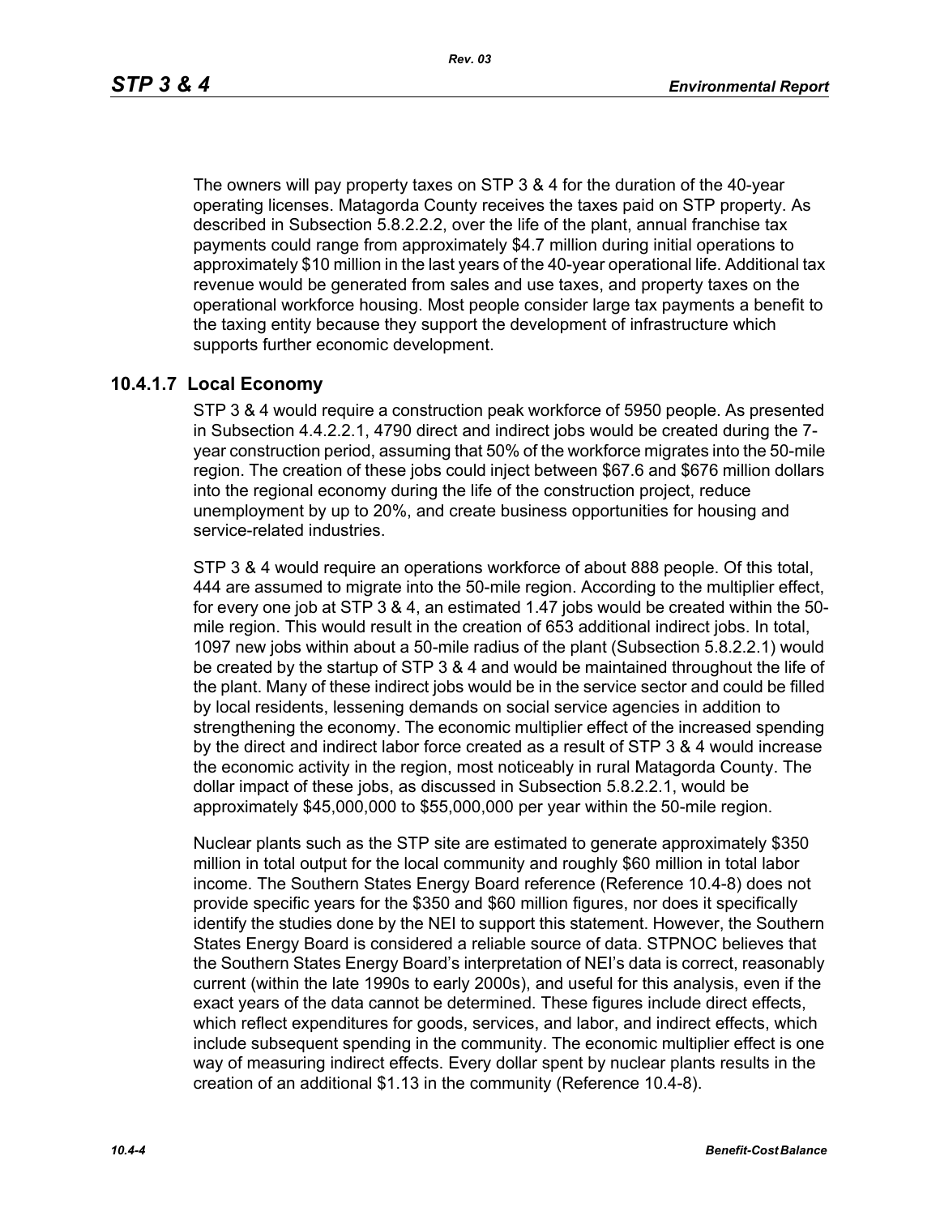The owners will pay property taxes on STP 3 & 4 for the duration of the 40-year operating licenses. Matagorda County receives the taxes paid on STP property. As described in Subsection 5.8.2.2.2, over the life of the plant, annual franchise tax payments could range from approximately $4.7 million during initial operations to approximately $10 million in the last years of the 40-year operational life. Additional tax revenue would be generated from sales and use taxes, and property taxes on the operational workforce housing. Most people consider large tax payments a benefit to the taxing entity because they support the development of infrastructure which supports further economic development.

### 10.4.1.7 Local Economy

STP 3 & 4 would require a construction peak workforce of 5950 people. As presented in Subsection 4.4.2.2.1, 4790 direct and indirect jobs would be created during the 7-year construction period, assuming that 50% of the workforce migrates into the 50-mile region. The creation of these jobs could inject between $67.6 and $676 million dollars into the regional economy during the life of the construction project, reduce unemployment by up to 20%, and create business opportunities for housing and service-related industries.

STP 3 & 4 would require an operations workforce of about 888 people. Of this total, 444 are assumed to migrate into the 50-mile region. According to the multiplier effect, for every one job at STP 3 & 4, an estimated 1.47 jobs would be created within the 50-mile region. This would result in the creation of 653 additional indirect jobs. In total, 1097 new jobs within about a 50-mile radius of the plant (Subsection 5.8.2.2.1) would be created by the startup of STP 3 & 4 and would be maintained throughout the life of the plant. Many of these indirect jobs would be in the service sector and could be filled by local residents, lessening demands on social service agencies in addition to strengthening the economy. The economic multiplier effect of the increased spending by the direct and indirect labor force created as a result of STP 3 & 4 would increase the economic activity in the region, most noticeably in rural Matagorda County. The dollar impact of these jobs, as discussed in Subsection 5.8.2.2.1, would be approximately $45,000,000 to $55,000,000 per year within the 50-mile region.

Nuclear plants such as the STP site are estimated to generate approximately $350 million in total output for the local community and roughly $60 million in total labor income. The Southern States Energy Board reference (Reference 10.4-8) does not provide specific years for the $350 and $60 million figures, nor does it specifically identify the studies done by the NEI to support this statement. However, the Southern States Energy Board is considered a reliable source of data. STPNOC believes that the Southern States Energy Board's interpretation of NEI's data is correct, reasonably current (within the late 1990s to early 2000s), and useful for this analysis, even if the exact years of the data cannot be determined. These figures include direct effects, which reflect expenditures for goods, services, and labor, and indirect effects, which include subsequent spending in the community. The economic multiplier effect is one way of measuring indirect effects. Every dollar spent by nuclear plants results in the creation of an additional $1.13 in the community (Reference 10.4-8).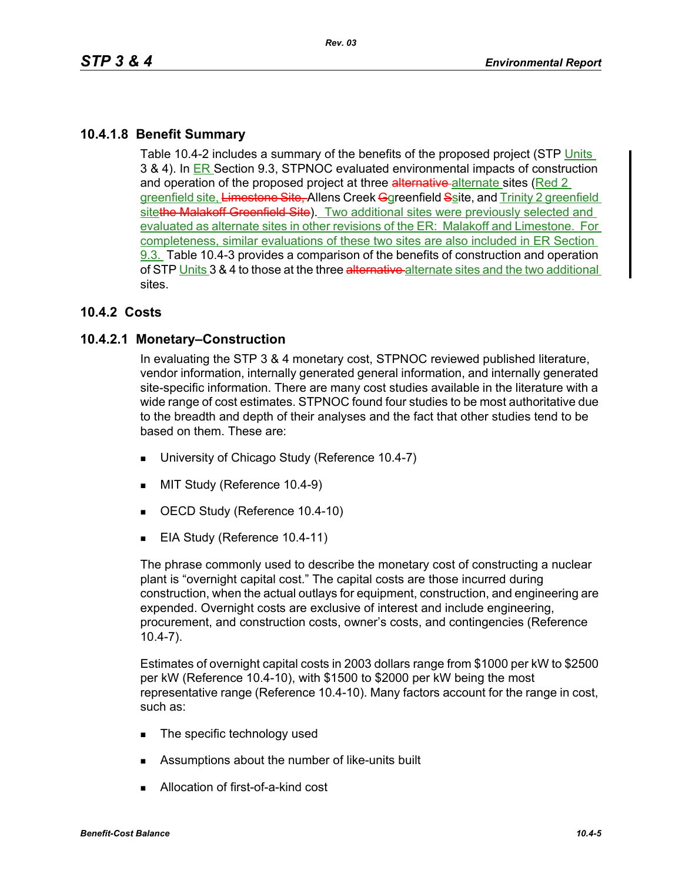### 10.4.1.8 Benefit Summary

Table 10.4-2 includes a summary of the benefits of the proposed project (STP Units 3 & 4). In ER Section 9.3, STPNOC evaluated environmental impacts of construction and operation of the proposed project at three ~~alternative~~ alternate sites (Red 2 greenfield site, ~~Limestone Site,~~ Allens Creek ~~G~~greenfield ~~S~~site, and Trinity 2 greenfield site~~the Malakoff Greenfield Site~~). Two additional sites were previously selected and evaluated as alternate sites in other revisions of the ER: Malakoff and Limestone. For completeness, similar evaluations of these two sites are also included in ER Section 9.3. Table 10.4-3 provides a comparison of the benefits of construction and operation of STP Units 3 & 4 to those at the three ~~alternative~~ alternate sites and the two additional sites.

## 10.4.2 Costs

### 10.4.2.1 Monetary–Construction

In evaluating the STP 3 & 4 monetary cost, STPNOC reviewed published literature, vendor information, internally generated general information, and internally generated site-specific information. There are many cost studies available in the literature with a wide range of cost estimates. STPNOC found four studies to be most authoritative due to the breadth and depth of their analyses and the fact that other studies tend to be based on them. These are:

- University of Chicago Study (Reference 10.4-7)
- MIT Study (Reference 10.4-9)
- OECD Study (Reference 10.4-10)
- EIA Study (Reference 10.4-11)

The phrase commonly used to describe the monetary cost of constructing a nuclear plant is "overnight capital cost." The capital costs are those incurred during construction, when the actual outlays for equipment, construction, and engineering are expended. Overnight costs are exclusive of interest and include engineering, procurement, and construction costs, owner's costs, and contingencies (Reference 10.4-7).

Estimates of overnight capital costs in 2003 dollars range from \$1000 per kW to \$2500 per kW (Reference 10.4-10), with \$1500 to \$2000 per kW being the most representative range (Reference 10.4-10). Many factors account for the range in cost, such as:

- The specific technology used
- Assumptions about the number of like-units built
- Allocation of first-of-a-kind cost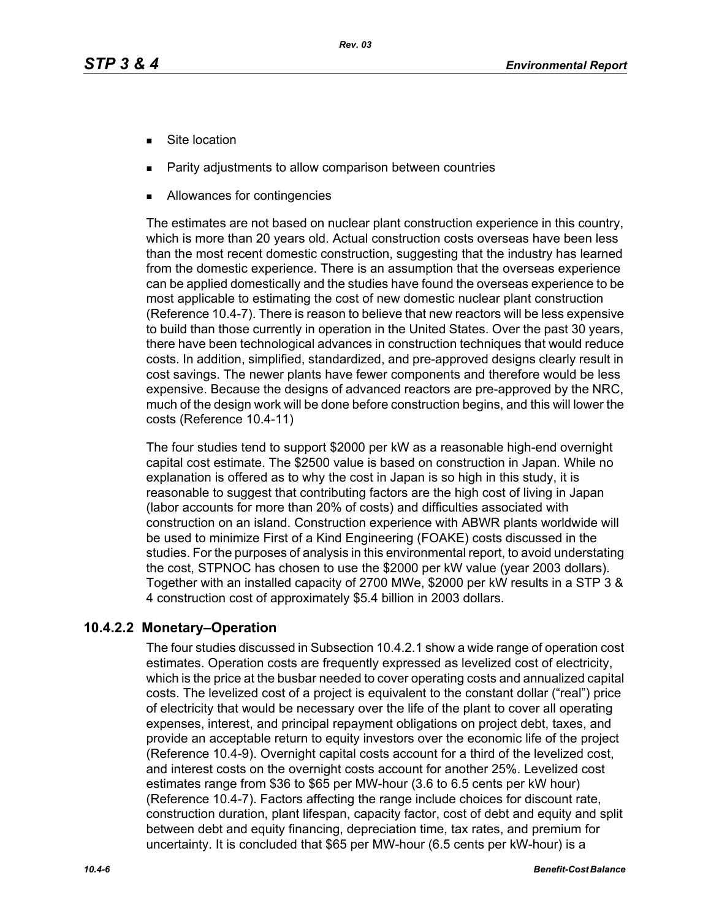- Site location
- Parity adjustments to allow comparison between countries
- Allowances for contingencies

The estimates are not based on nuclear plant construction experience in this country, which is more than 20 years old. Actual construction costs overseas have been less than the most recent domestic construction, suggesting that the industry has learned from the domestic experience. There is an assumption that the overseas experience can be applied domestically and the studies have found the overseas experience to be most applicable to estimating the cost of new domestic nuclear plant construction (Reference 10.4-7). There is reason to believe that new reactors will be less expensive to build than those currently in operation in the United States. Over the past 30 years, there have been technological advances in construction techniques that would reduce costs. In addition, simplified, standardized, and pre-approved designs clearly result in cost savings. The newer plants have fewer components and therefore would be less expensive. Because the designs of advanced reactors are pre-approved by the NRC, much of the design work will be done before construction begins, and this will lower the costs (Reference 10.4-11)

The four studies tend to support $2000 per kW as a reasonable high-end overnight capital cost estimate. The $2500 value is based on construction in Japan. While no explanation is offered as to why the cost in Japan is so high in this study, it is reasonable to suggest that contributing factors are the high cost of living in Japan (labor accounts for more than 20% of costs) and difficulties associated with construction on an island. Construction experience with ABWR plants worldwide will be used to minimize First of a Kind Engineering (FOAKE) costs discussed in the studies. For the purposes of analysis in this environmental report, to avoid understating the cost, STPNOC has chosen to use the $2000 per kW value (year 2003 dollars). Together with an installed capacity of 2700 MWe, $2000 per kW results in a STP 3 & 4 construction cost of approximately $5.4 billion in 2003 dollars.

### 10.4.2.2 Monetary–Operation

The four studies discussed in Subsection 10.4.2.1 show a wide range of operation cost estimates. Operation costs are frequently expressed as levelized cost of electricity, which is the price at the busbar needed to cover operating costs and annualized capital costs. The levelized cost of a project is equivalent to the constant dollar ("real") price of electricity that would be necessary over the life of the plant to cover all operating expenses, interest, and principal repayment obligations on project debt, taxes, and provide an acceptable return to equity investors over the economic life of the project (Reference 10.4-9). Overnight capital costs account for a third of the levelized cost, and interest costs on the overnight costs account for another 25%. Levelized cost estimates range from $36 to $65 per MW-hour (3.6 to 6.5 cents per kW hour) (Reference 10.4-7). Factors affecting the range include choices for discount rate, construction duration, plant lifespan, capacity factor, cost of debt and equity and split between debt and equity financing, depreciation time, tax rates, and premium for uncertainty. It is concluded that $65 per MW-hour (6.5 cents per kW-hour) is a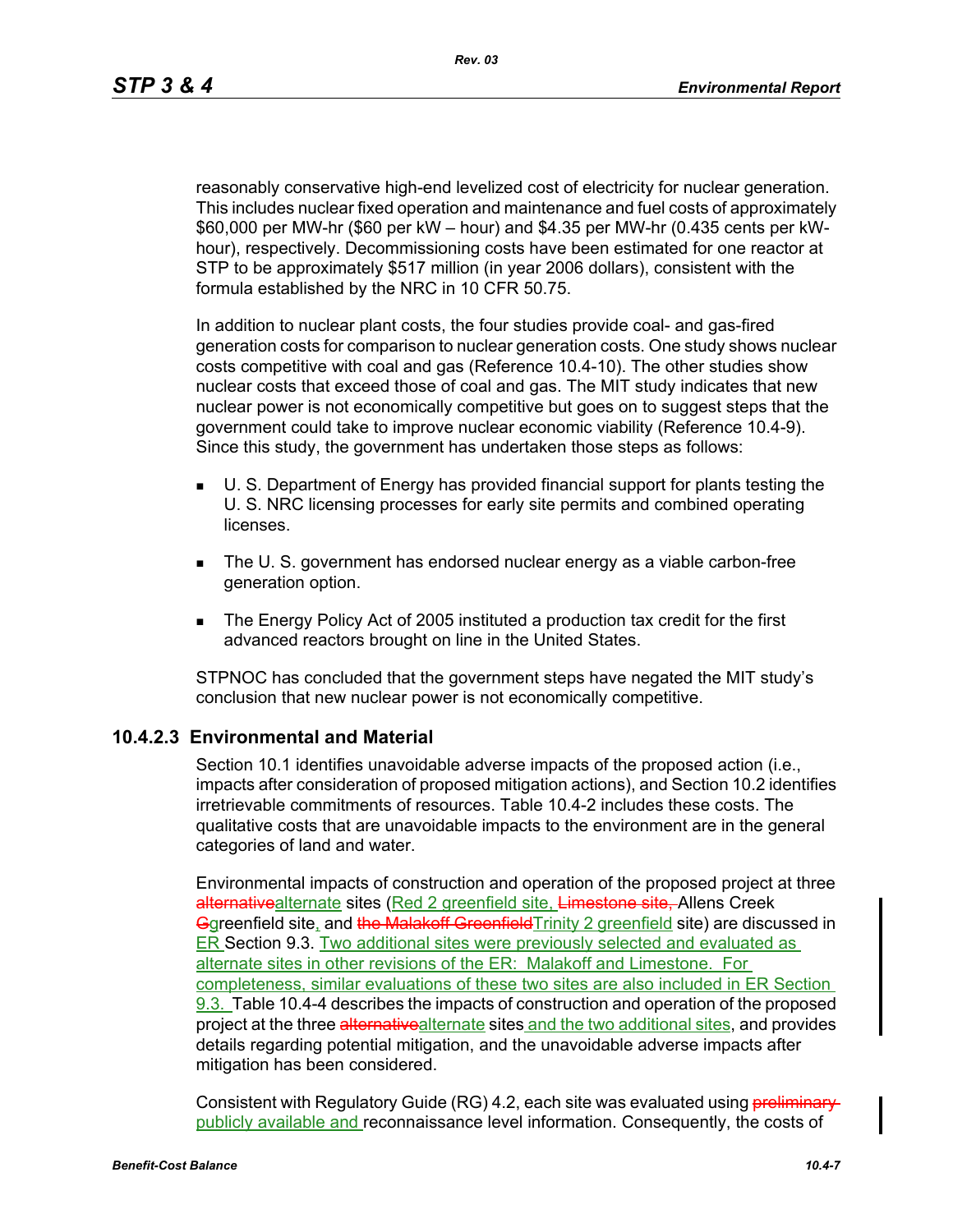reasonably conservative high-end levelized cost of electricity for nuclear generation. This includes nuclear fixed operation and maintenance and fuel costs of approximately $60,000 per MW-hr ($60 per kW – hour) and $4.35 per MW-hr (0.435 cents per kW-hour), respectively. Decommissioning costs have been estimated for one reactor at STP to be approximately $517 million (in year 2006 dollars), consistent with the formula established by the NRC in 10 CFR 50.75.

In addition to nuclear plant costs, the four studies provide coal- and gas-fired generation costs for comparison to nuclear generation costs. One study shows nuclear costs competitive with coal and gas (Reference 10.4-10). The other studies show nuclear costs that exceed those of coal and gas. The MIT study indicates that new nuclear power is not economically competitive but goes on to suggest steps that the government could take to improve nuclear economic viability (Reference 10.4-9). Since this study, the government has undertaken those steps as follows:

- U. S. Department of Energy has provided financial support for plants testing the U. S. NRC licensing processes for early site permits and combined operating licenses.
- The U. S. government has endorsed nuclear energy as a viable carbon-free generation option.
- The Energy Policy Act of 2005 instituted a production tax credit for the first advanced reactors brought on line in the United States.

STPNOC has concluded that the government steps have negated the MIT study's conclusion that new nuclear power is not economically competitive.

### 10.4.2.3 Environmental and Material

Section 10.1 identifies unavoidable adverse impacts of the proposed action (i.e., impacts after consideration of proposed mitigation actions), and Section 10.2 identifies irretrievable commitments of resources. Table 10.4-2 includes these costs. The qualitative costs that are unavoidable impacts to the environment are in the general categories of land and water.

Environmental impacts of construction and operation of the proposed project at three ~~alternative~~alternate sites (Red 2 greenfield site, ~~Limestone site,~~ Allens Creek ~~G~~greenfield site, and ~~the Malakoff Greenfield~~Trinity 2 greenfield site) are discussed in ER Section 9.3. Two additional sites were previously selected and evaluated as alternate sites in other revisions of the ER: Malakoff and Limestone. For completeness, similar evaluations of these two sites are also included in ER Section 9.3. Table 10.4-4 describes the impacts of construction and operation of the proposed project at the three ~~alternative~~alternate sites and the two additional sites, and provides details regarding potential mitigation, and the unavoidable adverse impacts after mitigation has been considered.

Consistent with Regulatory Guide (RG) 4.2, each site was evaluated using ~~preliminary~~ publicly available and reconnaissance level information. Consequently, the costs of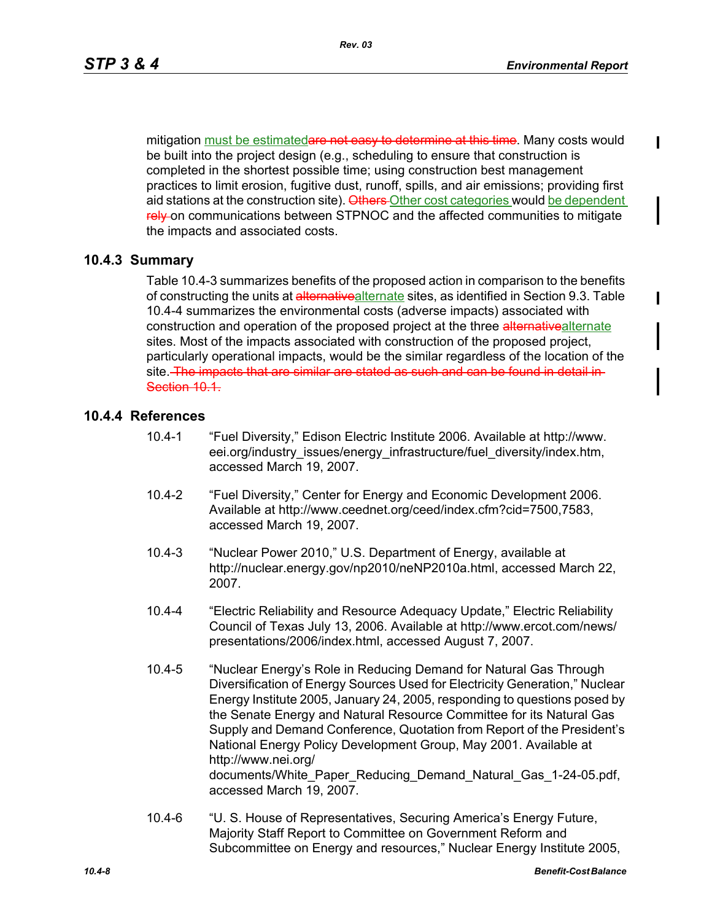mitigation must be estimatedare not easy to determine at this time. Many costs would be built into the project design (e.g., scheduling to ensure that construction is completed in the shortest possible time; using construction best management practices to limit erosion, fugitive dust, runoff, spills, and air emissions; providing first aid stations at the construction site). Others Other cost categories would be dependent rely on communications between STPNOC and the affected communities to mitigate the impacts and associated costs.

### 10.4.3 Summary

Table 10.4-3 summarizes benefits of the proposed action in comparison to the benefits of constructing the units at alternativealternate sites, as identified in Section 9.3. Table 10.4-4 summarizes the environmental costs (adverse impacts) associated with construction and operation of the proposed project at the three alternativealternate sites. Most of the impacts associated with construction of the proposed project, particularly operational impacts, would be the similar regardless of the location of the site. The impacts that are similar are stated as such and can be found in detail in Section 10.1.

### 10.4.4 References

10.4-1 "Fuel Diversity," Edison Electric Institute 2006. Available at http://www.eei.org/industry_issues/energy_infrastructure/fuel_diversity/index.htm, accessed March 19, 2007.

10.4-2 "Fuel Diversity," Center for Energy and Economic Development 2006. Available at http://www.ceednet.org/ceed/index.cfm?cid=7500,7583, accessed March 19, 2007.

10.4-3 "Nuclear Power 2010," U.S. Department of Energy, available at http://nuclear.energy.gov/np2010/neNP2010a.html, accessed March 22, 2007.

10.4-4 "Electric Reliability and Resource Adequacy Update," Electric Reliability Council of Texas July 13, 2006. Available at http://www.ercot.com/news/presentations/2006/index.html, accessed August 7, 2007.

10.4-5 "Nuclear Energy's Role in Reducing Demand for Natural Gas Through Diversification of Energy Sources Used for Electricity Generation," Nuclear Energy Institute 2005, January 24, 2005, responding to questions posed by the Senate Energy and Natural Resource Committee for its Natural Gas Supply and Demand Conference, Quotation from Report of the President's National Energy Policy Development Group, May 2001. Available at http://www.nei.org/documents/White_Paper_Reducing_Demand_Natural_Gas_1-24-05.pdf, accessed March 19, 2007.

10.4-6 "U. S. House of Representatives, Securing America's Energy Future, Majority Staff Report to Committee on Government Reform and Subcommittee on Energy and resources," Nuclear Energy Institute 2005,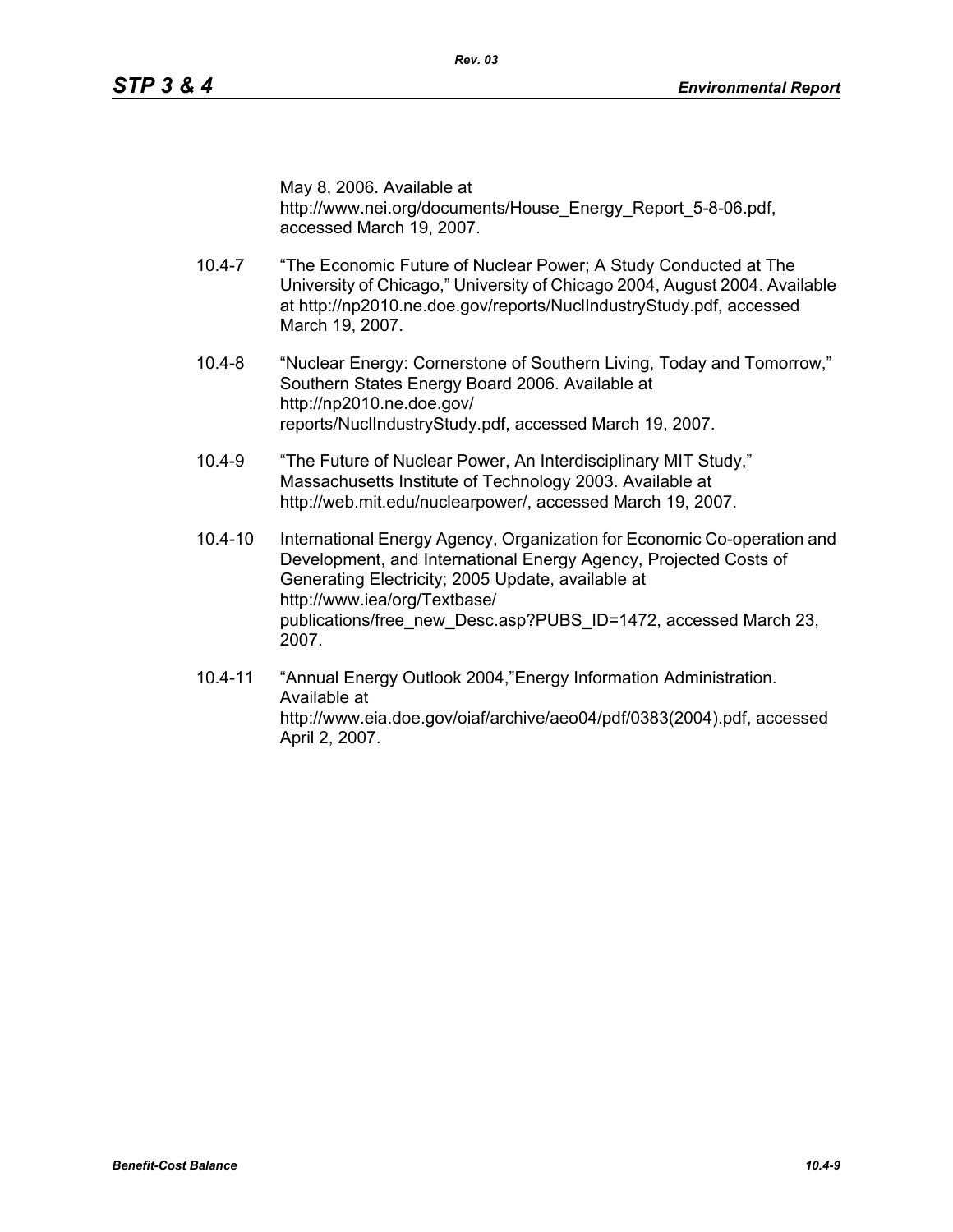May 8, 2006. Available at http://www.nei.org/documents/House_Energy_Report_5-8-06.pdf, accessed March 19, 2007.

10.4-7 "The Economic Future of Nuclear Power; A Study Conducted at The University of Chicago," University of Chicago 2004, August 2004. Available at http://np2010.ne.doe.gov/reports/NuclIndustryStudy.pdf, accessed March 19, 2007.

10.4-8 "Nuclear Energy: Cornerstone of Southern Living, Today and Tomorrow," Southern States Energy Board 2006. Available at http://np2010.ne.doe.gov/reports/NuclIndustryStudy.pdf, accessed March 19, 2007.

10.4-9 "The Future of Nuclear Power, An Interdisciplinary MIT Study," Massachusetts Institute of Technology 2003. Available at http://web.mit.edu/nuclearpower/, accessed March 19, 2007.

10.4-10 International Energy Agency, Organization for Economic Co-operation and Development, and International Energy Agency, Projected Costs of Generating Electricity; 2005 Update, available at http://www.iea/org/Textbase/publications/free_new_Desc.asp?PUBS_ID=1472, accessed March 23, 2007.

10.4-11 "Annual Energy Outlook 2004,"Energy Information Administration. Available at http://www.eia.doe.gov/oiaf/archive/aeo04/pdf/0383(2004).pdf, accessed April 2, 2007.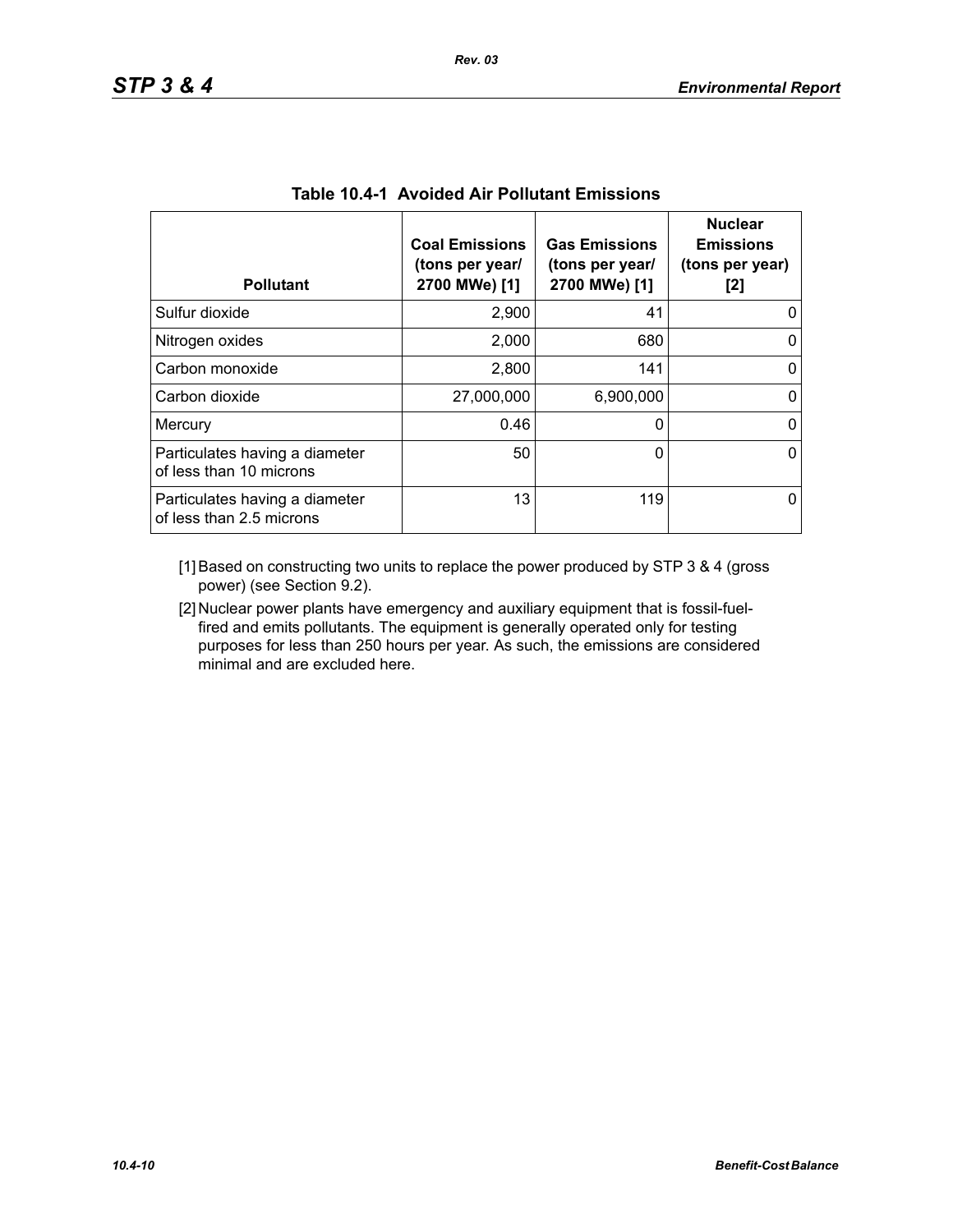**Table 10.4-1 Avoided Air Pollutant Emissions**

| Pollutant | Coal Emissions (tons per year/ 2700 MWe) [1] | Gas Emissions (tons per year/ 2700 MWe) [1] | Nuclear Emissions (tons per year) [2] |
|---|---|---|---|
| Sulfur dioxide | 2,900 | 41 | 0 |
| Nitrogen oxides | 2,000 | 680 | 0 |
| Carbon monoxide | 2,800 | 141 | 0 |
| Carbon dioxide | 27,000,000 | 6,900,000 | 0 |
| Mercury | 0.46 | 0 | 0 |
| Particulates having a diameter of less than 10 microns | 50 | 0 | 0 |
| Particulates having a diameter of less than 2.5 microns | 13 | 119 | 0 |

[1] Based on constructing two units to replace the power produced by STP 3 & 4 (gross power) (see Section 9.2).

[2] Nuclear power plants have emergency and auxiliary equipment that is fossil-fuel-fired and emits pollutants. The equipment is generally operated only for testing purposes for less than 250 hours per year. As such, the emissions are considered minimal and are excluded here.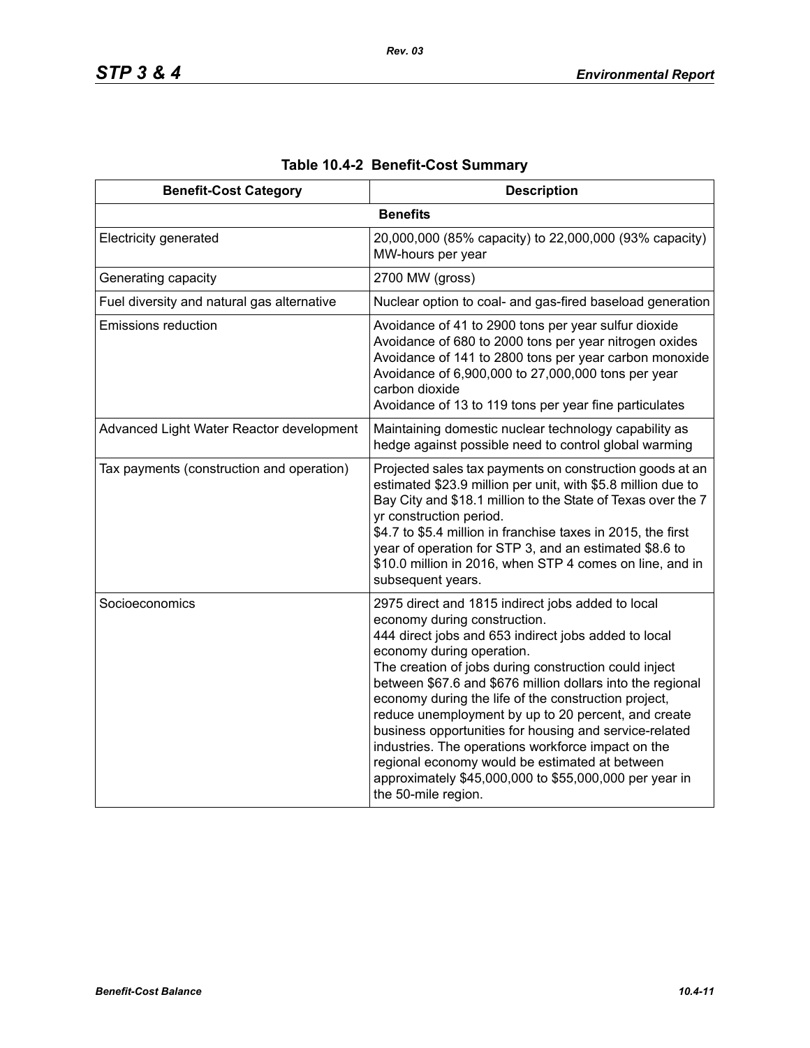**Table 10.4-2 Benefit-Cost Summary**

| Benefit-Cost Category | Description |
|---|---|
| **Benefits** | |
| Electricity generated | 20,000,000 (85% capacity) to 22,000,000 (93% capacity) MW-hours per year |
| Generating capacity | 2700 MW (gross) |
| Fuel diversity and natural gas alternative | Nuclear option to coal- and gas-fired baseload generation |
| Emissions reduction | Avoidance of 41 to 2900 tons per year sulfur dioxide<br>Avoidance of 680 to 2000 tons per year nitrogen oxides<br>Avoidance of 141 to 2800 tons per year carbon monoxide<br>Avoidance of 6,900,000 to 27,000,000 tons per year carbon dioxide<br>Avoidance of 13 to 119 tons per year fine particulates |
| Advanced Light Water Reactor development | Maintaining domestic nuclear technology capability as hedge against possible need to control global warming |
| Tax payments (construction and operation) | Projected sales tax payments on construction goods at an estimated $23.9 million per unit, with $5.8 million due to Bay City and $18.1 million to the State of Texas over the 7 yr construction period.<br>$4.7 to $5.4 million in franchise taxes in 2015, the first year of operation for STP 3, and an estimated $8.6 to $10.0 million in 2016, when STP 4 comes on line, and in subsequent years. |
| Socioeconomics | 2975 direct and 1815 indirect jobs added to local economy during construction.<br>444 direct jobs and 653 indirect jobs added to local economy during operation.<br>The creation of jobs during construction could inject between $67.6 and $676 million dollars into the regional economy during the life of the construction project, reduce unemployment by up to 20 percent, and create business opportunities for housing and service-related industries. The operations workforce impact on the regional economy would be estimated at between approximately $45,000,000 to $55,000,000 per year in the 50-mile region. |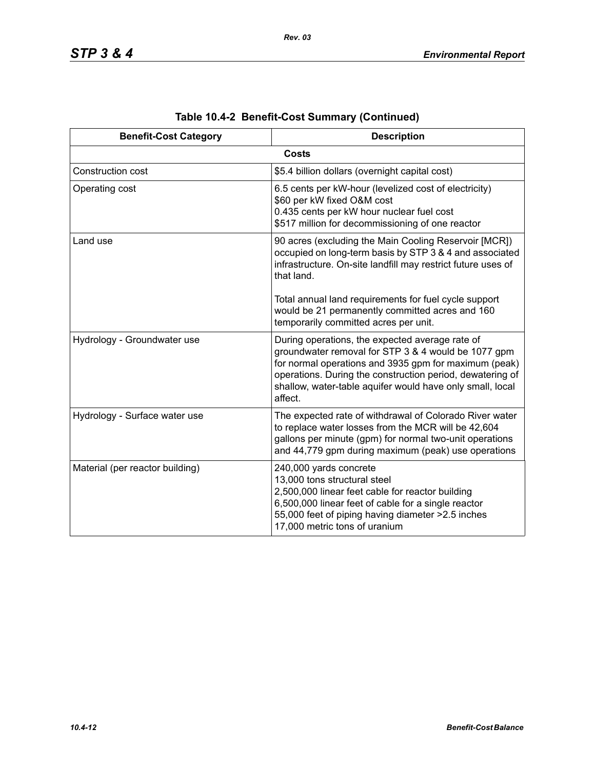## Table 10.4-2 Benefit-Cost Summary (Continued)

| Benefit-Cost Category | Description |
|---|---|
| **Costs** | |
| Construction cost | $5.4 billion dollars (overnight capital cost) |
| Operating cost | 6.5 cents per kW-hour (levelized cost of electricity)<br>$60 per kW fixed O&M cost<br>0.435 cents per kW hour nuclear fuel cost<br>$517 million for decommissioning of one reactor |
| Land use | 90 acres (excluding the Main Cooling Reservoir [MCR]) occupied on long-term basis by STP 3 & 4 and associated infrastructure. On-site landfill may restrict future uses of that land.<br><br>Total annual land requirements for fuel cycle support would be 21 permanently committed acres and 160 temporarily committed acres per unit. |
| Hydrology - Groundwater use | During operations, the expected average rate of groundwater removal for STP 3 & 4 would be 1077 gpm for normal operations and 3935 gpm for maximum (peak) operations. During the construction period, dewatering of shallow, water-table aquifer would have only small, local affect. |
| Hydrology - Surface water use | The expected rate of withdrawal of Colorado River water to replace water losses from the MCR will be 42,604 gallons per minute (gpm) for normal two-unit operations and 44,779 gpm during maximum (peak) use operations |
| Material (per reactor building) | 240,000 yards concrete<br>13,000 tons structural steel<br>2,500,000 linear feet cable for reactor building<br>6,500,000 linear feet of cable for a single reactor<br>55,000 feet of piping having diameter >2.5 inches<br>17,000 metric tons of uranium |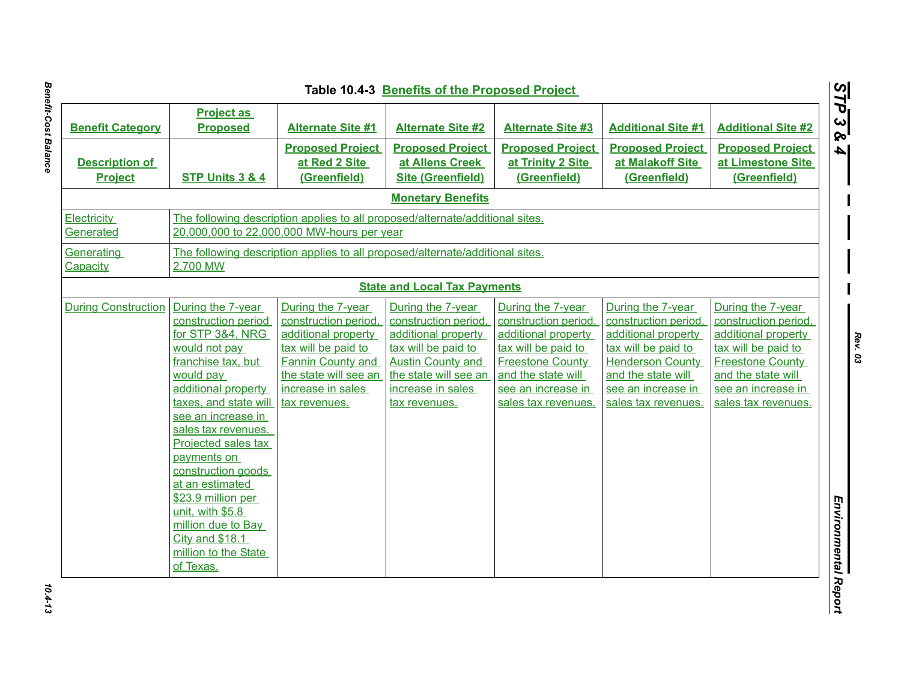Table 10.4-3 Benefits of the Proposed Project

| Benefit Category | Project as Proposed | Alternate Site #1 | Alternate Site #2 | Alternate Site #3 | Additional Site #1 | Additional Site #2 |
|---|---|---|---|---|---|---|
| Description of Project | STP Units 3 & 4 | Proposed Project at Red 2 Site (Greenfield) | Proposed Project at Allens Creek Site (Greenfield) | Proposed Project at Trinity 2 Site (Greenfield) | Proposed Project at Malakoff Site (Greenfield) | Proposed Project at Limestone Site (Greenfield) |
| **Monetary Benefits** | | | | | | |
| Electricity Generated | The following description applies to all proposed/alternate/additional sites. 20,000,000 to 22,000,000 MW-hours per year | | | | | |
| Generating Capacity | The following description applies to all proposed/alternate/additional sites. 2,700 MW | | | | | |
| **State and Local Tax Payments** | | | | | | |
| During Construction | During the 7-year construction period for STP 3&4, NRG would not pay franchise tax, but would pay additional property taxes, and state will see an increase in sales tax revenues. Projected sales tax payments on construction goods at an estimated $23.9 million per unit, with $5.8 million due to Bay City and $18.1 million to the State of Texas. | During the 7-year construction period, additional property tax will be paid to Fannin County and the state will see an increase in sales tax revenues. | During the 7-year construction period, additional property tax will be paid to Austin County and the state will see an increase in sales tax revenues. | During the 7-year construction period, additional property tax will be paid to Freestone County and the state will see an increase in sales tax revenues. | During the 7-year construction period, additional property tax will be paid to Henderson County and the state will see an increase in sales tax revenues. | During the 7-year construction period, additional property tax will be paid to Freestone County and the state will see an increase in sales tax revenues. |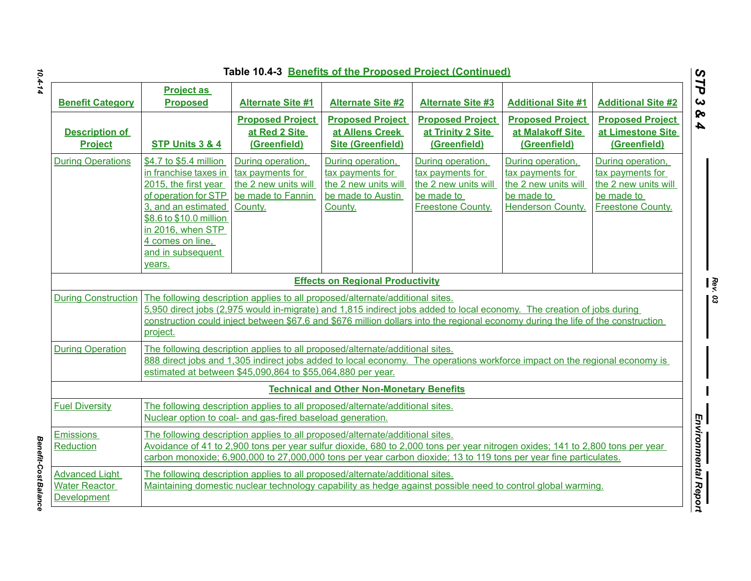**Table 10.4-3 Benefits of the Proposed Project (Continued)**

| Benefit Category | Project as Proposed | Alternate Site #1 | Alternate Site #2 | Alternate Site #3 | Additional Site #1 | Additional Site #2 |
|---|---|---|---|---|---|---|
| **Description of Project** | **STP Units 3 & 4** | **Proposed Project at Red 2 Site (Greenfield)** | **Proposed Project at Allens Creek Site (Greenfield)** | **Proposed Project at Trinity 2 Site (Greenfield)** | **Proposed Project at Malakoff Site (Greenfield)** | **Proposed Project at Limestone Site (Greenfield)** |
| During Operations | $4.7 to $5.4 million in franchise taxes in 2015, the first year of operation for STP 3, and an estimated $8.6 to $10.0 million in 2016, when STP 4 comes on line, and in subsequent years. | During operation, tax payments for the 2 new units will be made to Fannin County. | During operation, tax payments for the 2 new units will be made to Austin County. | During operation, tax payments for the 2 new units will be made to Freestone County. | During operation, tax payments for the 2 new units will be made to Henderson County. | During operation, tax payments for the 2 new units will be made to Freestone County. |
| **Effects on Regional Productivity** | | | | | | |
| During Construction | The following description applies to all proposed/alternate/additional sites. 5,950 direct jobs (2,975 would in-migrate) and 1,815 indirect jobs added to local economy. The creation of jobs during construction could inject between $67.6 and $676 million dollars into the regional economy during the life of the construction project. | | | | | |
| During Operation | The following description applies to all proposed/alternate/additional sites. 888 direct jobs and 1,305 indirect jobs added to local economy. The operations workforce impact on the regional economy is estimated at between $45,090,864 to $55,064,880 per year. | | | | | |
| **Technical and Other Non-Monetary Benefits** | | | | | | |
| Fuel Diversity | The following description applies to all proposed/alternate/additional sites. Nuclear option to coal- and gas-fired baseload generation. | | | | | |
| Emissions Reduction | The following description applies to all proposed/alternate/additional sites. Avoidance of 41 to 2,900 tons per year sulfur dioxide, 680 to 2,000 tons per year nitrogen oxides; 141 to 2,800 tons per year carbon monoxide; 6,900,000 to 27,000,000 tons per year carbon dioxide; 13 to 119 tons per year fine particulates. | | | | | |
| Advanced Light Water Reactor Development | The following description applies to all proposed/alternate/additional sites. Maintaining domestic nuclear technology capability as hedge against possible need to control global warming. | | | | | |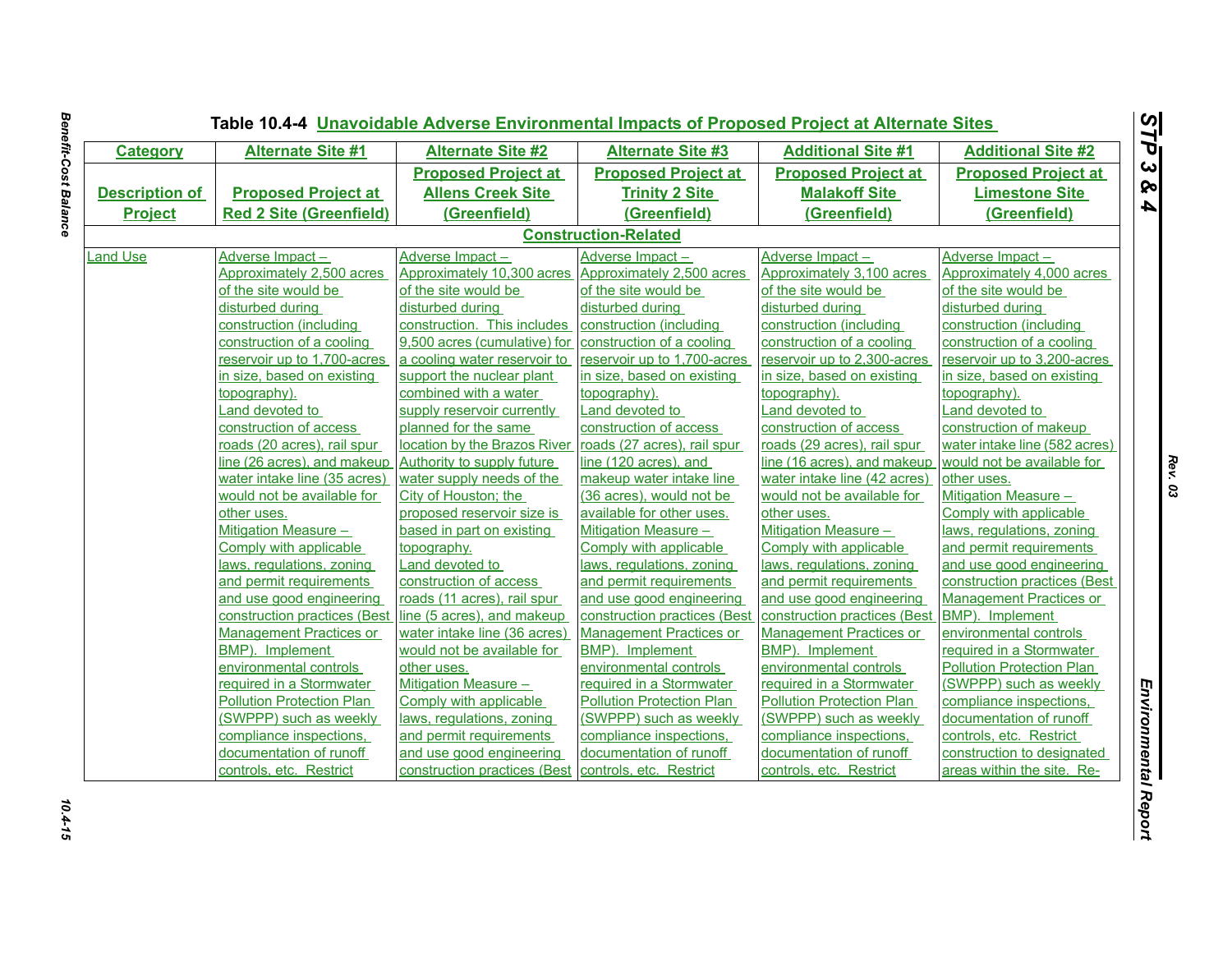## Table 10.4-4 Unavoidable Adverse Environmental Impacts of Proposed Project at Alternate Sites

| Category | Alternate Site #1 | Alternate Site #2 | Alternate Site #3 | Additional Site #1 | Additional Site #2 |
|---|---|---|---|---|---|
| Description of Project | Proposed Project at Red 2 Site (Greenfield) | Proposed Project at Allens Creek Site (Greenfield) | Proposed Project at Trinity 2 Site (Greenfield) | Proposed Project at Malakoff Site (Greenfield) | Proposed Project at Limestone Site (Greenfield) |
| **Construction-Related** | | | | | |
| Land Use | Adverse Impact – Approximately 2,500 acres of the site would be disturbed during construction (including construction of a cooling reservoir up to 1,700-acres in size, based on existing topography). Land devoted to construction of access roads (20 acres), rail spur line (26 acres), and makeup water intake line (35 acres) would not be available for other uses. Mitigation Measure – Comply with applicable laws, regulations, zoning and permit requirements and use good engineering construction practices (Best Management Practices or BMP). Implement environmental controls required in a Stormwater Pollution Protection Plan (SWPPP) such as weekly compliance inspections, documentation of runoff controls, etc. Restrict | Adverse Impact – Approximately 10,300 acres of the site would be disturbed during construction. This includes 9,500 acres (cumulative) for a cooling water reservoir to support the nuclear plant combined with a water supply reservoir currently planned for the same location by the Brazos River Authority to supply future water supply needs of the City of Houston; the proposed reservoir size is based in part on existing topography. Land devoted to construction of access roads (11 acres), rail spur line (5 acres), and makeup water intake line (36 acres) would not be available for other uses. Mitigation Measure – Comply with applicable laws, regulations, zoning and permit requirements and use good engineering construction practices (Best | Adverse Impact – Approximately 2,500 acres of the site would be disturbed during construction (including construction of a cooling reservoir up to 1,700-acres in size, based on existing topography). Land devoted to construction of access roads (27 acres), rail spur line (120 acres), and makeup water intake line (36 acres), would not be available for other uses. Mitigation Measure – Comply with applicable laws, regulations, zoning and permit requirements and use good engineering construction practices (Best Management Practices or BMP). Implement environmental controls required in a Stormwater Pollution Protection Plan (SWPPP) such as weekly compliance inspections, documentation of runoff controls, etc. Restrict | Adverse Impact – Approximately 3,100 acres of the site would be disturbed during construction (including construction of a cooling reservoir up to 2,300-acres in size, based on existing topography). Land devoted to construction of access roads (29 acres), rail spur line (16 acres), and makeup water intake line (42 acres) would not be available for other uses. Mitigation Measure – Comply with applicable laws, regulations, zoning and permit requirements and use good engineering construction practices (Best Management Practices or BMP). Implement environmental controls required in a Stormwater Pollution Protection Plan (SWPPP) such as weekly compliance inspections, documentation of runoff controls, etc. Restrict | Adverse Impact – Approximately 4,000 acres of the site would be disturbed during construction (including construction of a cooling reservoir up to 3,200-acres in size, based on existing topography). Land devoted to construction of makeup water intake line (582 acres) would not be available for other uses. Mitigation Measure – Comply with applicable laws, regulations, zoning and permit requirements and use good engineering construction practices (Best Management Practices or BMP). Implement environmental controls required in a Stormwater Pollution Protection Plan (SWPPP) such as weekly compliance inspections, documentation of runoff controls, etc. Restrict construction to designated areas within the site. Re- |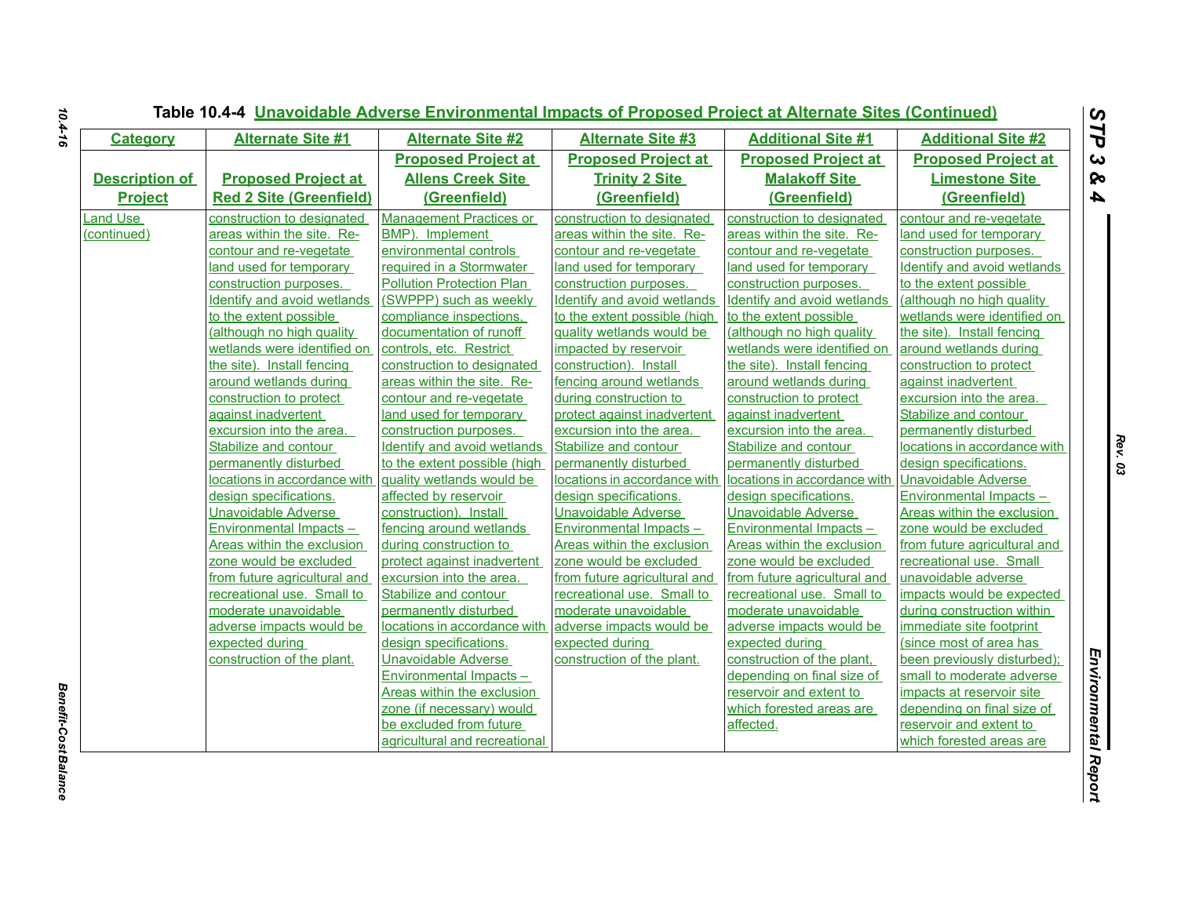Table 10.4-4 Unavoidable Adverse Environmental Impacts of Proposed Project at Alternate Sites (Continued)

| Category | Alternate Site #1 | Alternate Site #2 | Alternate Site #3 | Additional Site #1 | Additional Site #2 |
|---|---|---|---|---|---|
| Description of Project | Proposed Project at Red 2 Site (Greenfield) | Proposed Project at Allens Creek Site (Greenfield) | Proposed Project at Trinity 2 Site (Greenfield) | Proposed Project at Malakoff Site (Greenfield) | Proposed Project at Limestone Site (Greenfield) |
| Land Use (continued) | construction to designated areas within the site. Re-contour and re-vegetate land used for temporary construction purposes. Identify and avoid wetlands to the extent possible (although no high quality wetlands were identified on the site). Install fencing around wetlands during construction to protect against inadvertent excursion into the area. Stabilize and contour permanently disturbed locations in accordance with design specifications. Unavoidable Adverse Environmental Impacts – Areas within the exclusion zone would be excluded from future agricultural and recreational use. Small to moderate unavoidable adverse impacts would be expected during construction of the plant. | Management Practices or BMP). Implement environmental controls required in a Stormwater Pollution Protection Plan (SWPPP) such as weekly compliance inspections, documentation of runoff controls, etc. Restrict construction to designated areas within the site. Re-contour and re-vegetate land used for temporary construction purposes. Identify and avoid wetlands to the extent possible (high quality wetlands would be affected by reservoir construction). Install fencing around wetlands during construction to protect against inadvertent excursion into the area. Stabilize and contour permanently disturbed locations in accordance with design specifications. Unavoidable Adverse Environmental Impacts – Areas within the exclusion zone (if necessary) would be excluded from future agricultural and recreational | construction to designated areas within the site. Re-contour and re-vegetate land used for temporary construction purposes. Identify and avoid wetlands to the extent possible (high quality wetlands would be impacted by reservoir construction). Install fencing around wetlands during construction to protect against inadvertent excursion into the area. Stabilize and contour permanently disturbed locations in accordance with design specifications. Unavoidable Adverse Environmental Impacts – Areas within the exclusion zone would be excluded from future agricultural and recreational use. Small to moderate unavoidable adverse impacts would be expected during construction of the plant. | construction to designated areas within the site. Re-contour and re-vegetate land used for temporary construction purposes. Identify and avoid wetlands to the extent possible (although no high quality wetlands were identified on the site). Install fencing around wetlands during construction to protect against inadvertent excursion into the area. Stabilize and contour permanently disturbed locations in accordance with design specifications. Unavoidable Adverse Environmental Impacts – Areas within the exclusion zone would be excluded from future agricultural and recreational use. Small to moderate unavoidable adverse impacts would be expected during construction of the plant, depending on final size of reservoir and extent to which forested areas are affected. | contour and re-vegetate land used for temporary construction purposes. Identify and avoid wetlands to the extent possible (although no high quality wetlands were identified on the site). Install fencing around wetlands during construction to protect against inadvertent excursion into the area. Stabilize and contour permanently disturbed locations in accordance with design specifications. Unavoidable Adverse Environmental Impacts – Areas within the exclusion zone would be excluded from future agricultural and recreational use. Small unavoidable adverse impacts would be expected during construction within immediate site footprint (since most of area has been previously disturbed); small to moderate adverse impacts at reservoir site depending on final size of reservoir and extent to which forested areas are |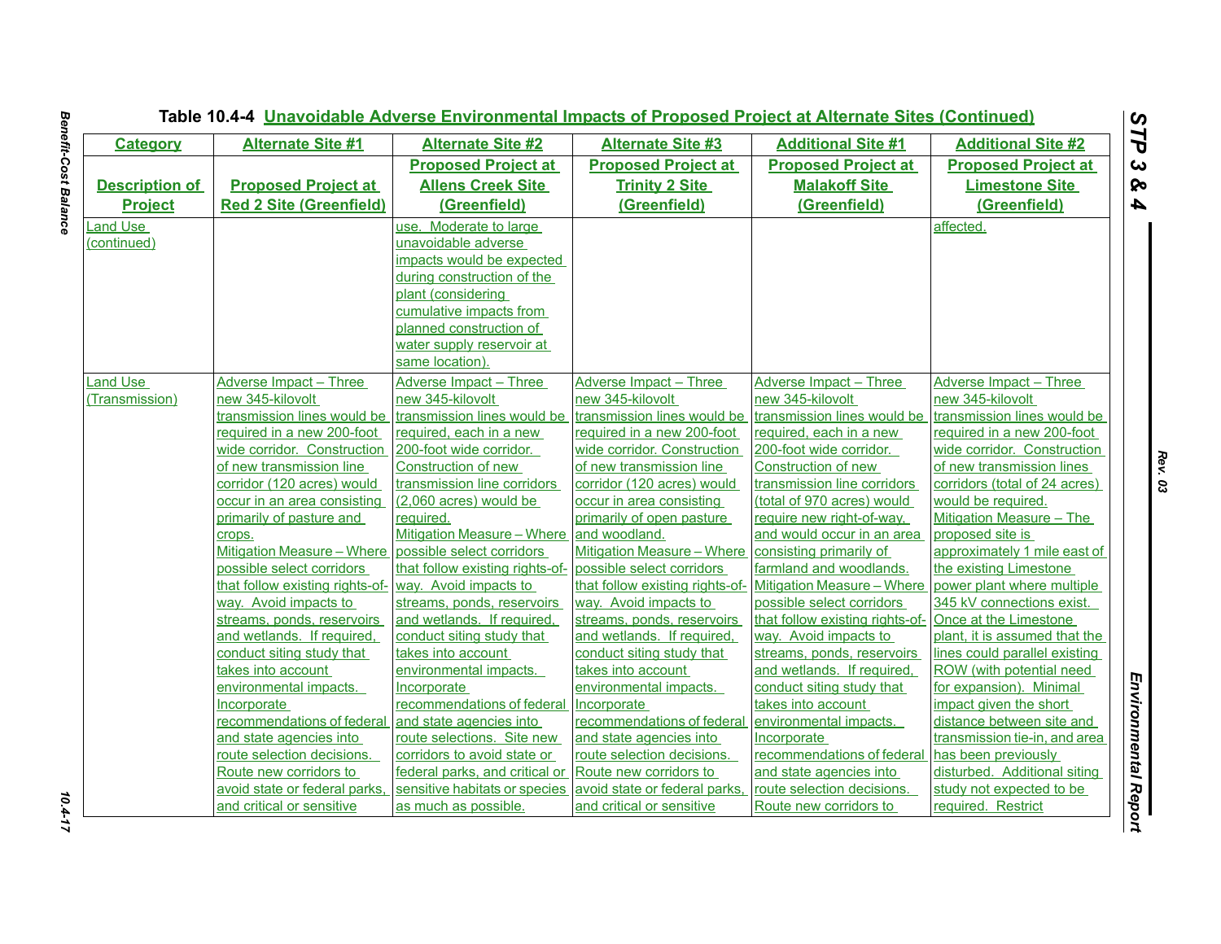Table 10.4-4 Unavoidable Adverse Environmental Impacts of Proposed Project at Alternate Sites (Continued)

| Category | Alternate Site #1 | Alternate Site #2 | Alternate Site #3 | Additional Site #1 | Additional Site #2 |
|---|---|---|---|---|---|
| Description of Project | Proposed Project at Red 2 Site (Greenfield) | Proposed Project at Allens Creek Site (Greenfield) | Proposed Project at Trinity 2 Site (Greenfield) | Proposed Project at Malakoff Site (Greenfield) | Proposed Project at Limestone Site (Greenfield) |
| Land Use (continued) | | use. Moderate to large unavoidable adverse impacts would be expected during construction of the plant (considering cumulative impacts from planned construction of water supply reservoir at same location). | | | affected. |
| Land Use (Transmission) | Adverse Impact – Three new 345-kilovolt transmission lines would be required in a new 200-foot wide corridor. Construction of new transmission line corridor (120 acres) would occur in an area consisting primarily of pasture and crops. Mitigation Measure – Where possible select corridors that follow existing rights-of-way. Avoid impacts to streams, ponds, reservoirs and wetlands. If required, conduct siting study that takes into account environmental impacts. Incorporate recommendations of federal and state agencies into route selection decisions. Route new corridors to avoid state or federal parks, and critical or sensitive | Adverse Impact – Three new 345-kilovolt transmission lines would be required, each in a new 200-foot wide corridor. Construction of new transmission line corridors (2,060 acres) would be required. Mitigation Measure – Where possible select corridors that follow existing rights-of-way. Avoid impacts to streams, ponds, reservoirs and wetlands. If required, conduct siting study that takes into account environmental impacts. Incorporate recommendations of federal and state agencies into route selections. Site new corridors to avoid state or federal parks, and critical or sensitive habitats or species as much as possible. | Adverse Impact – Three new 345-kilovolt transmission lines would be required in a new 200-foot wide corridor. Construction of new transmission line corridor (120 acres) would occur in area consisting primarily of open pasture and woodland. Mitigation Measure – Where possible select corridors that follow existing rights-of-way. Avoid impacts to streams, ponds, reservoirs and wetlands. If required, conduct siting study that takes into account environmental impacts. Incorporate recommendations of federal and state agencies into route selection decisions. Route new corridors to avoid state or federal parks, and critical or sensitive | Adverse Impact – Three new 345-kilovolt transmission lines would be required, each in a new 200-foot wide corridor. Construction of new transmission line corridors (total of 970 acres) would require new right-of-way, and would occur in an area consisting primarily of farmland and woodlands. Mitigation Measure – Where possible select corridors that follow existing rights-of-way. Avoid impacts to streams, ponds, reservoirs and wetlands. If required, conduct siting study that takes into account environmental impacts. Incorporate recommendations of federal and state agencies into route selection decisions. Route new corridors to | Adverse Impact – Three new 345-kilovolt transmission lines would be required in a new 200-foot wide corridor. Construction of new transmission lines corridors (total of 24 acres) would be required. Mitigation Measure – The proposed site is approximately 1 mile east of the existing Limestone power plant where multiple 345 kV connections exist. Once at the Limestone plant, it is assumed that the lines could parallel existing ROW (with potential need for expansion). Minimal impact given the short distance between site and transmission tie-in, and area has been previously disturbed. Additional siting study not expected to be required. Restrict |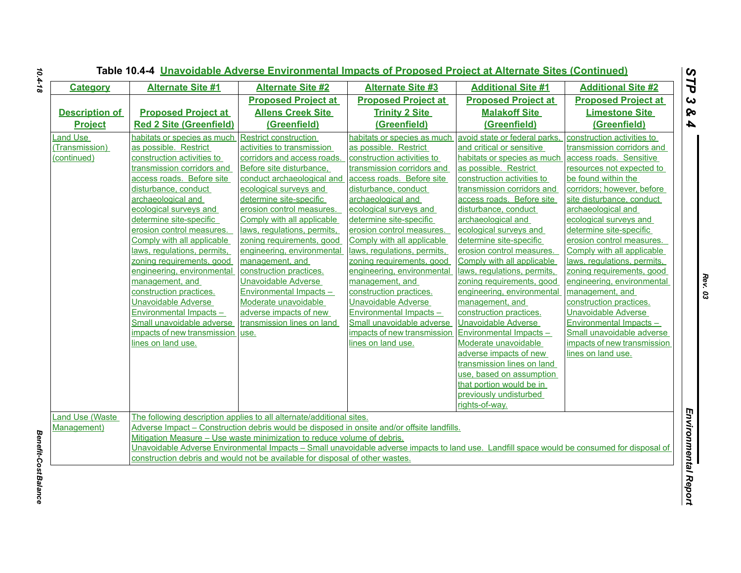### Table 10.4-4 Unavoidable Adverse Environmental Impacts of Proposed Project at Alternate Sites (Continued)

| Category | Alternate Site #1 | Alternate Site #2 | Alternate Site #3 | Additional Site #1 | Additional Site #2 |
|---|---|---|---|---|---|
| **Description of Project** | **Proposed Project at Red 2 Site (Greenfield)** | **Proposed Project at Allens Creek Site (Greenfield)** | **Proposed Project at Trinity 2 Site (Greenfield)** | **Proposed Project at Malakoff Site (Greenfield)** | **Proposed Project at Limestone Site (Greenfield)** |
| Land Use (Transmission) (continued) | habitats or species as much as possible. Restrict construction activities to transmission corridors and access roads. Before site disturbance, conduct archaeological and ecological surveys and determine site-specific erosion control measures. Comply with all applicable laws, regulations, permits, zoning requirements, good engineering, environmental management, and construction practices. Unavoidable Adverse Environmental Impacts – Small unavoidable adverse impacts of new transmission lines on land use. | Restrict construction activities to transmission corridors and access roads. Before site disturbance, conduct archaeological and ecological surveys and determine site-specific erosion control measures. Comply with all applicable laws, regulations, permits, zoning requirements, good engineering, environmental management, and construction practices. Unavoidable Adverse Environmental Impacts – Moderate unavoidable adverse impacts of new transmission lines on land use. | habitats or species as much as possible. Restrict construction activities to transmission corridors and access roads. Before site disturbance, conduct archaeological and ecological surveys and determine site-specific erosion control measures. Comply with all applicable laws, regulations, permits, zoning requirements, good engineering, environmental management, and construction practices. Unavoidable Adverse Environmental Impacts – Small unavoidable adverse impacts of new transmission lines on land use. | avoid state or federal parks, and critical or sensitive habitats or species as much as possible. Restrict construction activities to transmission corridors and access roads. Before site disturbance, conduct archaeological and ecological surveys and determine site-specific erosion control measures. Comply with all applicable laws, regulations, permits, zoning requirements, good engineering, environmental management, and construction practices. Unavoidable Adverse Environmental Impacts – Moderate unavoidable adverse impacts of new transmission lines on land use, based on assumption that portion would be in previously undisturbed rights-of-way. | construction activities to transmission corridors and access roads. Sensitive resources not expected to be found within the corridors; however, before site disturbance, conduct archaeological and ecological surveys and determine site-specific erosion control measures. Comply with all applicable laws, regulations, permits, zoning requirements, good engineering, environmental management, and construction practices. Unavoidable Adverse Environmental Impacts – Small unavoidable adverse impacts of new transmission lines on land use. |
| Land Use (Waste Management) | The following description applies to all alternate/additional sites. Adverse Impact – Construction debris would be disposed in onsite and/or offsite landfills. Mitigation Measure – Use waste minimization to reduce volume of debris. Unavoidable Adverse Environmental Impacts – Small unavoidable adverse impacts to land use. Landfill space would be consumed for disposal of construction debris and would not be available for disposal of other wastes. | | | | |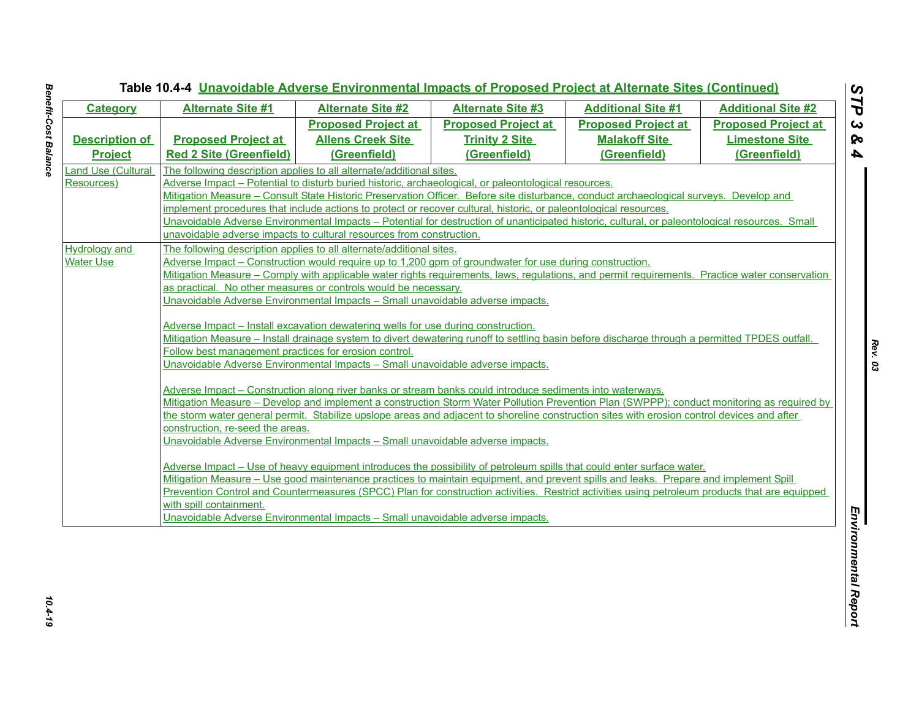Table 10.4-4 Unavoidable Adverse Environmental Impacts of Proposed Project at Alternate Sites (Continued)

| Category | Alternate Site #1 | Alternate Site #2 | Alternate Site #3 | Additional Site #1 | Additional Site #2 |
|---|---|---|---|---|---|
| **Description of Project** | **Proposed Project at Red 2 Site (Greenfield)** | **Proposed Project at Allens Creek Site (Greenfield)** | **Proposed Project at Trinity 2 Site (Greenfield)** | **Proposed Project at Malakoff Site (Greenfield)** | **Proposed Project at Limestone Site (Greenfield)** |
| Land Use (Cultural Resources) | The following description applies to all alternate/additional sites.<br>Adverse Impact – Potential to disturb buried historic, archaeological, or paleontological resources.<br>Mitigation Measure – Consult State Historic Preservation Officer. Before site disturbance, conduct archaeological surveys. Develop and implement procedures that include actions to protect or recover cultural, historic, or paleontological resources.<br>Unavoidable Adverse Environmental Impacts – Potential for destruction of unanticipated historic, cultural, or paleontological resources. Small unavoidable adverse impacts to cultural resources from construction. | | | | |
| Hydrology and Water Use | The following description applies to all alternate/additional sites.<br>Adverse Impact – Construction would require up to 1,200 gpm of groundwater for use during construction.<br>Mitigation Measure – Comply with applicable water rights requirements, laws, regulations, and permit requirements. Practice water conservation as practical. No other measures or controls would be necessary.<br>Unavoidable Adverse Environmental Impacts – Small unavoidable adverse impacts.<br><br>Adverse Impact – Install excavation dewatering wells for use during construction.<br>Mitigation Measure – Install drainage system to divert dewatering runoff to settling basin before discharge through a permitted TPDES outfall. Follow best management practices for erosion control.<br>Unavoidable Adverse Environmental Impacts – Small unavoidable adverse impacts.<br><br>Adverse Impact – Construction along river banks or stream banks could introduce sediments into waterways.<br>Mitigation Measure – Develop and implement a construction Storm Water Pollution Prevention Plan (SWPPP); conduct monitoring as required by the storm water general permit. Stabilize upslope areas and adjacent to shoreline construction sites with erosion control devices and after construction, re-seed the areas.<br>Unavoidable Adverse Environmental Impacts – Small unavoidable adverse impacts.<br><br>Adverse Impact – Use of heavy equipment introduces the possibility of petroleum spills that could enter surface water.<br>Mitigation Measure – Use good maintenance practices to maintain equipment, and prevent spills and leaks. Prepare and implement Spill Prevention Control and Countermeasures (SPCC) Plan for construction activities. Restrict activities using petroleum products that are equipped with spill containment.<br>Unavoidable Adverse Environmental Impacts – Small unavoidable adverse impacts. | | | | |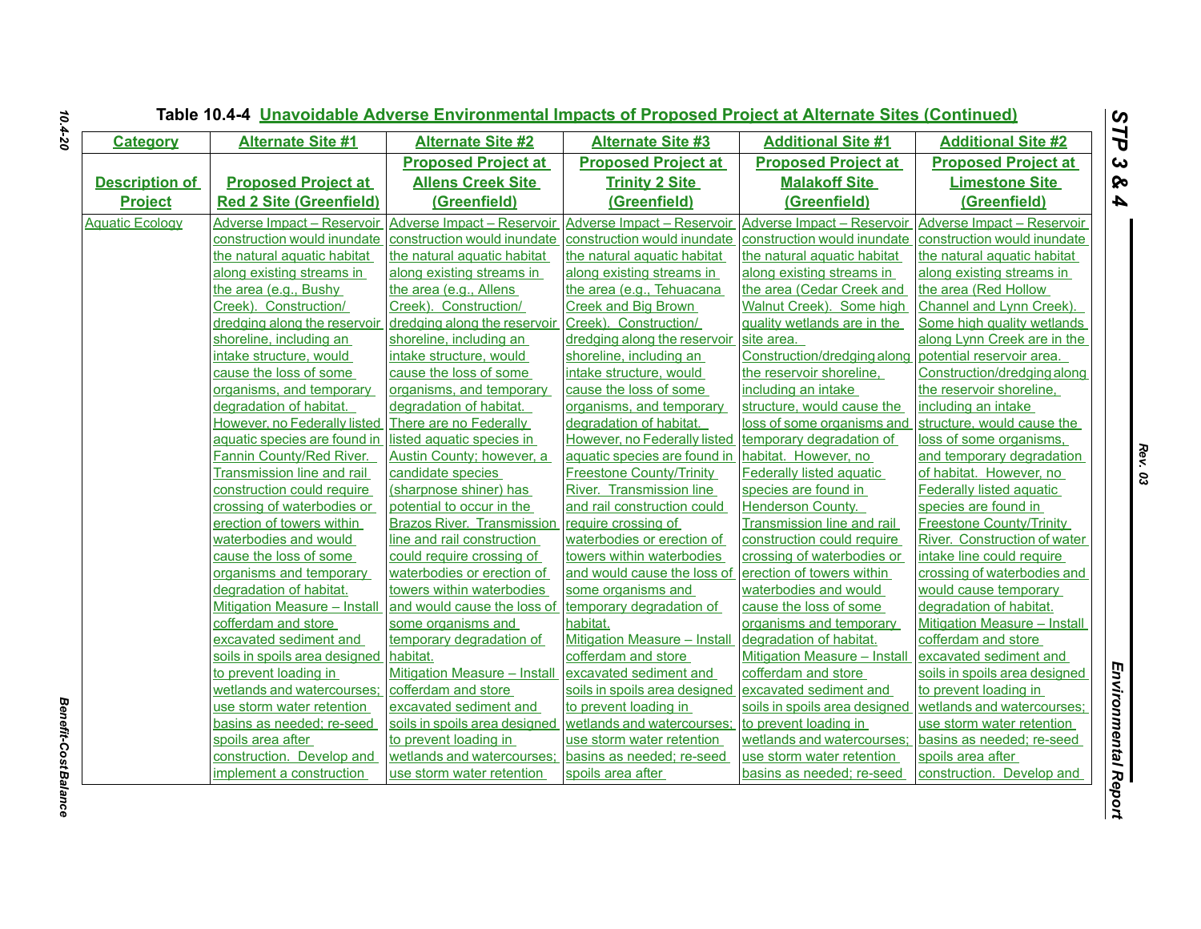**Table 10.4-4 Unavoidable Adverse Environmental Impacts of Proposed Project at Alternate Sites (Continued)**

| Category | Alternate Site #1 | Alternate Site #2 | Alternate Site #3 | Additional Site #1 | Additional Site #2 |
|---|---|---|---|---|---|
| Description of Project | Proposed Project at Red 2 Site (Greenfield) | Proposed Project at Allens Creek Site (Greenfield) | Proposed Project at Trinity 2 Site (Greenfield) | Proposed Project at Malakoff Site (Greenfield) | Proposed Project at Limestone Site (Greenfield) |
| Aquatic Ecology | Adverse Impact – Reservoir construction would inundate the natural aquatic habitat along existing streams in the area (e.g., Bushy Creek). Construction/ dredging along the reservoir shoreline, including an intake structure, would cause the loss of some organisms, and temporary degradation of habitat. However, no Federally listed aquatic species are found in Fannin County/Red River. Transmission line and rail construction could require crossing of waterbodies or erection of towers within waterbodies and would cause the loss of some organisms and temporary degradation of habitat. Mitigation Measure – Install cofferdam and store excavated sediment and soils in spoils area designed to prevent loading in wetlands and watercourses; use storm water retention basins as needed; re-seed spoils area after construction. Develop and implement a construction | Adverse Impact – Reservoir construction would inundate the natural aquatic habitat along existing streams in the area (e.g., Allens Creek). Construction/ dredging along the reservoir shoreline, including an intake structure, would cause the loss of some organisms, and temporary degradation of habitat. There are no Federally listed aquatic species in Austin County; however, a candidate species (sharpnose shiner) has potential to occur in the Brazos River. Transmission line and rail construction could require crossing of waterbodies or erection of towers within waterbodies and would cause the loss of some organisms and temporary degradation of habitat. Mitigation Measure – Install cofferdam and store excavated sediment and soils in spoils area designed to prevent loading in wetlands and watercourses; use storm water retention | Adverse Impact – Reservoir construction would inundate the natural aquatic habitat along existing streams in the area (e.g., Tehuacana Creek and Big Brown Creek). Construction/ dredging along the reservoir shoreline, including an intake structure, would cause the loss of some organisms and temporary degradation of habitat. However, no Federally listed aquatic species are found in Freestone County/Trinity River. Transmission line and rail construction could require crossing of waterbodies or erection of towers within waterbodies and would cause the loss of some organisms and temporary degradation of habitat. Mitigation Measure – Install cofferdam and store excavated sediment and soils in spoils area designed to prevent loading in wetlands and watercourses; use storm water retention basins as needed; re-seed spoils area after | Adverse Impact – Reservoir construction would inundate the natural aquatic habitat along existing streams in the area (Cedar Creek and Walnut Creek). Some high quality wetlands are in the site area. Construction/dredging along the reservoir shoreline, including an intake structure, would cause the loss of some organisms and temporary degradation of habitat. However, no Federally listed aquatic species are found in Henderson County. Transmission line and rail construction could require crossing of waterbodies or erection of towers within waterbodies and would cause the loss of some organisms and temporary degradation of habitat. Mitigation Measure – Install cofferdam and store excavated sediment and soils in spoils area designed to prevent loading in wetlands and watercourses; use storm water retention basins as needed; re-seed | Adverse Impact – Reservoir construction would inundate the natural aquatic habitat along existing streams in the area (Red Hollow Channel and Lynn Creek). Some high quality wetlands along Lynn Creek are in the potential reservoir area. Construction/dredging along the reservoir shoreline, including an intake structure, would cause the loss of some organisms, and temporary degradation of habitat. However, no Federally listed aquatic species are found in Freestone County/Trinity River. Construction of water intake line could require crossing of waterbodies and would cause temporary degradation of habitat. Mitigation Measure – Install cofferdam and store excavated sediment and soils in spoils area designed to prevent loading in wetlands and watercourses; use storm water retention basins as needed; re-seed spoils area after construction. Develop and |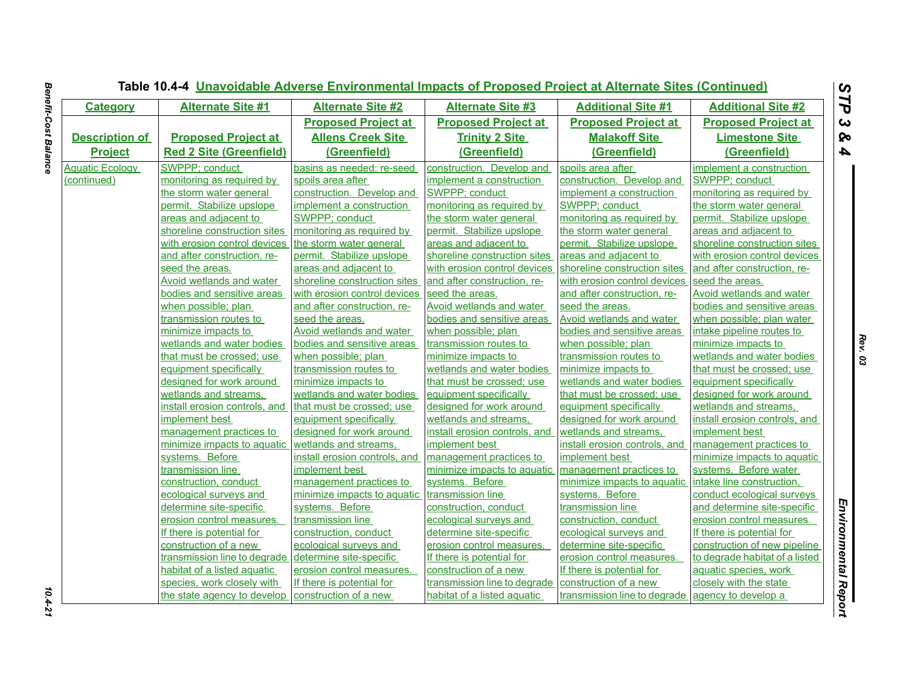## Table 10.4-4 Unavoidable Adverse Environmental Impacts of Proposed Project at Alternate Sites (Continued)

| Category | Alternate Site #1 | Alternate Site #2 | Alternate Site #3 | Additional Site #1 | Additional Site #2 |
|---|---|---|---|---|---|
| **Description of Project** | **Proposed Project at Red 2 Site (Greenfield)** | **Proposed Project at Allens Creek Site (Greenfield)** | **Proposed Project at Trinity 2 Site (Greenfield)** | **Proposed Project at Malakoff Site (Greenfield)** | **Proposed Project at Limestone Site (Greenfield)** |
| Aquatic Ecology (continued) | SWPPP; conduct monitoring as required by the storm water general permit. Stabilize upslope areas and adjacent to shoreline construction sites with erosion control devices and after construction, re-seed the areas. Avoid wetlands and water bodies and sensitive areas when possible; plan transmission routes to minimize impacts to wetlands and water bodies that must be crossed; use equipment specifically designed for work around wetlands and streams, install erosion controls, and implement best management practices to minimize impacts to aquatic systems. Before transmission line construction, conduct ecological surveys and determine site-specific erosion control measures. If there is potential for construction of a new transmission line to degrade habitat of a listed aquatic species, work closely with the state agency to develop | basins as needed; re-seed spoils area after construction. Develop and implement a construction SWPPP; conduct monitoring as required by the storm water general permit. Stabilize upslope areas and adjacent to shoreline construction sites with erosion control devices and after construction, re-seed the areas. Avoid wetlands and water bodies and sensitive areas when possible; plan transmission routes to minimize impacts to wetlands and water bodies that must be crossed; use equipment specifically designed for work around wetlands and streams, install erosion controls, and implement best management practices to minimize impacts to aquatic systems. Before transmission line construction, conduct ecological surveys and determine site-specific erosion control measures. If there is potential for construction of a new | construction. Develop and implement a construction SWPPP; conduct monitoring as required by the storm water general permit. Stabilize upslope areas and adjacent to shoreline construction sites with erosion control devices and after construction, re-seed the areas. Avoid wetlands and water bodies and sensitive areas when possible; plan transmission routes to minimize impacts to wetlands and water bodies that must be crossed; use equipment specifically designed for work around wetlands and streams, install erosion controls, and implement best management practices to minimize impacts to aquatic systems. Before transmission line construction, conduct ecological surveys and determine site-specific erosion control measures. If there is potential for construction of a new transmission line to degrade habitat of a listed aquatic | spoils area after construction. Develop and implement a construction SWPPP; conduct monitoring as required by the storm water general permit. Stabilize upslope areas and adjacent to shoreline construction sites with erosion control devices and after construction, re-seed the areas. Avoid wetlands and water bodies and sensitive areas when possible; plan transmission routes to minimize impacts to wetlands and water bodies that must be crossed; use equipment specifically designed for work around wetlands and streams, install erosion controls, and implement best management practices to minimize impacts to aquatic systems. Before transmission line construction, conduct ecological surveys and determine site-specific erosion control measures. If there is potential for construction of a new transmission line to degrade | implement a construction SWPPP; conduct monitoring as required by the storm water general permit. Stabilize upslope areas and adjacent to shoreline construction sites with erosion control devices and after construction, re-seed the areas. Avoid wetlands and water bodies and sensitive areas when possible; plan water intake pipeline routes to minimize impacts to wetlands and water bodies that must be crossed; use equipment specifically designed for work around wetlands and streams, install erosion controls, and implement best management practices to minimize impacts to aquatic systems. Before water intake line construction, conduct ecological surveys and determine site-specific erosion control measures. If there is potential for construction of new pipeline to degrade habitat of a listed aquatic species, work closely with the state agency to develop a |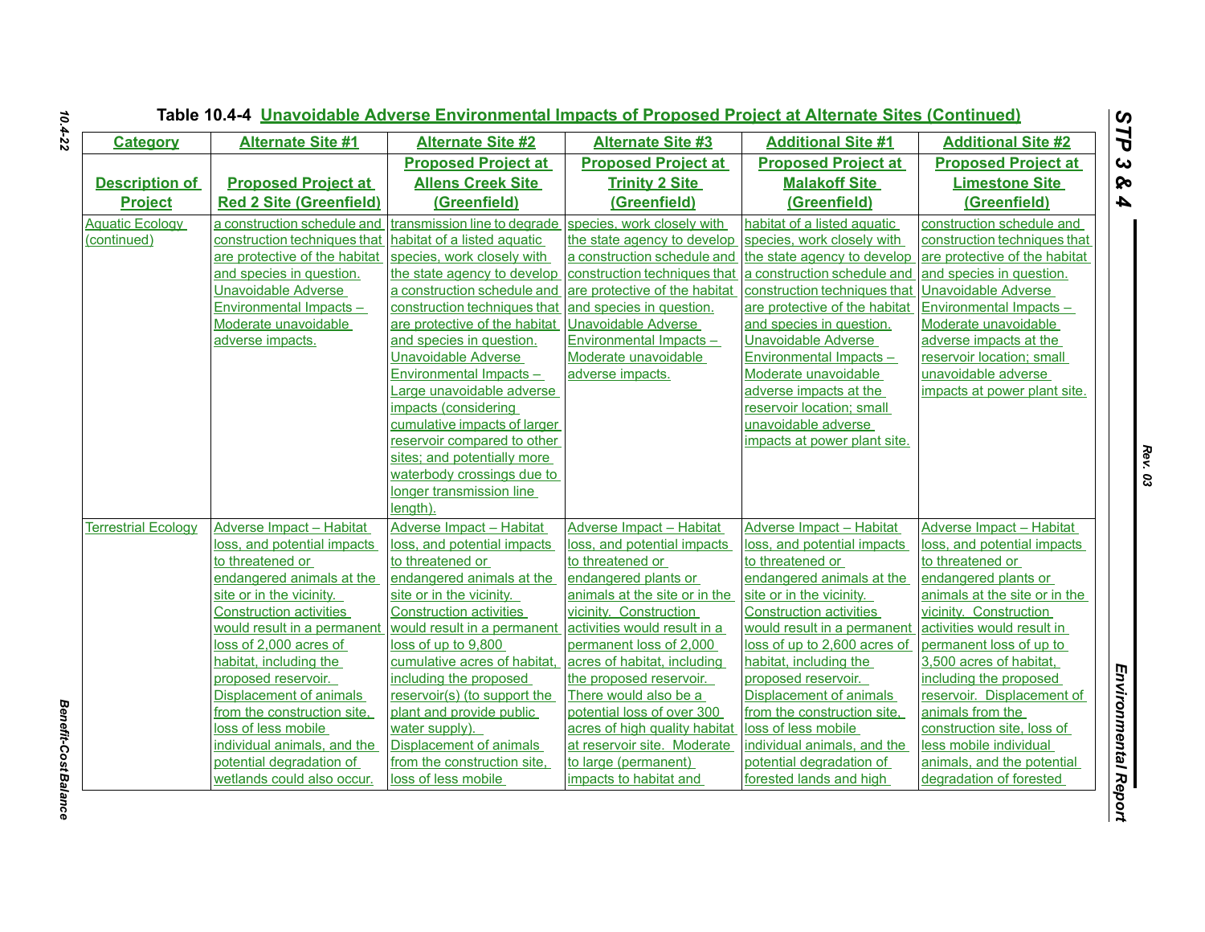**Table 10.4-4 Unavoidable Adverse Environmental Impacts of Proposed Project at Alternate Sites (Continued)**

| Category | Alternate Site #1 | Alternate Site #2 | Alternate Site #3 | Additional Site #1 | Additional Site #2 |
|---|---|---|---|---|---|
| **Description of Project** | **Proposed Project at Red 2 Site (Greenfield)** | **Proposed Project at Allens Creek Site (Greenfield)** | **Proposed Project at Trinity 2 Site (Greenfield)** | **Proposed Project at Malakoff Site (Greenfield)** | **Proposed Project at Limestone Site (Greenfield)** |
| Aquatic Ecology (continued) | a construction schedule and construction techniques that are protective of the habitat and species in question. Unavoidable Adverse Environmental Impacts – Moderate unavoidable adverse impacts. | transmission line to degrade habitat of a listed aquatic species, work closely with the state agency to develop a construction schedule and construction techniques that are protective of the habitat and species in question. Unavoidable Adverse Environmental Impacts – Large unavoidable adverse impacts (considering cumulative impacts of larger reservoir compared to other sites; and potentially more waterbody crossings due to longer transmission line length). | species, work closely with the state agency to develop a construction schedule and construction techniques that are protective of the habitat and species in question. Unavoidable Adverse Environmental Impacts – Moderate unavoidable adverse impacts. | habitat of a listed aquatic species, work closely with the state agency to develop a construction schedule and construction techniques that are protective of the habitat and species in question. Unavoidable Adverse Environmental Impacts – Moderate unavoidable adverse impacts at the reservoir location; small unavoidable adverse impacts at power plant site. | construction schedule and construction techniques that are protective of the habitat and species in question. Unavoidable Adverse Environmental Impacts – Moderate unavoidable adverse impacts at the reservoir location; small unavoidable adverse impacts at power plant site. |
| Terrestrial Ecology | Adverse Impact – Habitat loss, and potential impacts to threatened or endangered animals at the site or in the vicinity. Construction activities would result in a permanent loss of 2,000 acres of habitat, including the proposed reservoir. Displacement of animals from the construction site, loss of less mobile individual animals, and the potential degradation of wetlands could also occur. | Adverse Impact – Habitat loss, and potential impacts to threatened or endangered animals at the site or in the vicinity. Construction activities would result in a permanent loss of up to 9,800 cumulative acres of habitat, including the proposed reservoir(s) (to support the plant and provide public water supply). Displacement of animals from the construction site, loss of less mobile | Adverse Impact – Habitat loss, and potential impacts to threatened or endangered plants or animals at the site or in the vicinity. Construction activities would result in a permanent loss of 2,000 acres of habitat, including the proposed reservoir. There would also be a potential loss of over 300 acres of high quality habitat at reservoir site. Moderate to large (permanent) impacts to habitat and | Adverse Impact – Habitat loss, and potential impacts to threatened or endangered animals at the site or in the vicinity. Construction activities would result in a permanent loss of up to 2,600 acres of habitat, including the proposed reservoir. Displacement of animals from the construction site, loss of less mobile individual animals, and the potential degradation of forested lands and high | Adverse Impact – Habitat loss, and potential impacts to threatened or endangered plants or animals at the site or in the vicinity. Construction activities would result in permanent loss of up to 3,500 acres of habitat, including the proposed reservoir. Displacement of animals from the construction site, loss of less mobile individual animals, and the potential degradation of forested |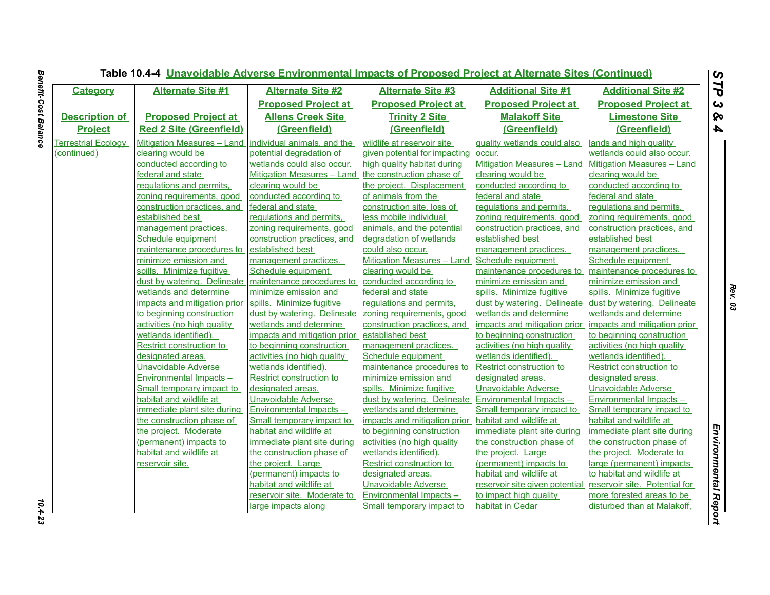## Table 10.4-4 Unavoidable Adverse Environmental Impacts of Proposed Project at Alternate Sites (Continued)

| Category | Alternate Site #1 | Alternate Site #2 | Alternate Site #3 | Additional Site #1 | Additional Site #2 |
|---|---|---|---|---|---|
| Description of Project | Proposed Project at Red 2 Site (Greenfield) | Proposed Project at Allens Creek Site (Greenfield) | Proposed Project at Trinity 2 Site (Greenfield) | Proposed Project at Malakoff Site (Greenfield) | Proposed Project at Limestone Site (Greenfield) |
| Terrestrial Ecology (continued) | Mitigation Measures – Land clearing would be conducted according to federal and state regulations and permits, zoning requirements, good construction practices, and established best management practices. Schedule equipment maintenance procedures to minimize emission and spills. Minimize fugitive dust by watering. Delineate wetlands and determine impacts and mitigation prior to beginning construction activities (no high quality wetlands identified). Restrict construction to designated areas. Unavoidable Adverse Environmental Impacts – Small temporary impact to habitat and wildlife at immediate plant site during the construction phase of the project. Moderate (permanent) impacts to habitat and wildlife at reservoir site. | individual animals, and the potential degradation of wetlands could also occur. Mitigation Measures – Land clearing would be conducted according to federal and state regulations and permits, zoning requirements, good construction practices, and established best management practices. Schedule equipment maintenance procedures to minimize emission and spills. Minimize fugitive dust by watering. Delineate wetlands and determine impacts and mitigation prior to beginning construction activities (no high quality wetlands identified). Restrict construction to designated areas. Unavoidable Adverse Environmental Impacts – Small temporary impact to habitat and wildlife at immediate plant site during the construction phase of the project. Large (permanent) impacts to habitat and wildlife at reservoir site. Moderate to large impacts along | wildlife at reservoir site given potential for impacting high quality habitat during the construction phase of the project. Displacement of animals from the construction site, loss of less mobile individual animals, and the potential degradation of wetlands could also occur. Mitigation Measures – Land clearing would be conducted according to federal and state regulations and permits, zoning requirements, good construction practices, and established best management practices. Schedule equipment maintenance procedures to minimize emission and spills. Minimize fugitive dust by watering. Delineate wetlands and determine impacts and mitigation prior to beginning construction activities (no high quality wetlands identified). Restrict construction to designated areas. Unavoidable Adverse Environmental Impacts – Small temporary impact to | quality wetlands could also occur. Mitigation Measures – Land clearing would be conducted according to federal and state regulations and permits, zoning requirements, good construction practices, and established best management practices. Schedule equipment maintenance procedures to minimize emission and spills. Minimize fugitive dust by watering. Delineate wetlands and determine impacts and mitigation prior to beginning construction activities (no high quality wetlands identified). Restrict construction to designated areas. Unavoidable Adverse Environmental Impacts – Small temporary impact to habitat and wildlife at immediate plant site during the construction phase of the project. Large (permanent) impacts to habitat and wildlife at reservoir site given potential to impact high quality habitat in Cedar | lands and high quality wetlands could also occur. Mitigation Measures – Land clearing would be conducted according to federal and state regulations and permits, zoning requirements, good construction practices, and established best management practices. Schedule equipment maintenance procedures to minimize emission and spills. Minimize fugitive dust by watering. Delineate wetlands and determine impacts and mitigation prior to beginning construction activities (no high quality wetlands identified). Restrict construction to designated areas. Unavoidable Adverse Environmental Impacts – Small temporary impact to habitat and wildlife at immediate plant site during the construction phase of the project. Moderate to large (permanent) impacts to habitat and wildlife at reservoir site. Potential for more forested areas to be disturbed than at Malakoff, |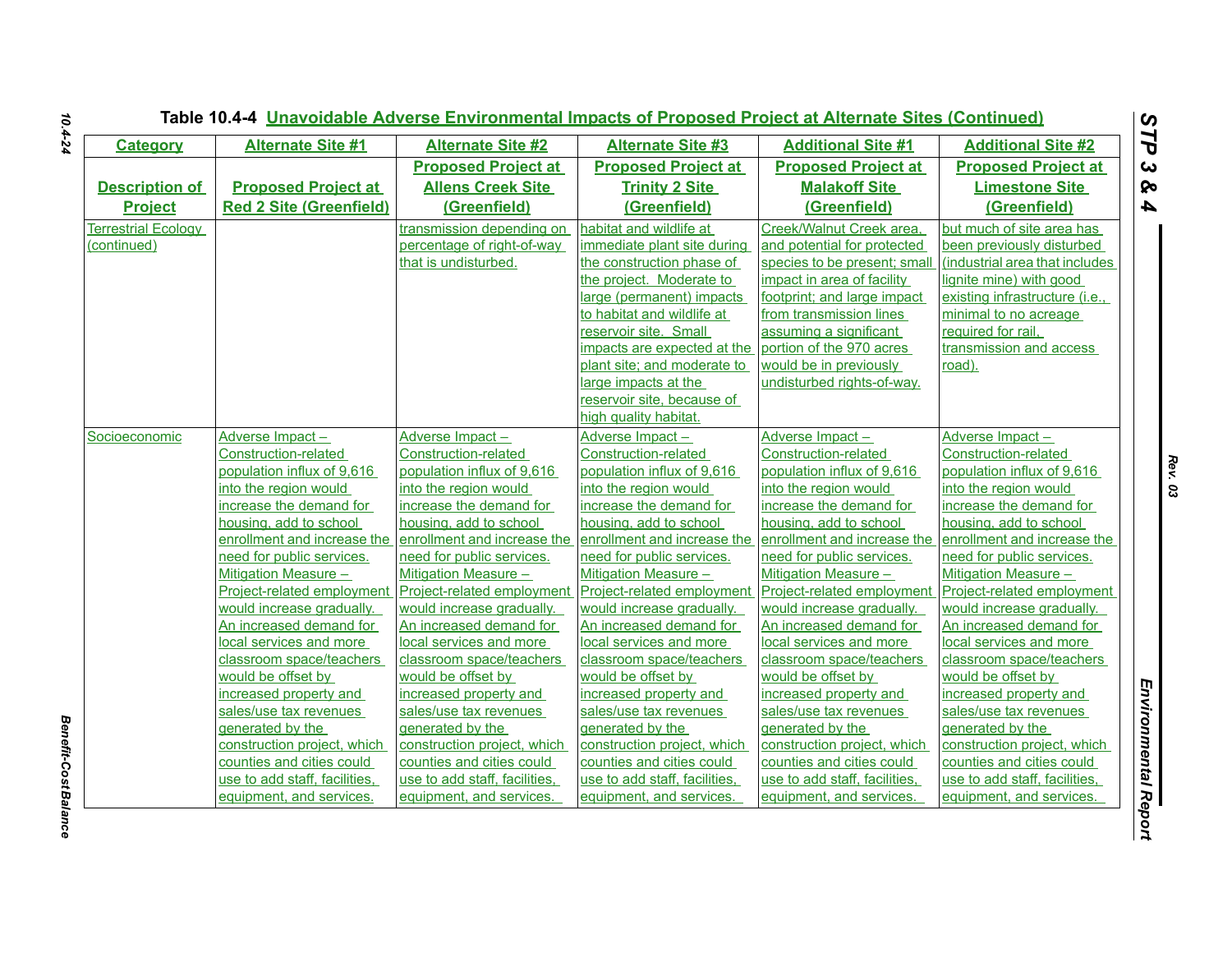Table 10.4-4 Unavoidable Adverse Environmental Impacts of Proposed Project at Alternate Sites (Continued)

| Category | Alternate Site #1 | Alternate Site #2 | Alternate Site #3 | Additional Site #1 | Additional Site #2 |
|---|---|---|---|---|---|
| Description of Project | Proposed Project at Red 2 Site (Greenfield) | Proposed Project at Allens Creek Site (Greenfield) | Proposed Project at Trinity 2 Site (Greenfield) | Proposed Project at Malakoff Site (Greenfield) | Proposed Project at Limestone Site (Greenfield) |
| Terrestrial Ecology (continued) | | transmission depending on percentage of right-of-way that is undisturbed. | habitat and wildlife at immediate plant site during the construction phase of the project. Moderate to large (permanent) impacts to habitat and wildlife at reservoir site. Small impacts are expected at the plant site; and moderate to large impacts at the reservoir site, because of high quality habitat. | Creek/Walnut Creek area, and potential for protected species to be present; small impact in area of facility footprint; and large impact from transmission lines assuming a significant portion of the 970 acres would be in previously undisturbed rights-of-way. | but much of site area has been previously disturbed (industrial area that includes lignite mine) with good existing infrastructure (i.e., minimal to no acreage required for rail, transmission and access road). |
| Socioeconomic | Adverse Impact – Construction-related population influx of 9,616 into the region would increase the demand for housing, add to school enrollment and increase the need for public services. Mitigation Measure – Project-related employment would increase gradually. An increased demand for local services and more classroom space/teachers would be offset by increased property and sales/use tax revenues generated by the construction project, which counties and cities could use to add staff, facilities, equipment, and services. | Adverse Impact – Construction-related population influx of 9,616 into the region would increase the demand for housing, add to school enrollment and increase the need for public services. Mitigation Measure – Project-related employment would increase gradually. An increased demand for local services and more classroom space/teachers would be offset by increased property and sales/use tax revenues generated by the construction project, which counties and cities could use to add staff, facilities, equipment, and services. | Adverse Impact – Construction-related population influx of 9,616 into the region would increase the demand for housing, add to school enrollment and increase the need for public services. Mitigation Measure – Project-related employment would increase gradually. An increased demand for local services and more classroom space/teachers would be offset by increased property and sales/use tax revenues generated by the construction project, which counties and cities could use to add staff, facilities, equipment, and services. | Adverse Impact – Construction-related population influx of 9,616 into the region would increase the demand for housing, add to school enrollment and increase the need for public services. Mitigation Measure – Project-related employment would increase gradually. An increased demand for local services and more classroom space/teachers would be offset by increased property and sales/use tax revenues generated by the construction project, which counties and cities could use to add staff, facilities, equipment, and services. | Adverse Impact – Construction-related population influx of 9,616 into the region would increase the demand for housing, add to school enrollment and increase the need for public services. Mitigation Measure – Project-related employment would increase gradually. An increased demand for local services and more classroom space/teachers would be offset by increased property and sales/use tax revenues generated by the construction project, which counties and cities could use to add staff, facilities, equipment, and services. |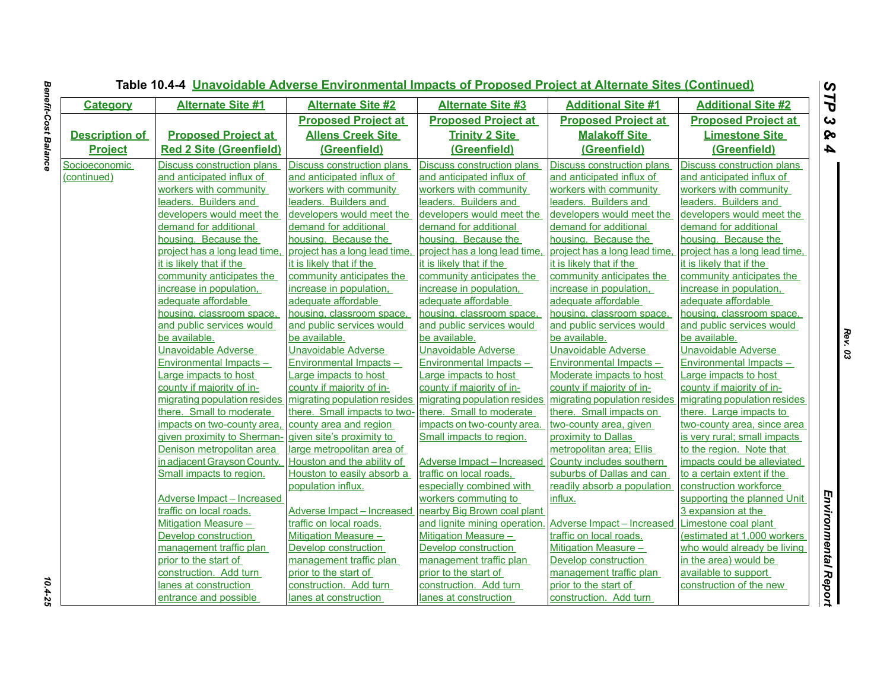Table 10.4-4 Unavoidable Adverse Environmental Impacts of Proposed Project at Alternate Sites (Continued)

| Category | Alternate Site #1 | Alternate Site #2 | Alternate Site #3 | Additional Site #1 | Additional Site #2 |
|---|---|---|---|---|---|
| **Description of Project** | **Proposed Project at Red 2 Site (Greenfield)** | **Proposed Project at Allens Creek Site (Greenfield)** | **Proposed Project at Trinity 2 Site (Greenfield)** | **Proposed Project at Malakoff Site (Greenfield)** | **Proposed Project at Limestone Site (Greenfield)** |
| Socioeconomic (continued) | Discuss construction plans and anticipated influx of workers with community leaders. Builders and developers would meet the demand for additional housing. Because the project has a long lead time, it is likely that if the community anticipates the increase in population, adequate affordable housing, classroom space, and public services would be available.<br>Unavoidable Adverse Environmental Impacts – Large impacts to host county if majority of in-migrating population resides there. Small to moderate impacts on two-county area, given proximity to Sherman-Denison metropolitan area in adjacent Grayson County. Small impacts to region.<br><br>Adverse Impact – Increased traffic on local roads.<br>Mitigation Measure – Develop construction management traffic plan prior to the start of construction. Add turn lanes at construction entrance and possible | Discuss construction plans and anticipated influx of workers with community leaders. Builders and developers would meet the demand for additional housing. Because the project has a long lead time, it is likely that if the community anticipates the increase in population, adequate affordable housing, classroom space, and public services would be available.<br>Unavoidable Adverse Environmental Impacts – Large impacts to host county if majority of in-migrating population resides there. Small impacts to two-county area and region given site's proximity to large metropolitan area of Houston and the ability of Houston to easily absorb a population influx.<br><br>Adverse Impact – Increased traffic on local roads.<br>Mitigation Measure – Develop construction management traffic plan prior to the start of construction. Add turn lanes at construction | Discuss construction plans and anticipated influx of workers with community leaders. Builders and developers would meet the demand for additional housing. Because the project has a long lead time, it is likely that if the community anticipates the increase in population, adequate affordable housing, classroom space, and public services would be available.<br>Unavoidable Adverse Environmental Impacts – Large impacts to host county if majority of in-migrating population resides there. Small to moderate impacts on two-county area. Small impacts to region.<br><br>Adverse Impact – Increased traffic on local roads, especially combined with workers commuting to nearby Big Brown coal plant and lignite mining operation.<br>Mitigation Measure – Develop construction management traffic plan prior to the start of construction. Add turn lanes at construction | Discuss construction plans and anticipated influx of workers with community leaders. Builders and developers would meet the demand for additional housing. Because the project has a long lead time, it is likely that if the community anticipates the increase in population, adequate affordable housing, classroom space, and public services would be available.<br>Unavoidable Adverse Environmental Impacts – Moderate impacts to host county if majority of in-migrating population resides there. Small impacts on two-county area, given proximity to Dallas metropolitan area; Ellis County includes southern suburbs of Dallas and can readily absorb a population influx.<br><br>Adverse Impact – Increased traffic on local roads.<br>Mitigation Measure – Develop construction management traffic plan prior to the start of construction. Add turn | Discuss construction plans and anticipated influx of workers with community leaders. Builders and developers would meet the demand for additional housing. Because the project has a long lead time, it is likely that if the community anticipates the increase in population, adequate affordable housing, classroom space, and public services would be available.<br>Unavoidable Adverse Environmental Impacts – Large impacts to host county if majority of in-migrating population resides there. Large impacts to two-county area, since area is very rural; small impacts to the region. Note that impacts could be alleviated to a certain extent if the construction workforce supporting the planned Unit 3 expansion at the Limestone coal plant (estimated at 1,000 workers who would already be living in the area) would be available to support construction of the new |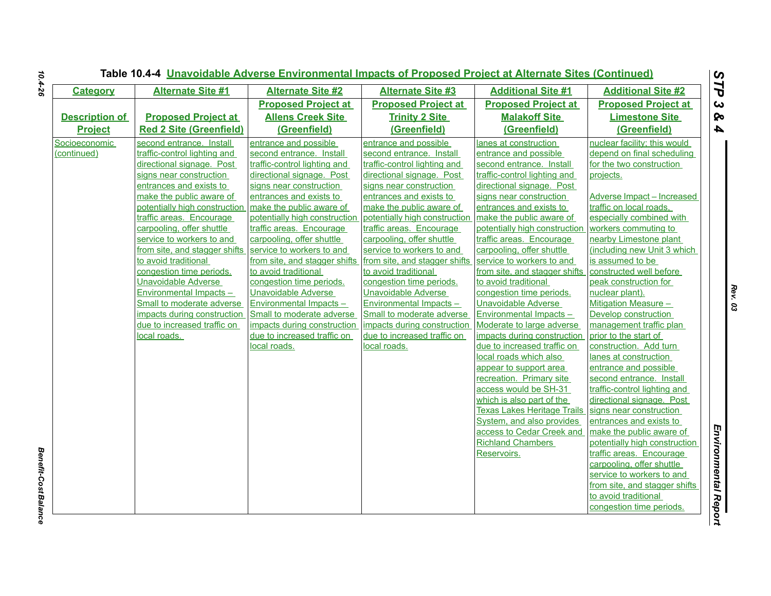## Table 10.4-4 Unavoidable Adverse Environmental Impacts of Proposed Project at Alternate Sites (Continued)

| Category | Alternate Site #1 | Alternate Site #2 | Alternate Site #3 | Additional Site #1 | Additional Site #2 |
|---|---|---|---|---|---|
| Description of Project | Proposed Project at Red 2 Site (Greenfield) | Proposed Project at Allens Creek Site (Greenfield) | Proposed Project at Trinity 2 Site (Greenfield) | Proposed Project at Malakoff Site (Greenfield) | Proposed Project at Limestone Site (Greenfield) |
| Socioeconomic (continued) | second entrance. Install traffic-control lighting and directional signage. Post signs near construction entrances and exists to make the public aware of potentially high construction traffic areas. Encourage carpooling, offer shuttle service to workers to and from site, and stagger shifts to avoid traditional congestion time periods. Unavoidable Adverse Environmental Impacts – Small to moderate adverse impacts during construction due to increased traffic on local roads. | entrance and possible second entrance. Install traffic-control lighting and directional signage. Post signs near construction entrances and exists to make the public aware of potentially high construction traffic areas. Encourage carpooling, offer shuttle service to workers to and from site, and stagger shifts to avoid traditional congestion time periods. Unavoidable Adverse Environmental Impacts – Small to moderate adverse impacts during construction due to increased traffic on local roads. | entrance and possible second entrance. Install traffic-control lighting and directional signage. Post signs near construction entrances and exists to make the public aware of potentially high construction traffic areas. Encourage carpooling, offer shuttle service to workers to and from site, and stagger shifts to avoid traditional congestion time periods. Unavoidable Adverse Environmental Impacts – Small to moderate adverse impacts during construction due to increased traffic on local roads. | lanes at construction entrance and possible second entrance. Install traffic-control lighting and directional signage. Post signs near construction entrances and exists to make the public aware of potentially high construction traffic areas. Encourage carpooling, offer shuttle service to workers to and from site, and stagger shifts to avoid traditional congestion time periods. Unavoidable Adverse Environmental Impacts – Moderate to large adverse impacts during construction due to increased traffic on local roads which also appear to support area recreation. Primary site access would be SH-31 which is also part of the Texas Lakes Heritage Trails System, and also provides access to Cedar Creek and Richland Chambers Reservoirs. | nuclear facility; this would depend on final scheduling for the two construction projects.<br><br>Adverse Impact – Increased traffic on local roads, especially combined with workers commuting to nearby Limestone plant (including new Unit 3 which is assumed to be constructed well before peak construction for nuclear plant). Mitigation Measure – Develop construction management traffic plan prior to the start of construction. Add turn lanes at construction entrance and possible second entrance. Install traffic-control lighting and directional signage. Post signs near construction entrances and exists to make the public aware of potentially high construction traffic areas. Encourage carpooling, offer shuttle service to workers to and from site, and stagger shifts to avoid traditional congestion time periods. |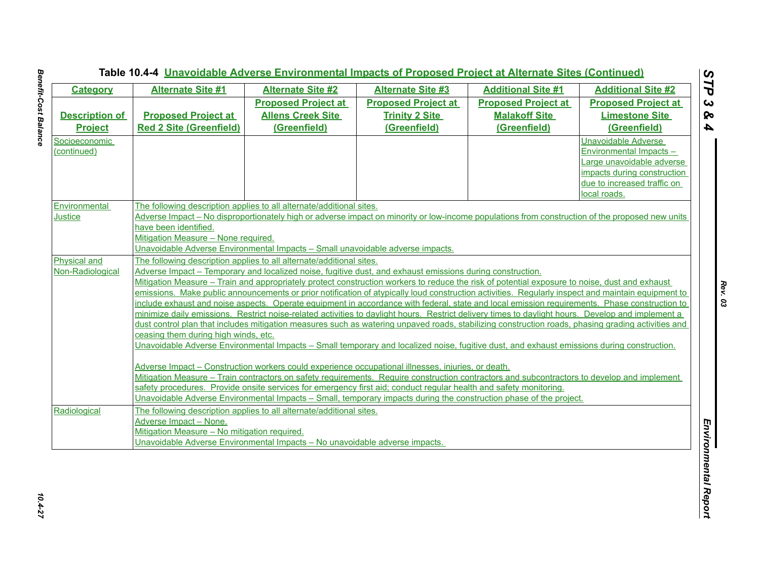Table 10.4-4 Unavoidable Adverse Environmental Impacts of Proposed Project at Alternate Sites (Continued)

| Category | Alternate Site #1 | Alternate Site #2 | Alternate Site #3 | Additional Site #1 | Additional Site #2 |
|---|---|---|---|---|---|
| Description of Project | Proposed Project at Red 2 Site (Greenfield) | Proposed Project at Allens Creek Site (Greenfield) | Proposed Project at Trinity 2 Site (Greenfield) | Proposed Project at Malakoff Site (Greenfield) | Proposed Project at Limestone Site (Greenfield) |
| Socioeconomic (continued) | | | | | Unavoidable Adverse Environmental Impacts – Large unavoidable adverse impacts during construction due to increased traffic on local roads. |
| Environmental Justice | The following description applies to all alternate/additional sites.<br>Adverse Impact – No disproportionately high or adverse impact on minority or low-income populations from construction of the proposed new units have been identified.<br>Mitigation Measure – None required.<br>Unavoidable Adverse Environmental Impacts – Small unavoidable adverse impacts. | | | | |
| Physical and Non-Radiological | The following description applies to all alternate/additional sites.<br>Adverse Impact – Temporary and localized noise, fugitive dust, and exhaust emissions during construction.<br>Mitigation Measure – Train and appropriately protect construction workers to reduce the risk of potential exposure to noise, dust and exhaust emissions. Make public announcements or prior notification of atypically loud construction activities. Regularly inspect and maintain equipment to include exhaust and noise aspects. Operate equipment in accordance with federal, state and local emission requirements. Phase construction to minimize daily emissions. Restrict noise-related activities to daylight hours. Restrict delivery times to daylight hours. Develop and implement a dust control plan that includes mitigation measures such as watering unpaved roads, stabilizing construction roads, phasing grading activities and ceasing them during high winds, etc.<br>Unavoidable Adverse Environmental Impacts – Small temporary and localized noise, fugitive dust, and exhaust emissions during construction.<br><br>Adverse Impact – Construction workers could experience occupational illnesses, injuries, or death.<br>Mitigation Measure – Train contractors on safety requirements. Require construction contractors and subcontractors to develop and implement safety procedures. Provide onsite services for emergency first aid; conduct regular health and safety monitoring.<br>Unavoidable Adverse Environmental Impacts – Small, temporary impacts during the construction phase of the project. | | | | |
| Radiological | The following description applies to all alternate/additional sites.<br>Adverse Impact – None.<br>Mitigation Measure – No mitigation required.<br>Unavoidable Adverse Environmental Impacts – No unavoidable adverse impacts. | | | | |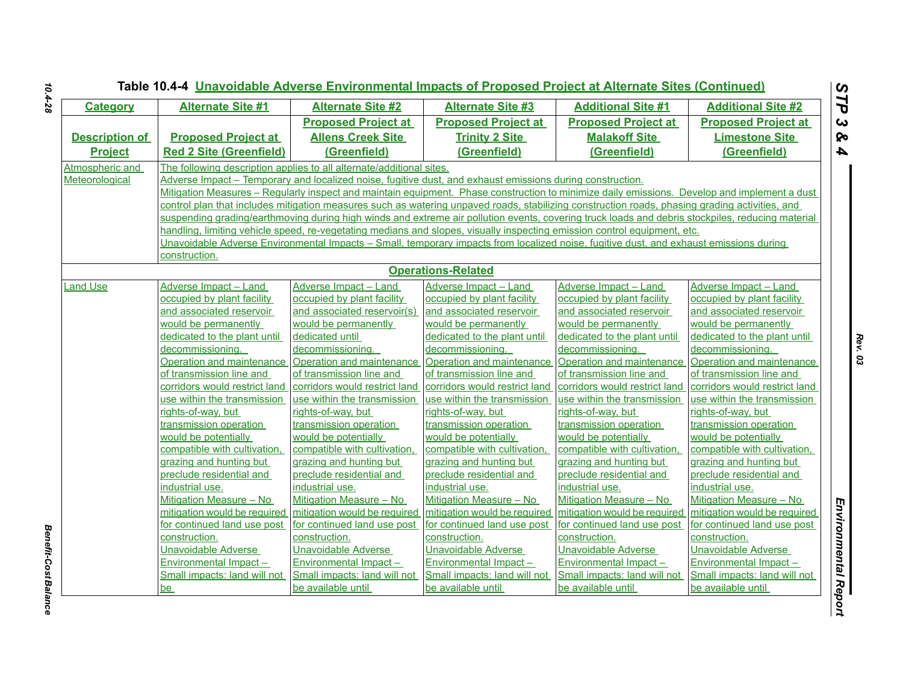**Table 10.4-4 Unavoidable Adverse Environmental Impacts of Proposed Project at Alternate Sites (Continued)**

| Category | Alternate Site #1 | Alternate Site #2 | Alternate Site #3 | Additional Site #1 | Additional Site #2 |
|---|---|---|---|---|---|
| **Description of Project** | **Proposed Project at Red 2 Site (Greenfield)** | **Proposed Project at Allens Creek Site (Greenfield)** | **Proposed Project at Trinity 2 Site (Greenfield)** | **Proposed Project at Malakoff Site (Greenfield)** | **Proposed Project at Limestone Site (Greenfield)** |
| Atmospheric and Meteorological | The following description applies to all alternate/additional sites.<br>Adverse Impact – Temporary and localized noise, fugitive dust, and exhaust emissions during construction.<br>Mitigation Measures – Regularly inspect and maintain equipment. Phase construction to minimize daily emissions. Develop and implement a dust control plan that includes mitigation measures such as watering unpaved roads, stabilizing construction roads, phasing grading activities, and suspending grading/earthmoving during high winds and extreme air pollution events, covering truck loads and debris stockpiles, reducing material handling, limiting vehicle speed, re-vegetating medians and slopes, visually inspecting emission control equipment, etc.<br>Unavoidable Adverse Environmental Impacts – Small, temporary impacts from localized noise, fugitive dust, and exhaust emissions during construction. | | | | |
| **Operations-Related** | | | | | |
| Land Use | Adverse Impact – Land occupied by plant facility and associated reservoir would be permanently dedicated to the plant until decommissioning. Operation and maintenance of transmission line and corridors would restrict land use within the transmission rights-of-way, but transmission operation would be potentially compatible with cultivation, grazing and hunting but preclude residential and industrial use.<br>Mitigation Measure – No mitigation would be required for continued land use post construction.<br>Unavoidable Adverse Environmental Impact – Small impacts: land will not be | Adverse Impact – Land occupied by plant facility and associated reservoir(s) would be permanently dedicated until decommissioning. Operation and maintenance of transmission line and corridors would restrict land use within the transmission rights-of-way, but transmission operation would be potentially compatible with cultivation, grazing and hunting but preclude residential and industrial use.<br>Mitigation Measure – No mitigation would be required for continued land use post construction.<br>Unavoidable Adverse Environmental Impact – Small impacts: land will not be available until | Adverse Impact – Land occupied by plant facility and associated reservoir would be permanently dedicated to the plant until decommissioning. Operation and maintenance of transmission line and corridors would restrict land use within the transmission rights-of-way, but transmission operation would be potentially compatible with cultivation, grazing and hunting but preclude residential and industrial use.<br>Mitigation Measure – No mitigation would be required for continued land use post construction.<br>Unavoidable Adverse Environmental Impact – Small impacts: land will not be available until | Adverse Impact – Land occupied by plant facility and associated reservoir would be permanently dedicated to the plant until decommissioning. Operation and maintenance of transmission line and corridors would restrict land use within the transmission rights-of-way, but transmission operation would be potentially compatible with cultivation, grazing and hunting but preclude residential and industrial use.<br>Mitigation Measure – No mitigation would be required for continued land use post construction.<br>Unavoidable Adverse Environmental Impact – Small impacts: land will not be available until | Adverse Impact – Land occupied by plant facility and associated reservoir would be permanently dedicated to the plant until decommissioning. Operation and maintenance of transmission line and corridors would restrict land use within the transmission rights-of-way, but transmission operation would be potentially compatible with cultivation, grazing and hunting but preclude residential and industrial use.<br>Mitigation Measure – No mitigation would be required for continued land use post construction.<br>Unavoidable Adverse Environmental Impact – Small impacts: land will not be available until |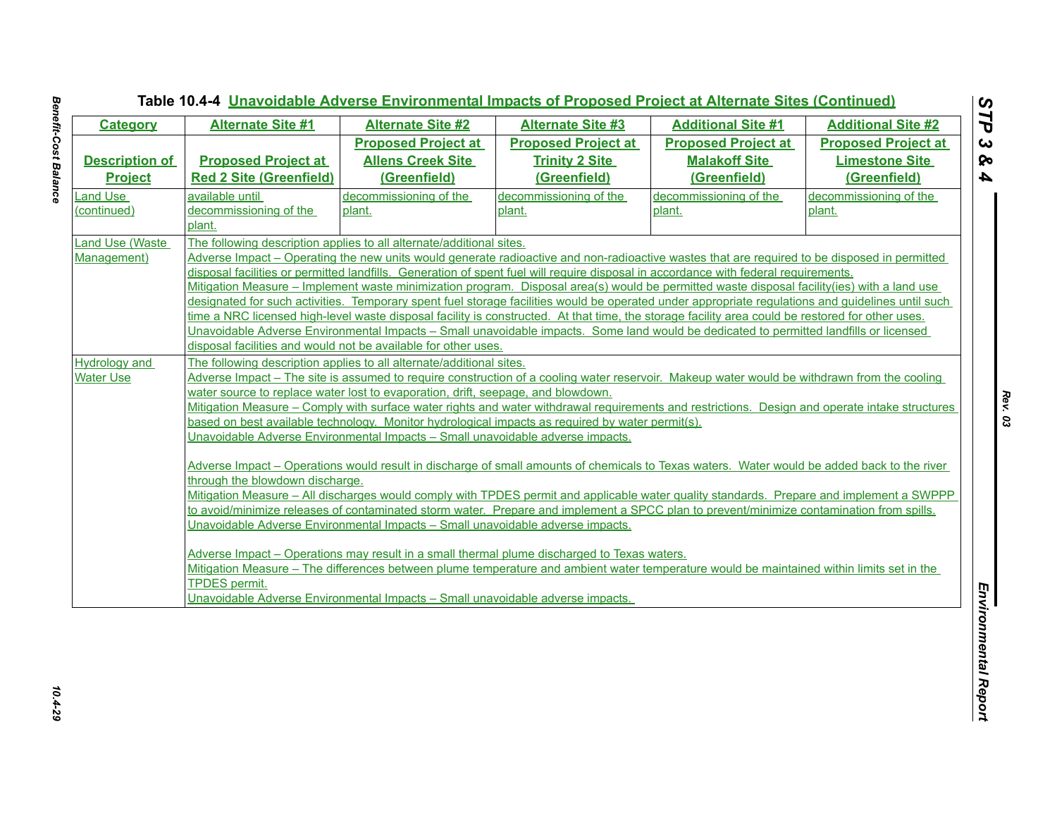**Table 10.4-4 Unavoidable Adverse Environmental Impacts of Proposed Project at Alternate Sites (Continued)**

| Category | Alternate Site #1 | Alternate Site #2 | Alternate Site #3 | Additional Site #1 | Additional Site #2 |
|---|---|---|---|---|---|
| Description of Project | Proposed Project at Red 2 Site (Greenfield) | Proposed Project at Allens Creek Site (Greenfield) | Proposed Project at Trinity 2 Site (Greenfield) | Proposed Project at Malakoff Site (Greenfield) | Proposed Project at Limestone Site (Greenfield) |
| Land Use (continued) | available until decommissioning of the plant. | decommissioning of the plant. | decommissioning of the plant. | decommissioning of the plant. | decommissioning of the plant. |
| Land Use (Waste Management) | The following description applies to all alternate/additional sites.<br>Adverse Impact – Operating the new units would generate radioactive and non-radioactive wastes that are required to be disposed in permitted disposal facilities or permitted landfills. Generation of spent fuel will require disposal in accordance with federal requirements.<br>Mitigation Measure – Implement waste minimization program. Disposal area(s) would be permitted waste disposal facility(ies) with a land use designated for such activities. Temporary spent fuel storage facilities would be operated under appropriate regulations and guidelines until such time a NRC licensed high-level waste disposal facility is constructed. At that time, the storage facility area could be restored for other uses.<br>Unavoidable Adverse Environmental Impacts – Small unavoidable impacts. Some land would be dedicated to permitted landfills or licensed disposal facilities and would not be available for other uses. | | | | |
| Hydrology and Water Use | The following description applies to all alternate/additional sites.<br>Adverse Impact – The site is assumed to require construction of a cooling water reservoir. Makeup water would be withdrawn from the cooling water source to replace water lost to evaporation, drift, seepage, and blowdown.<br>Mitigation Measure – Comply with surface water rights and water withdrawal requirements and restrictions. Design and operate intake structures based on best available technology. Monitor hydrological impacts as required by water permit(s).<br>Unavoidable Adverse Environmental Impacts – Small unavoidable adverse impacts.<br><br>Adverse Impact – Operations would result in discharge of small amounts of chemicals to Texas waters. Water would be added back to the river through the blowdown discharge.<br>Mitigation Measure – All discharges would comply with TPDES permit and applicable water quality standards. Prepare and implement a SWPPP to avoid/minimize releases of contaminated storm water. Prepare and implement a SPCC plan to prevent/minimize contamination from spills.<br>Unavoidable Adverse Environmental Impacts – Small unavoidable adverse impacts.<br><br>Adverse Impact – Operations may result in a small thermal plume discharged to Texas waters.<br>Mitigation Measure – The differences between plume temperature and ambient water temperature would be maintained within limits set in the TPDES permit.<br>Unavoidable Adverse Environmental Impacts – Small unavoidable adverse impacts. | | | | |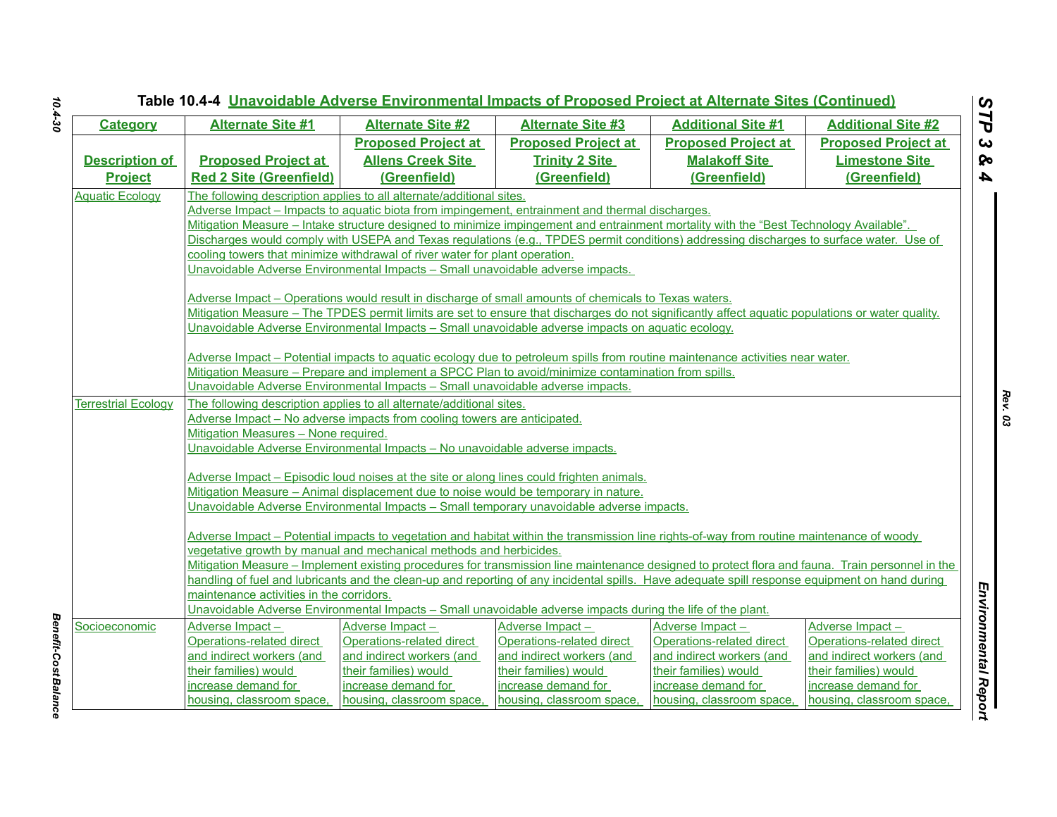Table 10.4-4 Unavoidable Adverse Environmental Impacts of Proposed Project at Alternate Sites (Continued)

| Category | Alternate Site #1 | Alternate Site #2 | Alternate Site #3 | Additional Site #1 | Additional Site #2 |
|---|---|---|---|---|---|
| Description of Project | Proposed Project at Red 2 Site (Greenfield) | Proposed Project at Allens Creek Site (Greenfield) | Proposed Project at Trinity 2 Site (Greenfield) | Proposed Project at Malakoff Site (Greenfield) | Proposed Project at Limestone Site (Greenfield) |
| Aquatic Ecology | The following description applies to all alternate/additional sites.<br>Adverse Impact – Impacts to aquatic biota from impingement, entrainment and thermal discharges.<br>Mitigation Measure – Intake structure designed to minimize impingement and entrainment mortality with the "Best Technology Available". Discharges would comply with USEPA and Texas regulations (e.g., TPDES permit conditions) addressing discharges to surface water. Use of cooling towers that minimize withdrawal of river water for plant operation.<br>Unavoidable Adverse Environmental Impacts – Small unavoidable adverse impacts.<br><br>Adverse Impact – Operations would result in discharge of small amounts of chemicals to Texas waters.<br>Mitigation Measure – The TPDES permit limits are set to ensure that discharges do not significantly affect aquatic populations or water quality.<br>Unavoidable Adverse Environmental Impacts – Small unavoidable adverse impacts on aquatic ecology.<br><br>Adverse Impact – Potential impacts to aquatic ecology due to petroleum spills from routine maintenance activities near water.<br>Mitigation Measure – Prepare and implement a SPCC Plan to avoid/minimize contamination from spills.<br>Unavoidable Adverse Environmental Impacts – Small unavoidable adverse impacts. | | | | |
| Terrestrial Ecology | The following description applies to all alternate/additional sites.<br>Adverse Impact – No adverse impacts from cooling towers are anticipated.<br>Mitigation Measures – None required.<br>Unavoidable Adverse Environmental Impacts – No unavoidable adverse impacts.<br><br>Adverse Impact – Episodic loud noises at the site or along lines could frighten animals.<br>Mitigation Measure – Animal displacement due to noise would be temporary in nature.<br>Unavoidable Adverse Environmental Impacts – Small temporary unavoidable adverse impacts.<br><br>Adverse Impact – Potential impacts to vegetation and habitat within the transmission line rights-of-way from routine maintenance of woody vegetative growth by manual and mechanical methods and herbicides.<br>Mitigation Measure – Implement existing procedures for transmission line maintenance designed to protect flora and fauna. Train personnel in the handling of fuel and lubricants and the clean-up and reporting of any incidental spills. Have adequate spill response equipment on hand during maintenance activities in the corridors.<br>Unavoidable Adverse Environmental Impacts – Small unavoidable adverse impacts during the life of the plant. | | | | |
| Socioeconomic | Adverse Impact – Operations-related direct and indirect workers (and their families) would increase demand for housing, classroom space, | Adverse Impact – Operations-related direct and indirect workers (and their families) would increase demand for housing, classroom space, | Adverse Impact – Operations-related direct and indirect workers (and their families) would increase demand for housing, classroom space, | Adverse Impact – Operations-related direct and indirect workers (and their families) would increase demand for housing, classroom space, | Adverse Impact – Operations-related direct and indirect workers (and their families) would increase demand for housing, classroom space, |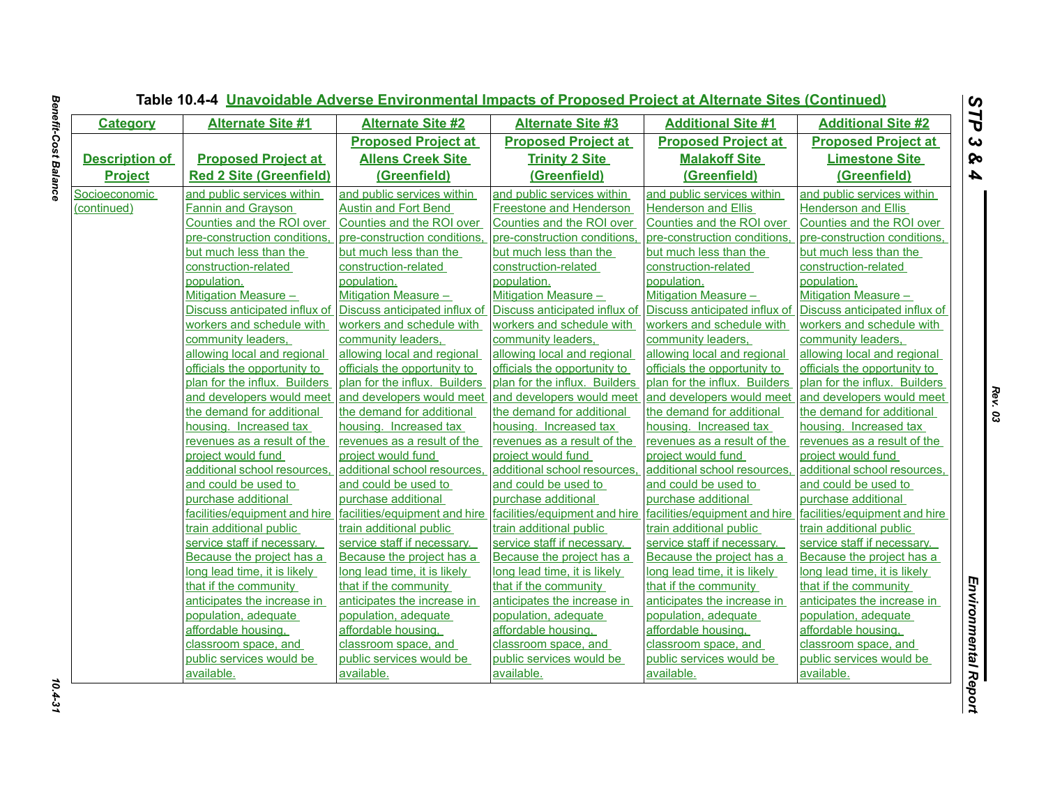Table 10.4-4 Unavoidable Adverse Environmental Impacts of Proposed Project at Alternate Sites (Continued)

| Category | Alternate Site #1 | Alternate Site #2 | Alternate Site #3 | Additional Site #1 | Additional Site #2 |
|---|---|---|---|---|---|
| **Description of Project** | **Proposed Project at Red 2 Site (Greenfield)** | **Proposed Project at Allens Creek Site (Greenfield)** | **Proposed Project at Trinity 2 Site (Greenfield)** | **Proposed Project at Malakoff Site (Greenfield)** | **Proposed Project at Limestone Site (Greenfield)** |
| Socioeconomic (continued) | and public services within Fannin and Grayson Counties and the ROI over pre-construction conditions, but much less than the construction-related population. Mitigation Measure – Discuss anticipated influx of workers and schedule with community leaders, allowing local and regional officials the opportunity to plan for the influx. Builders and developers would meet the demand for additional housing. Increased tax revenues as a result of the project would fund additional school resources, and could be used to purchase additional facilities/equipment and hire train additional public service staff if necessary. Because the project has a long lead time, it is likely that if the community anticipates the increase in population, adequate affordable housing, classroom space, and public services would be available. | and public services within Austin and Fort Bend Counties and the ROI over pre-construction conditions, but much less than the construction-related population. Mitigation Measure – Discuss anticipated influx of workers and schedule with community leaders, allowing local and regional officials the opportunity to plan for the influx. Builders and developers would meet the demand for additional housing. Increased tax revenues as a result of the project would fund additional school resources, and could be used to purchase additional facilities/equipment and hire train additional public service staff if necessary. Because the project has a long lead time, it is likely that if the community anticipates the increase in population, adequate affordable housing, classroom space, and public services would be available. | and public services within Freestone and Henderson Counties and the ROI over pre-construction conditions, but much less than the construction-related population. Mitigation Measure – Discuss anticipated influx of workers and schedule with community leaders, allowing local and regional officials the opportunity to plan for the influx. Builders and developers would meet the demand for additional housing. Increased tax revenues as a result of the project would fund additional school resources, and could be used to purchase additional facilities/equipment and hire train additional public service staff if necessary. Because the project has a long lead time, it is likely that if the community anticipates the increase in population, adequate affordable housing, classroom space, and public services would be available. | and public services within Henderson and Ellis Counties and the ROI over pre-construction conditions, but much less than the construction-related population. Mitigation Measure – Discuss anticipated influx of workers and schedule with community leaders, allowing local and regional officials the opportunity to plan for the influx. Builders and developers would meet the demand for additional housing. Increased tax revenues as a result of the project would fund additional school resources, and could be used to purchase additional facilities/equipment and hire train additional public service staff if necessary. Because the project has a long lead time, it is likely that if the community anticipates the increase in population, adequate affordable housing, classroom space, and public services would be available. | and public services within Henderson and Ellis Counties and the ROI over pre-construction conditions, but much less than the construction-related population. Mitigation Measure – Discuss anticipated influx of workers and schedule with community leaders, allowing local and regional officials the opportunity to plan for the influx. Builders and developers would meet the demand for additional housing. Increased tax revenues as a result of the project would fund additional school resources, and could be used to purchase additional facilities/equipment and hire train additional public service staff if necessary. Because the project has a long lead time, it is likely that if the community anticipates the increase in population, adequate affordable housing, classroom space, and public services would be available. |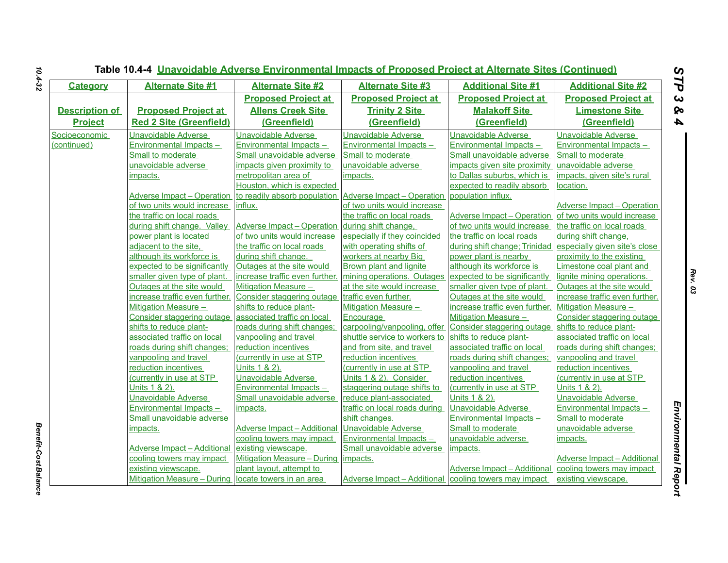**Table 10.4-4 Unavoidable Adverse Environmental Impacts of Proposed Project at Alternate Sites (Continued)**

| Category | Alternate Site #1 | Alternate Site #2 | Alternate Site #3 | Additional Site #1 | Additional Site #2 |
|---|---|---|---|---|---|
| Description of Project | Proposed Project at Red 2 Site (Greenfield) | Proposed Project at Allens Creek Site (Greenfield) | Proposed Project at Trinity 2 Site (Greenfield) | Proposed Project at Malakoff Site (Greenfield) | Proposed Project at Limestone Site (Greenfield) |
| Socioeconomic (continued) | Unavoidable Adverse Environmental Impacts – Small to moderate unavoidable adverse impacts.<br><br>Adverse Impact – Operation of two units would increase the traffic on local roads during shift change. Valley power plant is located adjacent to the site, although its workforce is expected to be significantly smaller given type of plant. Outages at the site would increase traffic even further.<br>Mitigation Measure – Consider staggering outage shifts to reduce plant-associated traffic on local roads during shift changes; vanpooling and travel reduction incentives (currently in use at STP Units 1 & 2).<br>Unavoidable Adverse Environmental Impacts – Small unavoidable adverse impacts.<br><br>Adverse Impact – Additional cooling towers may impact existing viewscape.<br>Mitigation Measure – During | Unavoidable Adverse Environmental Impacts – Small unavoidable adverse impacts given proximity to metropolitan area of Houston, which is expected to readily absorb population influx.<br><br>Adverse Impact – Operation of two units would increase the traffic on local roads during shift change. Outages at the site would increase traffic even further.<br>Mitigation Measure – Consider staggering outage shifts to reduce plant-associated traffic on local roads during shift changes; vanpooling and travel reduction incentives (currently in use at STP Units 1 & 2).<br>Unavoidable Adverse Environmental Impacts – Small unavoidable adverse impacts.<br><br>Adverse Impact – Additional cooling towers may impact existing viewscape.<br>Mitigation Measure – During plant layout, attempt to locate towers in an area | Unavoidable Adverse Environmental Impacts – Small to moderate unavoidable adverse impacts.<br><br>Adverse Impact – Operation of two units would increase the traffic on local roads during shift change, especially if they coincided with operating shifts of workers at nearby Big Brown plant and lignite mining operations. Outages at the site would increase traffic even further.<br>Mitigation Measure – Encourage carpooling/vanpooling, offer shuttle service to workers to and from site, and travel reduction incentives (currently in use at STP Units 1 & 2). Consider staggering outage shifts to reduce plant-associated traffic on local roads during shift changes.<br>Unavoidable Adverse Environmental Impacts – Small unavoidable adverse impacts.<br><br>Adverse Impact – Additional | Unavoidable Adverse Environmental Impacts – Small unavoidable adverse impacts given site proximity to Dallas suburbs, which is expected to readily absorb population influx.<br><br>Adverse Impact – Operation of two units would increase the traffic on local roads during shift change; Trinidad power plant is nearby although its workforce is expected to be significantly smaller given type of plant. Outages at the site would increase traffic even further.<br>Mitigation Measure – Consider staggering outage shifts to reduce plant-associated traffic on local roads during shift changes; vanpooling and travel reduction incentives (currently in use at STP Units 1 & 2).<br>Unavoidable Adverse Environmental Impacts – Small to moderate unavoidable adverse impacts.<br><br>Adverse Impact – Additional cooling towers may impact | Unavoidable Adverse Environmental Impacts – Small to moderate unavoidable adverse impacts, given site's rural location.<br><br>Adverse Impact – Operation of two units would increase the traffic on local roads during shift change, especially given site's close proximity to the existing Limestone coal plant and lignite mining operations. Outages at the site would increase traffic even further.<br>Mitigation Measure – Consider staggering outage shifts to reduce plant-associated traffic on local roads during shift changes; vanpooling and travel reduction incentives (currently in use at STP Units 1 & 2).<br>Unavoidable Adverse Environmental Impacts – Small to moderate unavoidable adverse impacts.<br><br>Adverse Impact – Additional cooling towers may impact existing viewscape. |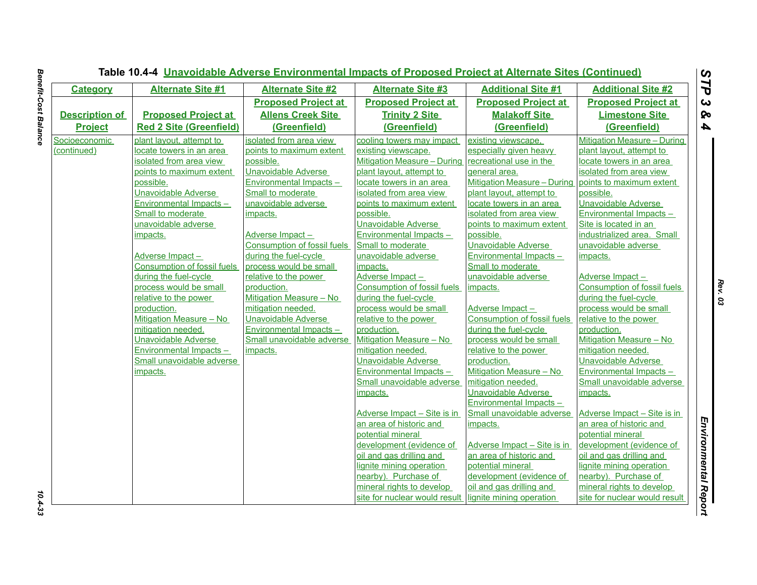Table 10.4-4 Unavoidable Adverse Environmental Impacts of Proposed Project at Alternate Sites (Continued)

| Category | Alternate Site #1 | Alternate Site #2 | Alternate Site #3 | Additional Site #1 | Additional Site #2 |
|---|---|---|---|---|---|
| Description of Project | Proposed Project at Red 2 Site (Greenfield) | Proposed Project at Allens Creek Site (Greenfield) | Proposed Project at Trinity 2 Site (Greenfield) | Proposed Project at Malakoff Site (Greenfield) | Proposed Project at Limestone Site (Greenfield) |
| Socioeconomic (continued) | plant layout, attempt to locate towers in an area isolated from area view points to maximum extent possible.<br>Unavoidable Adverse Environmental Impacts – Small to moderate unavoidable adverse impacts.<br><br>Adverse Impact – Consumption of fossil fuels during the fuel-cycle process would be small relative to the power production.<br>Mitigation Measure – No mitigation needed.<br>Unavoidable Adverse Environmental Impacts – Small unavoidable adverse impacts. | isolated from area view points to maximum extent possible.<br>Unavoidable Adverse Environmental Impacts – Small to moderate unavoidable adverse impacts.<br><br>Adverse Impact – Consumption of fossil fuels during the fuel-cycle process would be small relative to the power production.<br>Mitigation Measure – No mitigation needed.<br>Unavoidable Adverse Environmental Impacts – Small unavoidable adverse impacts. | cooling towers may impact existing viewscape.<br>Mitigation Measure – During plant layout, attempt to locate towers in an area isolated from area view points to maximum extent possible.<br>Unavoidable Adverse Environmental Impacts – Small to moderate unavoidable adverse impacts.<br>Adverse Impact – Consumption of fossil fuels during the fuel-cycle process would be small relative to the power production.<br>Mitigation Measure – No mitigation needed.<br>Unavoidable Adverse Environmental Impacts – Small unavoidable adverse impacts.<br><br>Adverse Impact – Site is in an area of historic and potential mineral development (evidence of oil and gas drilling and lignite mining operation nearby). Purchase of mineral rights to develop site for nuclear would result | existing viewscape, especially given heavy recreational use in the general area.<br>Mitigation Measure – During plant layout, attempt to locate towers in an area isolated from area view points to maximum extent possible.<br>Unavoidable Adverse Environmental Impacts – Small to moderate unavoidable adverse impacts.<br><br>Adverse Impact – Consumption of fossil fuels during the fuel-cycle process would be small relative to the power production.<br>Mitigation Measure – No mitigation needed.<br>Unavoidable Adverse Environmental Impacts – Small unavoidable adverse impacts.<br><br>Adverse Impact – Site is in an area of historic and potential mineral development (evidence of oil and gas drilling and lignite mining operation | Mitigation Measure – During plant layout, attempt to locate towers in an area isolated from area view points to maximum extent possible.<br>Unavoidable Adverse Environmental Impacts – Site is located in an industrialized area. Small unavoidable adverse impacts.<br><br>Adverse Impact – Consumption of fossil fuels during the fuel-cycle process would be small relative to the power production.<br>Mitigation Measure – No mitigation needed.<br>Unavoidable Adverse Environmental Impacts – Small unavoidable adverse impacts.<br><br>Adverse Impact – Site is in an area of historic and potential mineral development (evidence of oil and gas drilling and lignite mining operation nearby). Purchase of mineral rights to develop site for nuclear would result |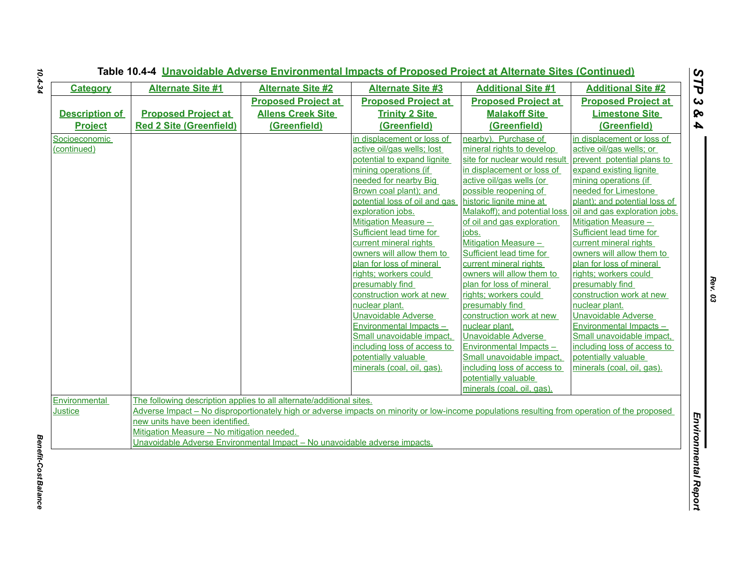## Table 10.4-4 Unavoidable Adverse Environmental Impacts of Proposed Project at Alternate Sites (Continued)

| Category | Alternate Site #1 | Alternate Site #2 | Alternate Site #3 | Additional Site #1 | Additional Site #2 |
|---|---|---|---|---|---|
| Description of Project | Proposed Project at Red 2 Site (Greenfield) | Proposed Project at Allens Creek Site (Greenfield) | Proposed Project at Trinity 2 Site (Greenfield) | Proposed Project at Malakoff Site (Greenfield) | Proposed Project at Limestone Site (Greenfield) |
| Socioeconomic (continued) | | | in displacement or loss of active oil/gas wells; lost potential to expand lignite mining operations (if needed for nearby Big Brown coal plant); and potential loss of oil and gas exploration jobs. Mitigation Measure – Sufficient lead time for current mineral rights owners will allow them to plan for loss of mineral rights; workers could presumably find construction work at new nuclear plant. Unavoidable Adverse Environmental Impacts – Small unavoidable impact, including loss of access to potentially valuable minerals (coal, oil, gas). | nearby). Purchase of mineral rights to develop site for nuclear would result in displacement or loss of active oil/gas wells (or possible reopening of historic lignite mine at Malakoff); and potential loss of oil and gas exploration jobs. Mitigation Measure – Sufficient lead time for current mineral rights owners will allow them to plan for loss of mineral rights; workers could presumably find construction work at new nuclear plant. Unavoidable Adverse Environmental Impacts – Small unavoidable impact, including loss of access to potentially valuable minerals (coal, oil, gas). | in displacement or loss of active oil/gas wells; or prevent potential plans to expand existing lignite mining operations (if needed for Limestone plant); and potential loss of oil and gas exploration jobs. Mitigation Measure – Sufficient lead time for current mineral rights owners will allow them to plan for loss of mineral rights; workers could presumably find construction work at new nuclear plant. Unavoidable Adverse Environmental Impacts – Small unavoidable impact, including loss of access to potentially valuable minerals (coal, oil, gas). |
| Environmental Justice | The following description applies to all alternate/additional sites. Adverse Impact – No disproportionately high or adverse impacts on minority or low-income populations resulting from operation of the proposed new units have been identified. Mitigation Measure – No mitigation needed. Unavoidable Adverse Environmental Impact – No unavoidable adverse impacts. | | | | |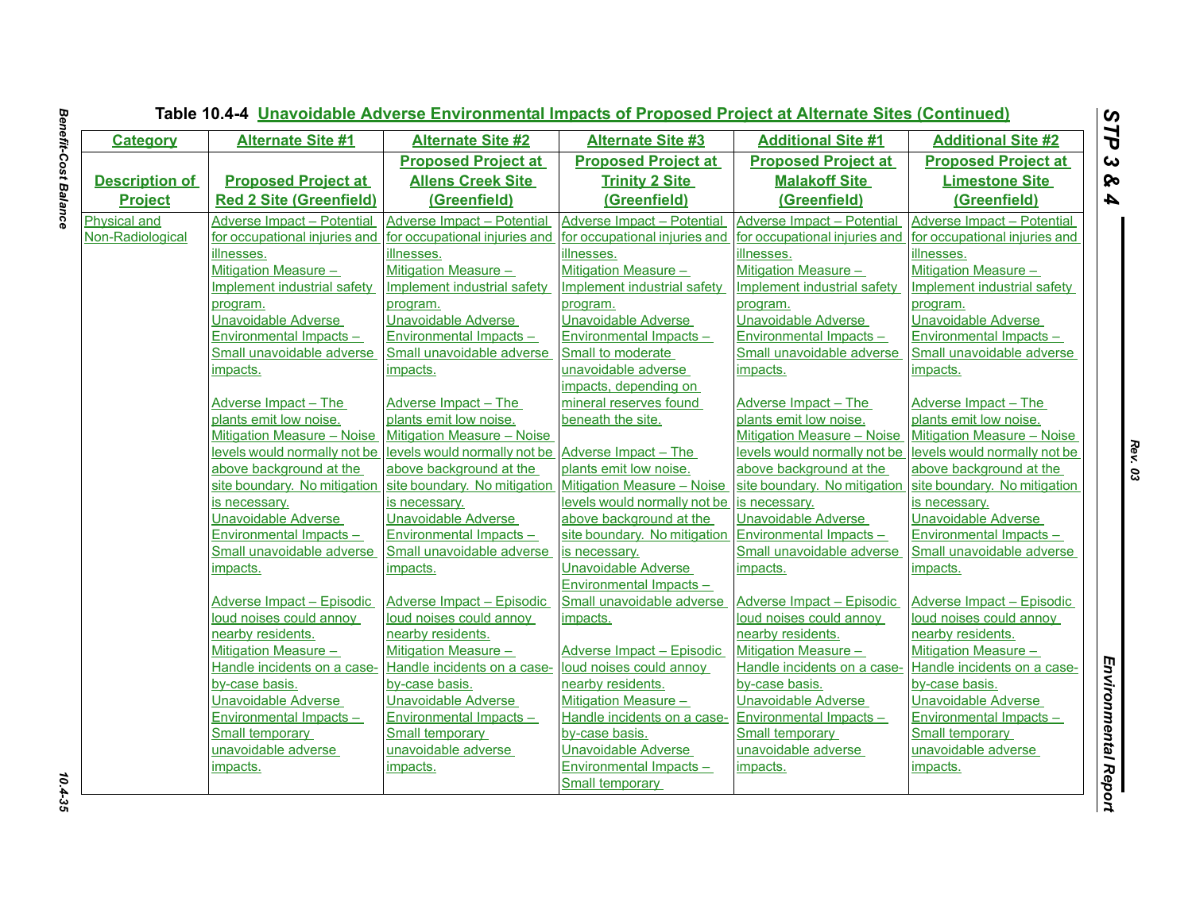## Table 10.4-4 Unavoidable Adverse Environmental Impacts of Proposed Project at Alternate Sites (Continued)

| Category | Alternate Site #1 | Alternate Site #2 | Alternate Site #3 | Additional Site #1 | Additional Site #2 |
|---|---|---|---|---|---|
| Description of Project | Proposed Project at Red 2 Site (Greenfield) | Proposed Project at Allens Creek Site (Greenfield) | Proposed Project at Trinity 2 Site (Greenfield) | Proposed Project at Malakoff Site (Greenfield) | Proposed Project at Limestone Site (Greenfield) |
| Physical and Non-Radiological | Adverse Impact – Potential for occupational injuries and illnesses.<br>Mitigation Measure – Implement industrial safety program.<br>Unavoidable Adverse Environmental Impacts – Small unavoidable adverse impacts.<br><br>Adverse Impact – The plants emit low noise.<br>Mitigation Measure – Noise levels would normally not be above background at the site boundary. No mitigation is necessary.<br>Unavoidable Adverse Environmental Impacts – Small unavoidable adverse impacts.<br><br>Adverse Impact – Episodic loud noises could annoy nearby residents.<br>Mitigation Measure – Handle incidents on a case-by-case basis.<br>Unavoidable Adverse Environmental Impacts – Small temporary unavoidable adverse impacts. | Adverse Impact – Potential for occupational injuries and illnesses.<br>Mitigation Measure – Implement industrial safety program.<br>Unavoidable Adverse Environmental Impacts – Small unavoidable adverse impacts.<br><br>Adverse Impact – The plants emit low noise.<br>Mitigation Measure – Noise levels would normally not be above background at the site boundary. No mitigation is necessary.<br>Unavoidable Adverse Environmental Impacts – Small unavoidable adverse impacts.<br><br>Adverse Impact – Episodic loud noises could annoy nearby residents.<br>Mitigation Measure – Handle incidents on a case-by-case basis.<br>Unavoidable Adverse Environmental Impacts – Small temporary unavoidable adverse impacts. | Adverse Impact – Potential for occupational injuries and illnesses.<br>Mitigation Measure – Implement industrial safety program.<br>Unavoidable Adverse Environmental Impacts – Small to moderate unavoidable adverse impacts, depending on mineral reserves found beneath the site.<br><br>Adverse Impact – The plants emit low noise.<br>Mitigation Measure – Noise levels would normally not be above background at the site boundary. No mitigation is necessary.<br>Unavoidable Adverse Environmental Impacts – Small unavoidable adverse impacts.<br><br>Adverse Impact – Episodic loud noises could annoy nearby residents.<br>Mitigation Measure – Handle incidents on a case-by-case basis.<br>Unavoidable Adverse Environmental Impacts – Small temporary | Adverse Impact – Potential for occupational injuries and illnesses.<br>Mitigation Measure – Implement industrial safety program.<br>Unavoidable Adverse Environmental Impacts – Small unavoidable adverse impacts.<br><br>Adverse Impact – The plants emit low noise.<br>Mitigation Measure – Noise levels would normally not be above background at the site boundary. No mitigation is necessary.<br>Unavoidable Adverse Environmental Impacts – Small unavoidable adverse impacts.<br><br>Adverse Impact – Episodic loud noises could annoy nearby residents.<br>Mitigation Measure – Handle incidents on a case-by-case basis.<br>Unavoidable Adverse Environmental Impacts – Small temporary unavoidable adverse impacts. | Adverse Impact – Potential for occupational injuries and illnesses.<br>Mitigation Measure – Implement industrial safety program.<br>Unavoidable Adverse Environmental Impacts – Small unavoidable adverse impacts.<br><br>Adverse Impact – The plants emit low noise.<br>Mitigation Measure – Noise levels would normally not be above background at the site boundary. No mitigation is necessary.<br>Unavoidable Adverse Environmental Impacts – Small unavoidable adverse impacts.<br><br>Adverse Impact – Episodic loud noises could annoy nearby residents.<br>Mitigation Measure – Handle incidents on a case-by-case basis.<br>Unavoidable Adverse Environmental Impacts – Small temporary unavoidable adverse impacts. |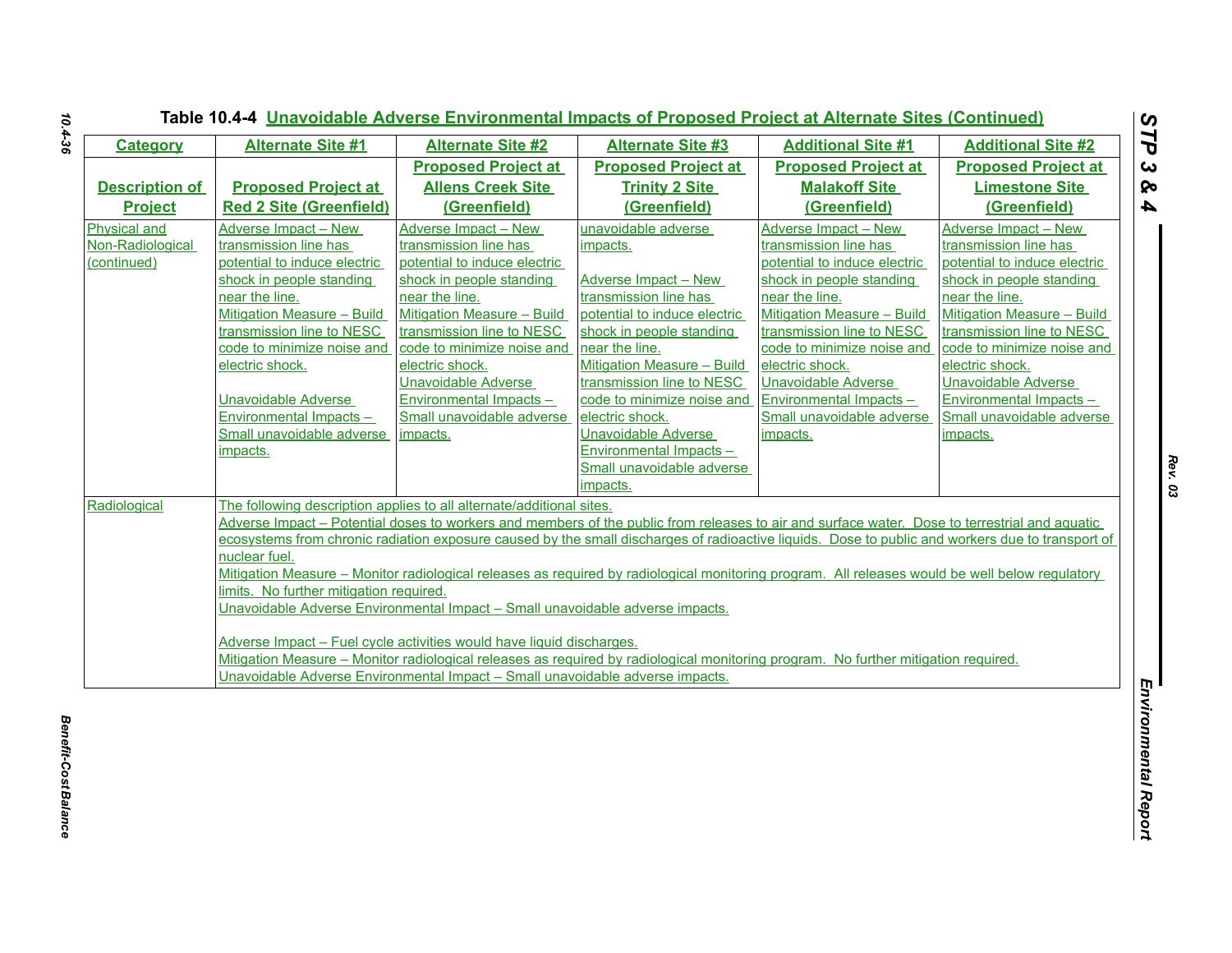**Table 10.4-4 Unavoidable Adverse Environmental Impacts of Proposed Project at Alternate Sites (Continued)**

| Category | Alternate Site #1 | Alternate Site #2 | Alternate Site #3 | Additional Site #1 | Additional Site #2 |
|---|---|---|---|---|---|
| **Description of Project** | **Proposed Project at Red 2 Site (Greenfield)** | **Proposed Project at Allens Creek Site (Greenfield)** | **Proposed Project at Trinity 2 Site (Greenfield)** | **Proposed Project at Malakoff Site (Greenfield)** | **Proposed Project at Limestone Site (Greenfield)** |
| Physical and Non-Radiological (continued) | Adverse Impact – New transmission line has potential to induce electric shock in people standing near the line.<br>Mitigation Measure – Build transmission line to NESC code to minimize noise and electric shock.<br><br>Unavoidable Adverse Environmental Impacts – Small unavoidable adverse impacts. | Adverse Impact – New transmission line has potential to induce electric shock in people standing near the line.<br>Mitigation Measure – Build transmission line to NESC code to minimize noise and electric shock.<br>Unavoidable Adverse Environmental Impacts – Small unavoidable adverse impacts. | unavoidable adverse impacts.<br><br>Adverse Impact – New transmission line has potential to induce electric shock in people standing near the line.<br>Mitigation Measure – Build transmission line to NESC code to minimize noise and electric shock.<br>Unavoidable Adverse Environmental Impacts – Small unavoidable adverse impacts. | Adverse Impact – New transmission line has potential to induce electric shock in people standing near the line.<br>Mitigation Measure – Build transmission line to NESC code to minimize noise and electric shock.<br>Unavoidable Adverse Environmental Impacts – Small unavoidable adverse impacts. | Adverse Impact – New transmission line has potential to induce electric shock in people standing near the line.<br>Mitigation Measure – Build transmission line to NESC code to minimize noise and electric shock.<br>Unavoidable Adverse Environmental Impacts – Small unavoidable adverse impacts. |
| Radiological | The following description applies to all alternate/additional sites.<br>Adverse Impact – Potential doses to workers and members of the public from releases to air and surface water. Dose to terrestrial and aquatic ecosystems from chronic radiation exposure caused by the small discharges of radioactive liquids. Dose to public and workers due to transport of nuclear fuel.<br>Mitigation Measure – Monitor radiological releases as required by radiological monitoring program. All releases would be well below regulatory limits. No further mitigation required.<br>Unavoidable Adverse Environmental Impact – Small unavoidable adverse impacts.<br><br>Adverse Impact – Fuel cycle activities would have liquid discharges.<br>Mitigation Measure – Monitor radiological releases as required by radiological monitoring program. No further mitigation required.<br>Unavoidable Adverse Environmental Impact – Small unavoidable adverse impacts. | | | | |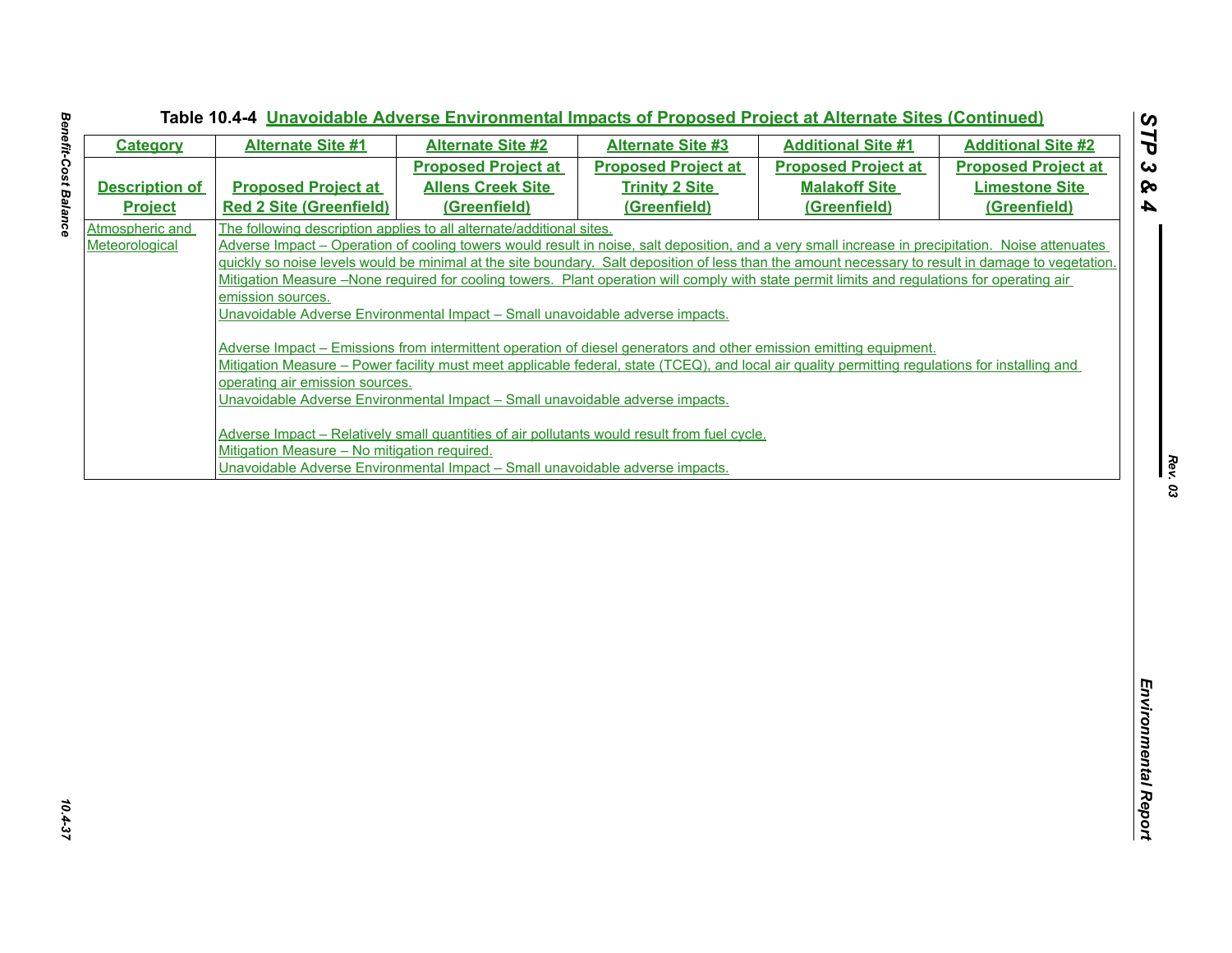Table 10.4-4 Unavoidable Adverse Environmental Impacts of Proposed Project at Alternate Sites (Continued)

| Category | Alternate Site #1 | Alternate Site #2 | Alternate Site #3 | Additional Site #1 | Additional Site #2 |
|---|---|---|---|---|---|
| Description of Project | Proposed Project at Red 2 Site (Greenfield) | Proposed Project at Allens Creek Site (Greenfield) | Proposed Project at Trinity 2 Site (Greenfield) | Proposed Project at Malakoff Site (Greenfield) | Proposed Project at Limestone Site (Greenfield) |
| Atmospheric and Meteorological | The following description applies to all alternate/additional sites.<br>Adverse Impact – Operation of cooling towers would result in noise, salt deposition, and a very small increase in precipitation. Noise attenuates quickly so noise levels would be minimal at the site boundary. Salt deposition of less than the amount necessary to result in damage to vegetation.<br>Mitigation Measure –None required for cooling towers. Plant operation will comply with state permit limits and regulations for operating air emission sources.<br>Unavoidable Adverse Environmental Impact – Small unavoidable adverse impacts.<br><br>Adverse Impact – Emissions from intermittent operation of diesel generators and other emission emitting equipment.<br>Mitigation Measure – Power facility must meet applicable federal, state (TCEQ), and local air quality permitting regulations for installing and operating air emission sources.<br>Unavoidable Adverse Environmental Impact – Small unavoidable adverse impacts.<br><br>Adverse Impact – Relatively small quantities of air pollutants would result from fuel cycle.<br>Mitigation Measure – No mitigation required.<br>Unavoidable Adverse Environmental Impact – Small unavoidable adverse impacts. | | | | |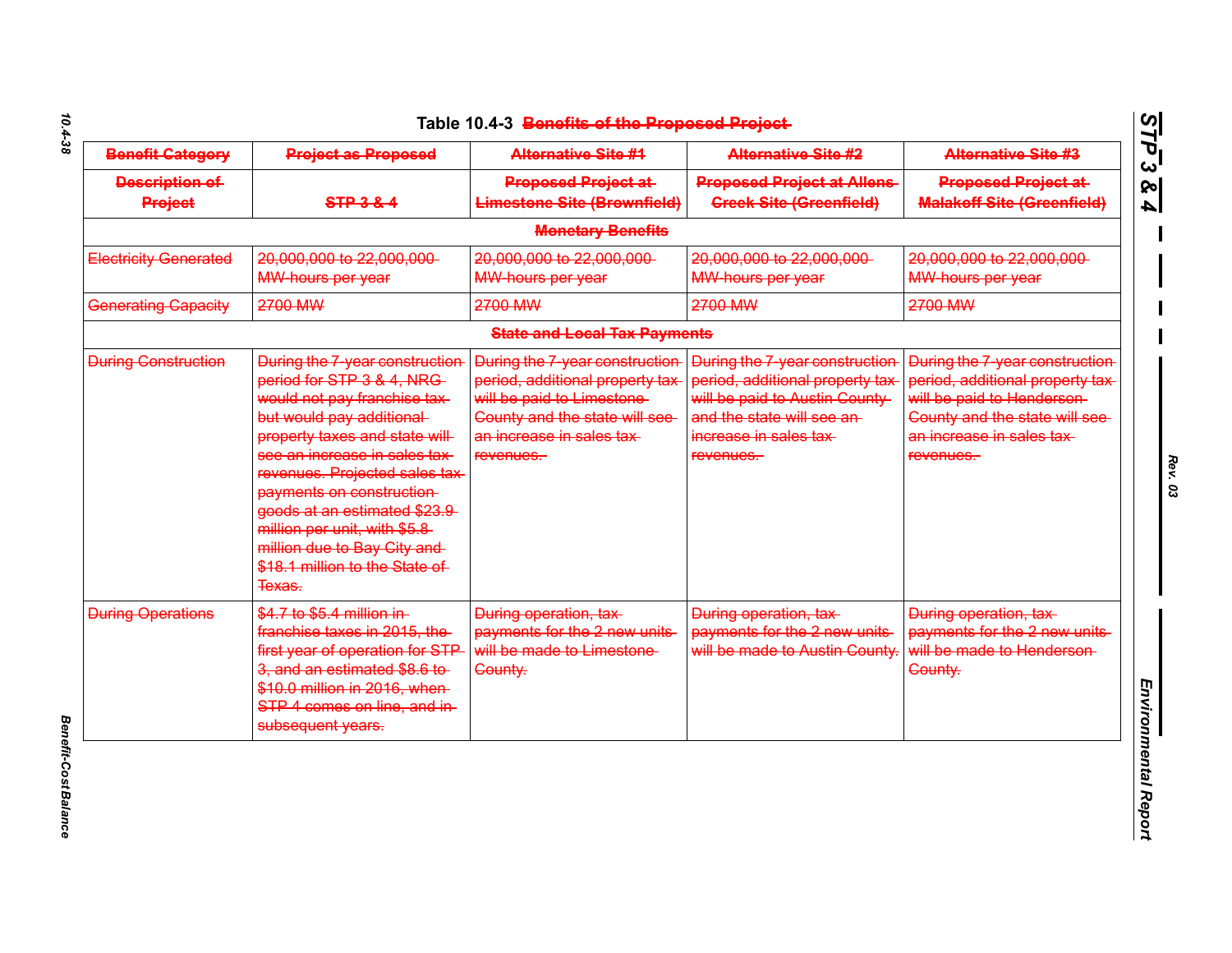Table 10.4-3 ~~Benefits of the Proposed Project~~

| ~~Benefit Category~~ | ~~Project as Proposed~~ | ~~Alternative Site #1~~ | ~~Alternative Site #2~~ | ~~Alternative Site #3~~ |
|---|---|---|---|---|
| ~~Description of Project~~ | ~~STP 3 & 4~~ | ~~Proposed Project at Limestone Site (Brownfield)~~ | ~~Proposed Project at Allens Creek Site (Greenfield)~~ | ~~Proposed Project at Malakoff Site (Greenfield)~~ |
| ~~Monetary Benefits~~ | | | | |
| ~~Electricity Generated~~ | ~~20,000,000 to 22,000,000 MW-hours per year~~ | ~~20,000,000 to 22,000,000 MW-hours per year~~ | ~~20,000,000 to 22,000,000 MW-hours per year~~ | ~~20,000,000 to 22,000,000 MW-hours per year~~ |
| ~~Generating Capacity~~ | ~~2700 MW~~ | ~~2700 MW~~ | ~~2700 MW~~ | ~~2700 MW~~ |
| ~~State and Local Tax Payments~~ | | | | |
| ~~During Construction~~ | ~~During the 7-year construction period for STP 3 & 4, NRG would not pay franchise tax but would pay additional property taxes and state will see an increase in sales tax revenues. Projected sales tax payments on construction goods at an estimated $23.9 million per unit, with $5.8 million due to Bay City and $18.1 million to the State of Texas.~~ | ~~During the 7-year construction period, additional property tax will be paid to Limestone County and the state will see an increase in sales tax revenues.~~ | ~~During the 7-year construction period, additional property tax will be paid to Austin County and the state will see an increase in sales tax revenues.~~ | ~~During the 7-year construction period, additional property tax will be paid to Henderson County and the state will see an increase in sales tax revenues.~~ |
| ~~During Operations~~ | ~~$4.7 to $5.4 million in franchise taxes in 2015, the first year of operation for STP 3, and an estimated $8.6 to $10.0 million in 2016, when STP 4 comes on line, and in subsequent years.~~ | ~~During operation, tax payments for the 2 new units will be made to Limestone County.~~ | ~~During operation, tax payments for the 2 new units will be made to Austin County.~~ | ~~During operation, tax payments for the 2 new units will be made to Henderson County.~~ |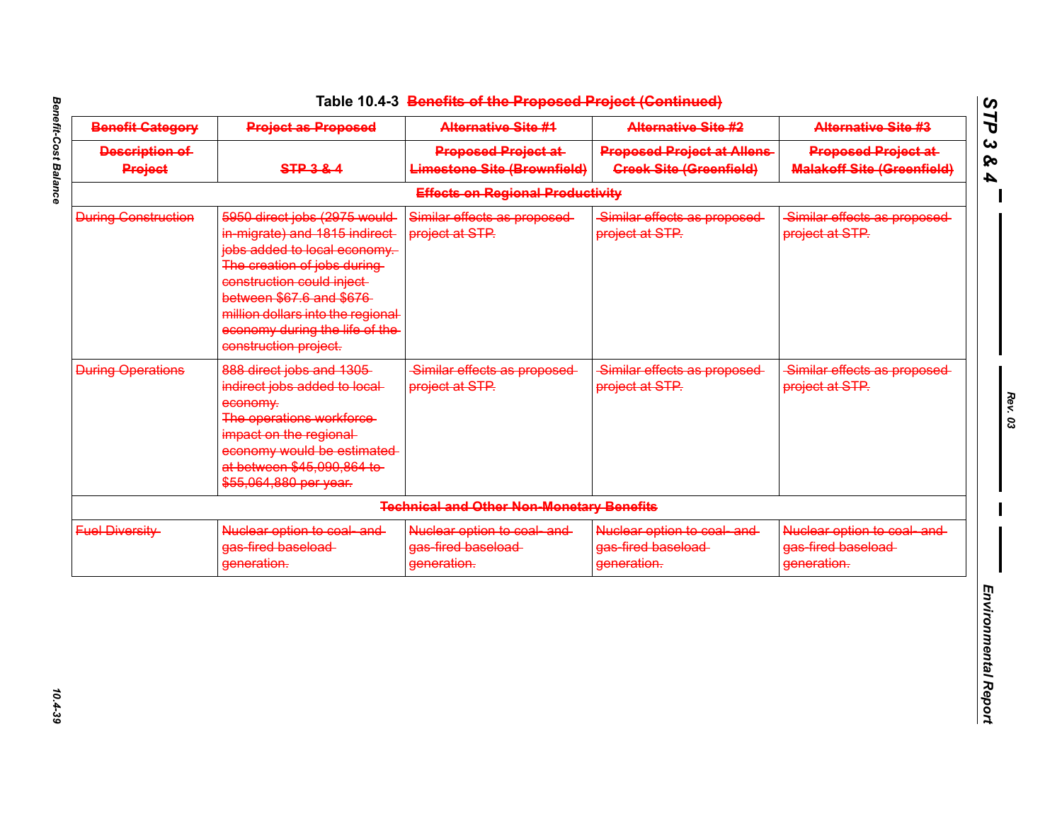Table 10.4-3 ~~Benefits of the Proposed Project (Continued)~~

| ~~Benefit Category~~ | ~~Project as Proposed~~ | ~~Alternative Site #1~~ | ~~Alternative Site #2~~ | ~~Alternative Site #3~~ |
|---|---|---|---|---|
| ~~Description of Project~~ | ~~STP 3 & 4~~ | ~~Proposed Project at Limestone Site (Brownfield)~~ | ~~Proposed Project at Allens Creek Site (Greenfield)~~ | ~~Proposed Project at Malakoff Site (Greenfield)~~ |
| | | ~~Effects on Regional Productivity~~ | | |
| ~~During Construction~~ | ~~5950 direct jobs (2975 would in-migrate) and 1815 indirect jobs added to local economy. The creation of jobs during construction could inject between $67.6 and $676 million dollars into the regional economy during the life of the construction project.~~ | ~~Similar effects as proposed project at STP.~~ | ~~Similar effects as proposed project at STP.~~ | ~~Similar effects as proposed project at STP.~~ |
| ~~During Operations~~ | ~~888 direct jobs and 1305 indirect jobs added to local economy. The operations workforce impact on the regional economy would be estimated at between $45,090,864 to $55,064,880 per year.~~ | ~~Similar effects as proposed project at STP.~~ | ~~Similar effects as proposed project at STP.~~ | ~~Similar effects as proposed project at STP.~~ |
| | | ~~Technical and Other Non-Monetary Benefits~~ | | |
| ~~Fuel Diversity~~ | ~~Nuclear option to coal- and gas-fired baseload generation.~~ | ~~Nuclear option to coal- and gas-fired baseload generation.~~ | ~~Nuclear option to coal- and gas-fired baseload generation.~~ | ~~Nuclear option to coal- and gas-fired baseload generation.~~ |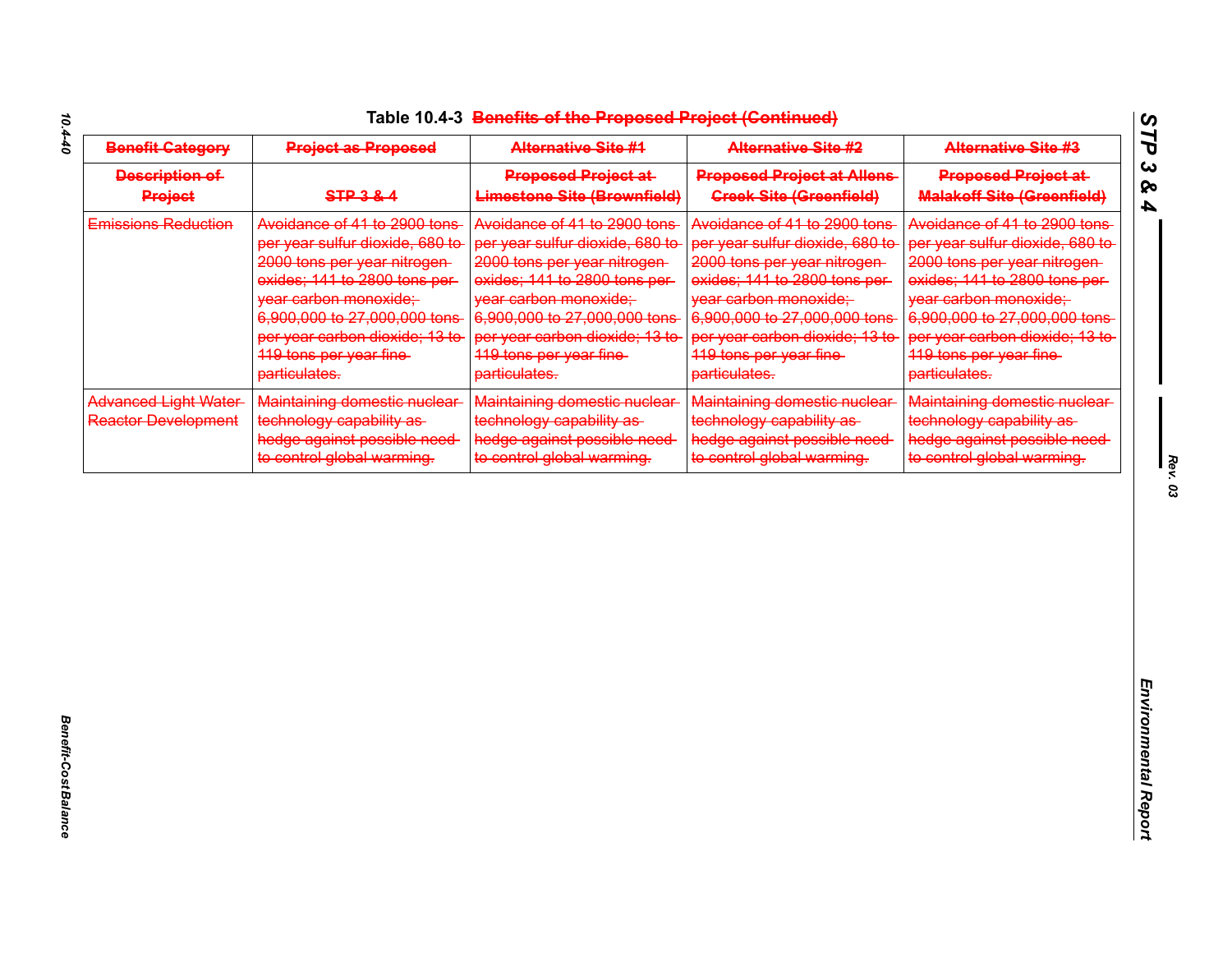Table 10.4-3 ~~Benefits of the Proposed Project (Continued)~~

| ~~Benefit Category~~ | ~~Project as Proposed~~ | ~~Alternative Site #1~~ | ~~Alternative Site #2~~ | ~~Alternative Site #3~~ |
|---|---|---|---|---|
| ~~Description of Project~~ | ~~STP 3 & 4~~ | ~~Proposed Project at Limestone Site (Brownfield)~~ | ~~Proposed Project at Allens Creek Site (Greenfield)~~ | ~~Proposed Project at Malakoff Site (Greenfield)~~ |
| ~~Emissions Reduction~~ | ~~Avoidance of 41 to 2900 tons per year sulfur dioxide, 680 to 2000 tons per year nitrogen oxides; 141 to 2800 tons per year carbon monoxide; 6,900,000 to 27,000,000 tons per year carbon dioxide; 13 to 119 tons per year fine particulates.~~ | ~~Avoidance of 41 to 2900 tons per year sulfur dioxide, 680 to 2000 tons per year nitrogen oxides; 141 to 2800 tons per year carbon monoxide; 6,900,000 to 27,000,000 tons per year carbon dioxide; 13 to 119 tons per year fine particulates.~~ | ~~Avoidance of 41 to 2900 tons per year sulfur dioxide, 680 to 2000 tons per year nitrogen oxides; 141 to 2800 tons per year carbon monoxide; 6,900,000 to 27,000,000 tons per year carbon dioxide; 13 to 119 tons per year fine particulates.~~ | ~~Avoidance of 41 to 2900 tons per year sulfur dioxide, 680 to 2000 tons per year nitrogen oxides; 141 to 2800 tons per year carbon monoxide; 6,900,000 to 27,000,000 tons per year carbon dioxide; 13 to 119 tons per year fine particulates.~~ |
| ~~Advanced Light Water Reactor Development~~ | ~~Maintaining domestic nuclear technology capability as hedge against possible need to control global warming.~~ | ~~Maintaining domestic nuclear technology capability as hedge against possible need to control global warming.~~ | ~~Maintaining domestic nuclear technology capability as hedge against possible need to control global warming.~~ | ~~Maintaining domestic nuclear technology capability as hedge against possible need to control global warming.~~ |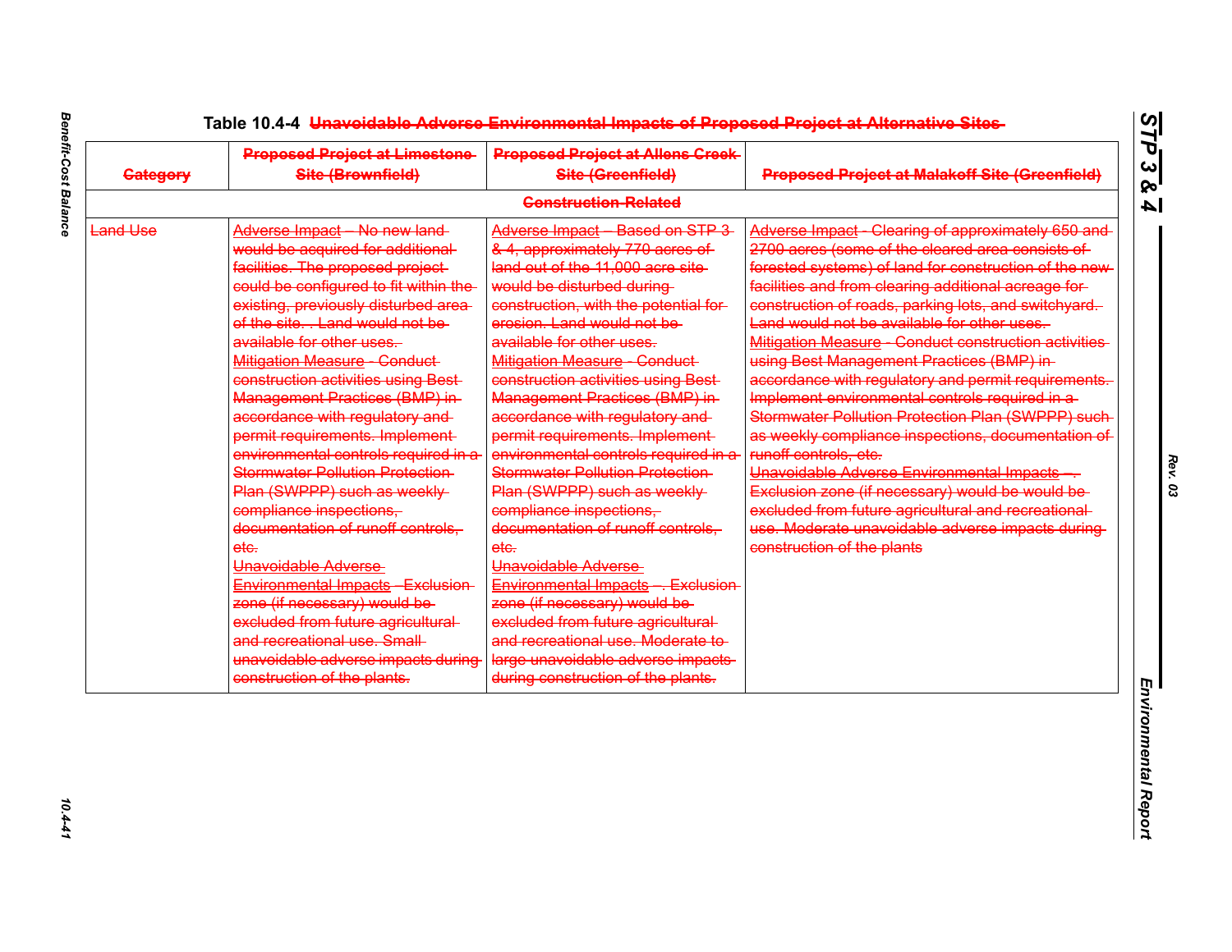Table 10.4-4 ~~Unavoidable Adverse Environmental Impacts of Proposed Project at Alternative Sites~~

| ~~Category~~ | ~~Proposed Project at Limestone Site (Brownfield)~~ | ~~Proposed Project at Allens Creek Site (Greenfield)~~ | ~~Proposed Project at Malakoff Site (Greenfield)~~ |
|---|---|---|---|
| | | ~~Construction-Related~~ | |
| ~~Land Use~~ | ~~Adverse Impact – No new land would be acquired for additional facilities. The proposed project could be configured to fit within the existing, previously disturbed area of the site. . Land would not be available for other uses.~~ ~~Mitigation Measure - Conduct construction activities using Best Management Practices (BMP) in accordance with regulatory and permit requirements. Implement environmental controls required in a Stormwater Pollution Protection Plan (SWPPP) such as weekly compliance inspections, documentation of runoff controls, etc.~~ ~~Unavoidable Adverse Environmental Impacts - Exclusion zone (if necessary) would be excluded from future agricultural and recreational use. Small unavoidable adverse impacts during construction of the plants.~~ | ~~Adverse Impact – Based on STP 3 & 4, approximately 770 acres of land out of the 11,000 acre site would be disturbed during construction, with the potential for erosion. Land would not be available for other uses.~~ ~~Mitigation Measure - Conduct construction activities using Best Management Practices (BMP) in accordance with regulatory and permit requirements. Implement environmental controls required in a Stormwater Pollution Protection Plan (SWPPP) such as weekly compliance inspections, documentation of runoff controls, etc.~~ ~~Unavoidable Adverse Environmental Impacts –. Exclusion zone (if necessary) would be excluded from future agricultural and recreational use. Moderate to large unavoidable adverse impacts during construction of the plants.~~ | ~~Adverse Impact - Clearing of approximately 650 and 2700 acres (some of the cleared area consists of forested systems) of land for construction of the new facilities and from clearing additional acreage for construction of roads, parking lots, and switchyard. Land would not be available for other uses.~~ ~~Mitigation Measure - Conduct construction activities using Best Management Practices (BMP) in accordance with regulatory and permit requirements. Implement environmental controls required in a Stormwater Pollution Protection Plan (SWPPP) such as weekly compliance inspections, documentation of runoff controls, etc.~~ ~~Unavoidable Adverse Environmental Impacts –. Exclusion zone (if necessary) would be would be excluded from future agricultural and recreational use. Moderate unavoidable adverse impacts during construction of the plants~~ |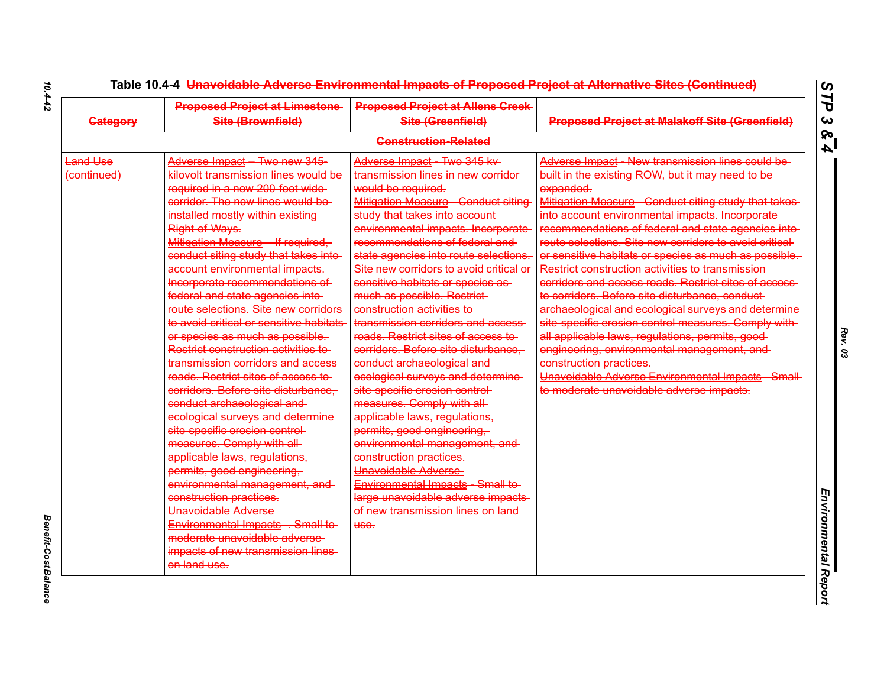# Table 10.4-4 ~~Unavoidable Adverse Environmental Impacts of Proposed Project at Alternative Sites (Continued)~~

| ~~Category~~ | ~~Proposed Project at Limestone Site (Brownfield)~~ | ~~Proposed Project at Allens Creek Site (Greenfield)~~ | ~~Proposed Project at Malakoff Site (Greenfield)~~ |
|---|---|---|---|
| | | ~~Construction-Related~~ | |
| ~~Land Use (continued)~~ | ~~Adverse Impact – Two new 345-kilovolt transmission lines would be required in a new 200-foot wide corridor. The new lines would be installed mostly within existing Right-of-Ways.~~<br>~~Mitigation Measure – If required, conduct siting study that takes into account environmental impacts. Incorporate recommendations of federal and state agencies into route selections. Site new corridors to avoid critical or sensitive habitats or species as much as possible. Restrict construction activities to transmission corridors and access roads. Restrict sites of access to corridors. Before site disturbance, conduct archaeological and ecological surveys and determine site-specific erosion control measures. Comply with all applicable laws, regulations, permits, good engineering, environmental management, and construction practices.~~<br>~~Unavoidable Adverse Environmental Impacts – Small to moderate unavoidable adverse impacts of new transmission lines on land use.~~ | ~~Adverse Impact - Two 345 kv transmission lines in new corridor would be required.~~<br>~~Mitigation Measure - Conduct siting study that takes into account environmental impacts. Incorporate recommendations of federal and state agencies into route selections. Site new corridors to avoid critical or sensitive habitats or species as much as possible. Restrict construction activities to transmission corridors and access roads. Restrict sites of access to corridors. Before site disturbance, conduct archaeological and ecological surveys and determine site-specific erosion control measures. Comply with all applicable laws, regulations, permits, good engineering, environmental management, and construction practices.~~<br>~~Unavoidable Adverse Environmental Impacts - Small to large unavoidable adverse impacts of new transmission lines on land use.~~ | ~~Adverse Impact - New transmission lines could be built in the existing ROW, but it may need to be expanded.~~<br>~~Mitigation Measure - Conduct siting study that takes into account environmental impacts. Incorporate recommendations of federal and state agencies into route selections. Site new corridors to avoid critical or sensitive habitats or species as much as possible. Restrict construction activities to transmission corridors and access roads. Restrict sites of access to corridors. Before site disturbance, conduct archaeological and ecological surveys and determine site-specific erosion control measures. Comply with all applicable laws, regulations, permits, good engineering, environmental management, and construction practices.~~<br>~~Unavoidable Adverse Environmental Impacts - Small to moderate unavoidable adverse impacts.~~ |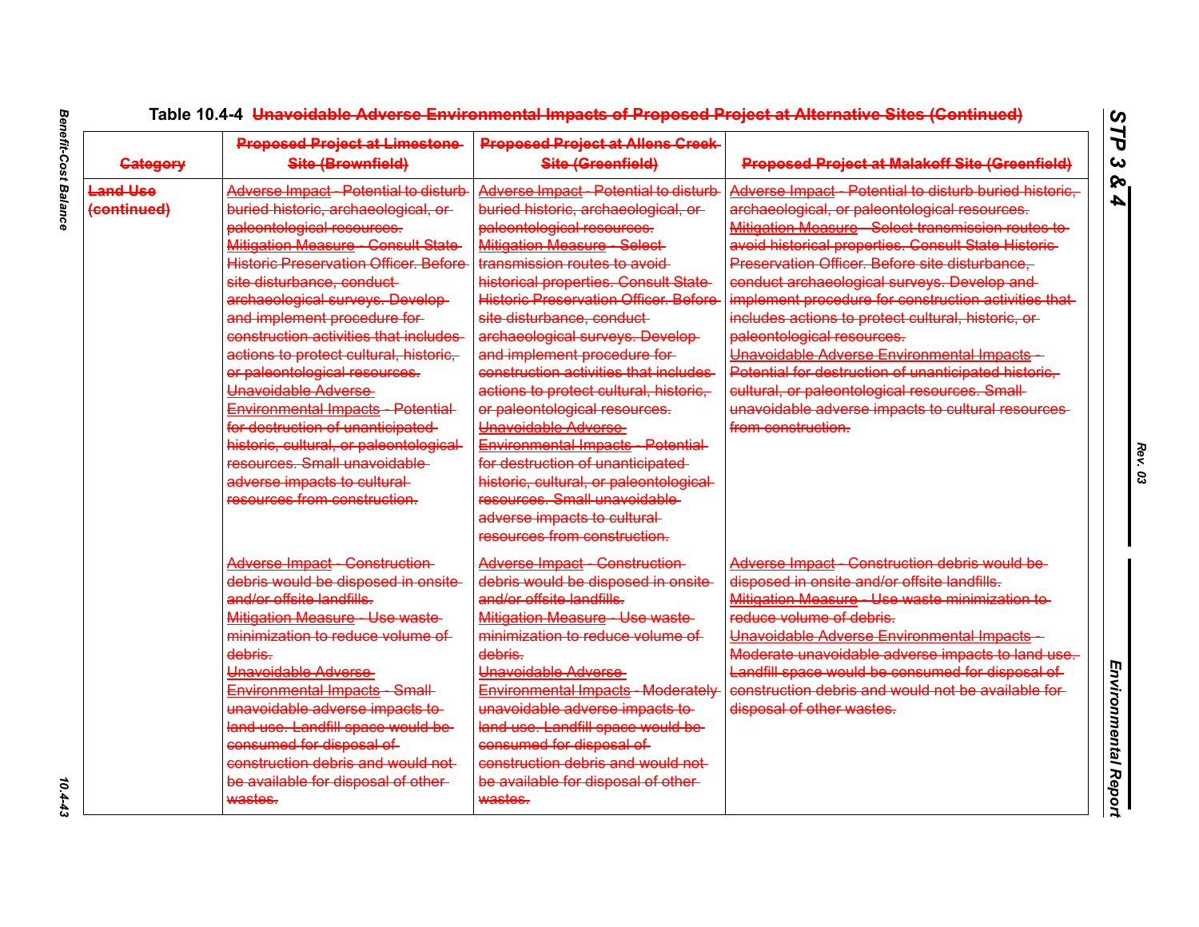Table 10.4-4 Unavoidable Adverse Environmental Impacts of Proposed Project at Alternative Sites (Continued)

| Category | Proposed Project at Limestone Site (Brownfield) | Proposed Project at Allens Creek Site (Greenfield) | Proposed Project at Malakoff Site (Greenfield) |
|---|---|---|---|
| Land Use (continued) | Adverse Impact - Potential to disturb buried historic, archaeological, or paleontological resources. Mitigation Measure - Consult State Historic Preservation Officer. Before site disturbance, conduct archaeological surveys. Develop and implement procedure for construction activities that includes actions to protect cultural, historic, or paleontological resources. Unavoidable Adverse Environmental Impacts - Potential for destruction of unanticipated historic, cultural, or paleontological resources. Small unavoidable adverse impacts to cultural resources from construction. | Adverse Impact - Potential to disturb buried historic, archaeological, or paleontological resources. Mitigation Measure - Select transmission routes to avoid historical properties. Consult State Historic Preservation Officer. Before site disturbance, conduct archaeological surveys. Develop and implement procedure for construction activities that includes actions to protect cultural, historic, or paleontological resources. Unavoidable Adverse Environmental Impacts - Potential for destruction of unanticipated historic, cultural, or paleontological resources. Small unavoidable adverse impacts to cultural resources from construction. | Adverse Impact - Potential to disturb buried historic, archaeological, or paleontological resources. Mitigation Measure - Select transmission routes to avoid historical properties. Consult State Historic Preservation Officer. Before site disturbance, conduct archaeological surveys. Develop and implement procedure for construction activities that includes actions to protect cultural, historic, or paleontological resources. Unavoidable Adverse Environmental Impacts - Potential for destruction of unanticipated historic, cultural, or paleontological resources. Small unavoidable adverse impacts to cultural resources from construction. |
| | Adverse Impact - Construction debris would be disposed in onsite and/or offsite landfills. Mitigation Measure - Use waste minimization to reduce volume of debris. Unavoidable Adverse Environmental Impacts - Small unavoidable adverse impacts to land use. Landfill space would be consumed for disposal of construction debris and would not be available for disposal of other wastes. | Adverse Impact - Construction debris would be disposed in onsite and/or offsite landfills. Mitigation Measure - Use waste minimization to reduce volume of debris. Unavoidable Adverse Environmental Impacts - Moderately unavoidable adverse impacts to land use. Landfill space would be consumed for disposal of construction debris and would not be available for disposal of other wastes. | Adverse Impact - Construction debris would be disposed in onsite and/or offsite landfills. Mitigation Measure - Use waste minimization to reduce volume of debris. Unavoidable Adverse Environmental Impacts - Moderate unavoidable adverse impacts to land use. Landfill space would be consumed for disposal of construction debris and would not be available for disposal of other wastes. |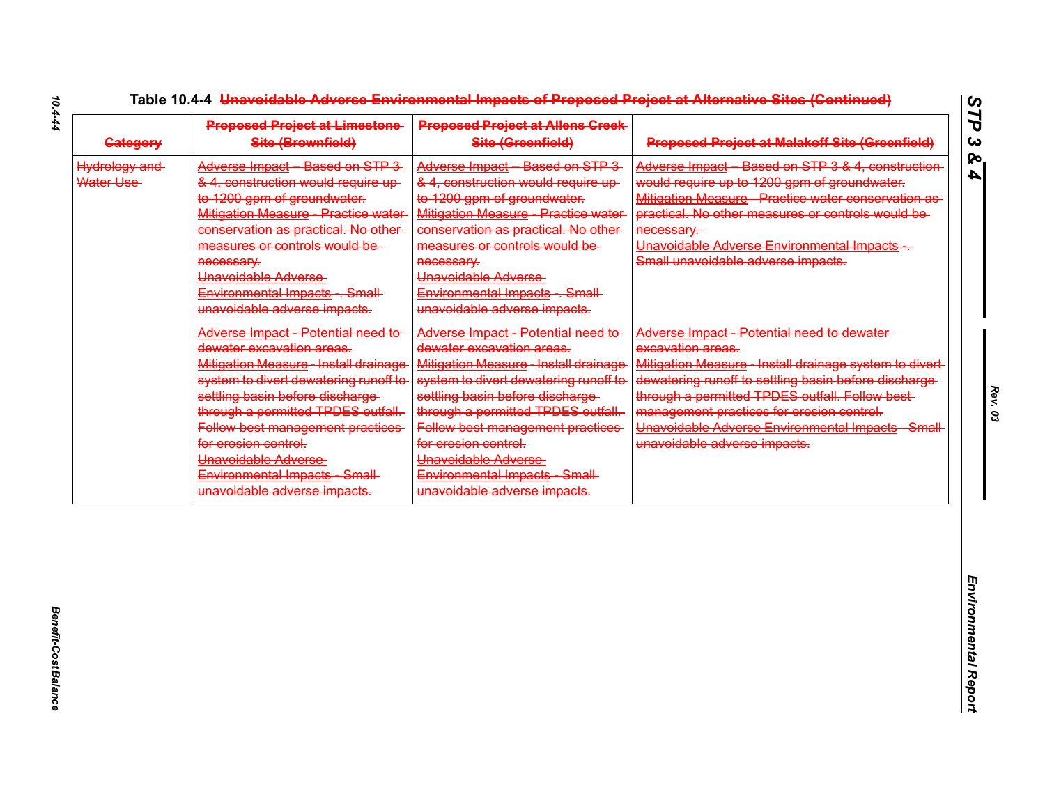Table 10.4-4 ~~Unavoidable Adverse Environmental Impacts of Proposed Project at Alternative Sites (Continued)~~

| ~~Category~~ | ~~Proposed Project at Limestone Site (Brownfield)~~ | ~~Proposed Project at Allens Creek Site (Greenfield)~~ | ~~Proposed Project at Malakoff Site (Greenfield)~~ |
|---|---|---|---|
| ~~Hydrology and Water Use~~ | ~~Adverse Impact – Based on STP 3 & 4, construction would require up to 1200 gpm of groundwater.~~ ~~Mitigation Measure - Practice water conservation as practical. No other measures or controls would be necessary.~~ ~~Unavoidable Adverse Environmental Impacts -. Small unavoidable adverse impacts.~~ | ~~Adverse Impact – Based on STP 3 & 4, construction would require up to 1200 gpm of groundwater.~~ ~~Mitigation Measure - Practice water conservation as practical. No other measures or controls would be necessary.~~ ~~Unavoidable Adverse Environmental Impacts -. Small unavoidable adverse impacts.~~ | ~~Adverse Impact – Based on STP 3 & 4, construction would require up to 1200 gpm of groundwater.~~ ~~Mitigation Measure - Practice water conservation as practical. No other measures or controls would be necessary.~~ ~~Unavoidable Adverse Environmental Impacts -. Small unavoidable adverse impacts.~~ |
| | ~~Adverse Impact - Potential need to dewater excavation areas.~~ ~~Mitigation Measure - Install drainage system to divert dewatering runoff to settling basin before discharge through a permitted TPDES outfall. Follow best management practices for erosion control.~~ ~~Unavoidable Adverse Environmental Impacts - Small unavoidable adverse impacts.~~ | ~~Adverse Impact - Potential need to dewater excavation areas.~~ ~~Mitigation Measure - Install drainage system to divert dewatering runoff to settling basin before discharge through a permitted TPDES outfall. Follow best management practices for erosion control.~~ ~~Unavoidable Adverse Environmental Impacts - Small unavoidable adverse impacts.~~ | ~~Adverse Impact - Potential need to dewater excavation areas.~~ ~~Mitigation Measure - Install drainage system to divert dewatering runoff to settling basin before discharge through a permitted TPDES outfall. Follow best management practices for erosion control.~~ ~~Unavoidable Adverse Environmental Impacts - Small unavoidable adverse impacts.~~ |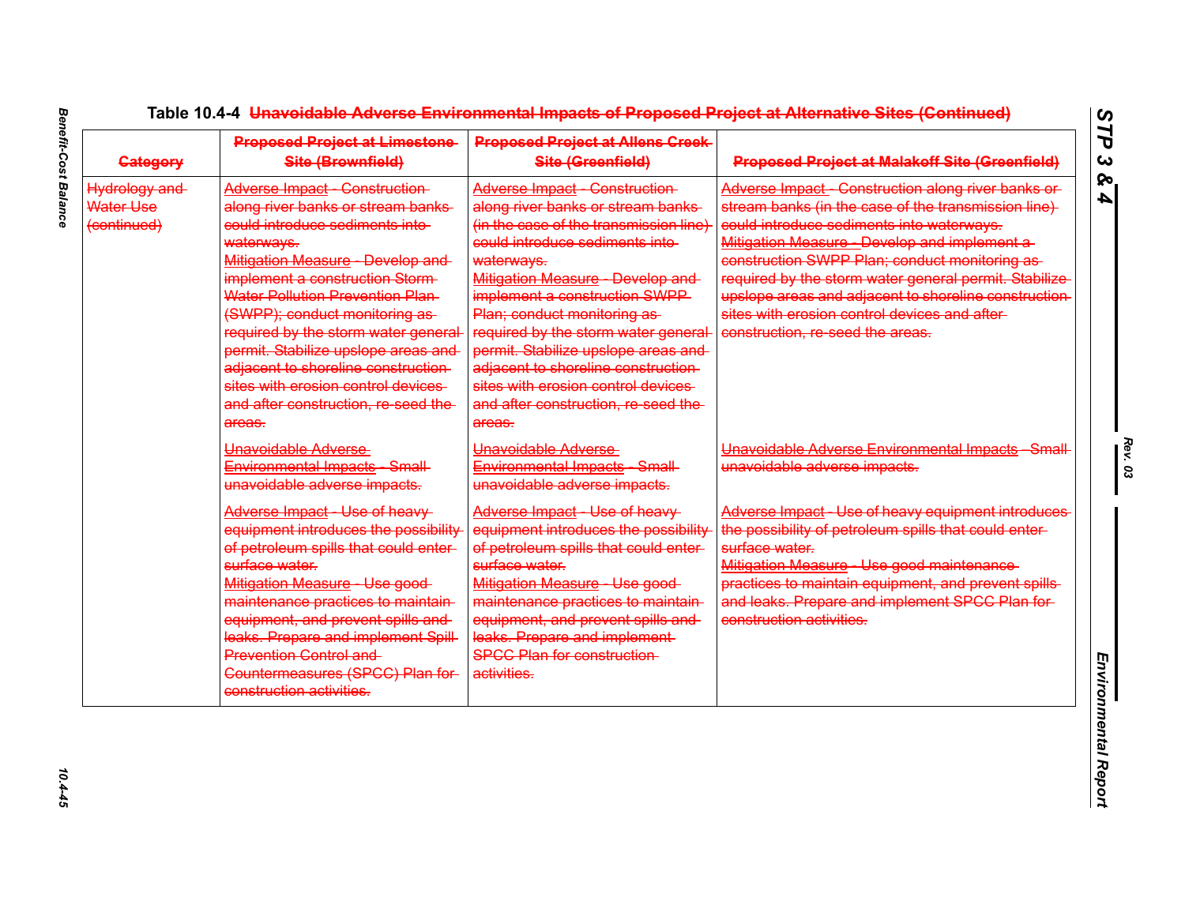Table 10.4-4 ~~Unavoidable Adverse Environmental Impacts of Proposed Project at Alternative Sites (Continued)~~

| ~~Category~~ | ~~Proposed Project at Limestone Site (Brownfield)~~ | ~~Proposed Project at Allens Creek Site (Greenfield)~~ | ~~Proposed Project at Malakoff Site (Greenfield)~~ |
|---|---|---|---|
| ~~Hydrology and Water Use (continued)~~ | ~~Adverse Impact - Construction along river banks or stream banks could introduce sediments into waterways.~~<br>~~Mitigation Measure - Develop and implement a construction Storm Water Pollution Prevention Plan (SWPP); conduct monitoring as required by the storm water general permit. Stabilize upslope areas and adjacent to shoreline construction sites with erosion control devices and after construction, re-seed the areas.~~ | ~~Adverse Impact - Construction along river banks or stream banks (in the case of the transmission line) could introduce sediments into waterways.~~<br>~~Mitigation Measure - Develop and implement a construction SWPP Plan; conduct monitoring as required by the storm water general permit. Stabilize upslope areas and adjacent to shoreline construction sites with erosion control devices and after construction, re-seed the areas.~~ | ~~Adverse Impact - Construction along river banks or stream banks (in the case of the transmission line) could introduce sediments into waterways.~~<br>~~Mitigation Measure - Develop and implement a construction SWPP Plan; conduct monitoring as required by the storm water general permit. Stabilize upslope areas and adjacent to shoreline construction sites with erosion control devices and after construction, re-seed the areas.~~ |
| | ~~Unavoidable Adverse Environmental Impacts - Small unavoidable adverse impacts.~~ | ~~Unavoidable Adverse Environmental Impacts - Small unavoidable adverse impacts.~~ | ~~Unavoidable Adverse Environmental Impacts - Small unavoidable adverse impacts.~~ |
| | ~~Adverse Impact - Use of heavy equipment introduces the possibility of petroleum spills that could enter surface water.~~<br>~~Mitigation Measure - Use good maintenance practices to maintain equipment, and prevent spills and leaks. Prepare and implement Spill Prevention Control and Countermeasures (SPCC) Plan for construction activities.~~ | ~~Adverse Impact - Use of heavy equipment introduces the possibility of petroleum spills that could enter surface water.~~<br>~~Mitigation Measure - Use good maintenance practices to maintain equipment, and prevent spills and leaks. Prepare and implement SPCC Plan for construction activities.~~ | ~~Adverse Impact - Use of heavy equipment introduces the possibility of petroleum spills that could enter surface water.~~<br>~~Mitigation Measure - Use good maintenance practices to maintain equipment, and prevent spills and leaks. Prepare and implement SPCC Plan for construction activities.~~ |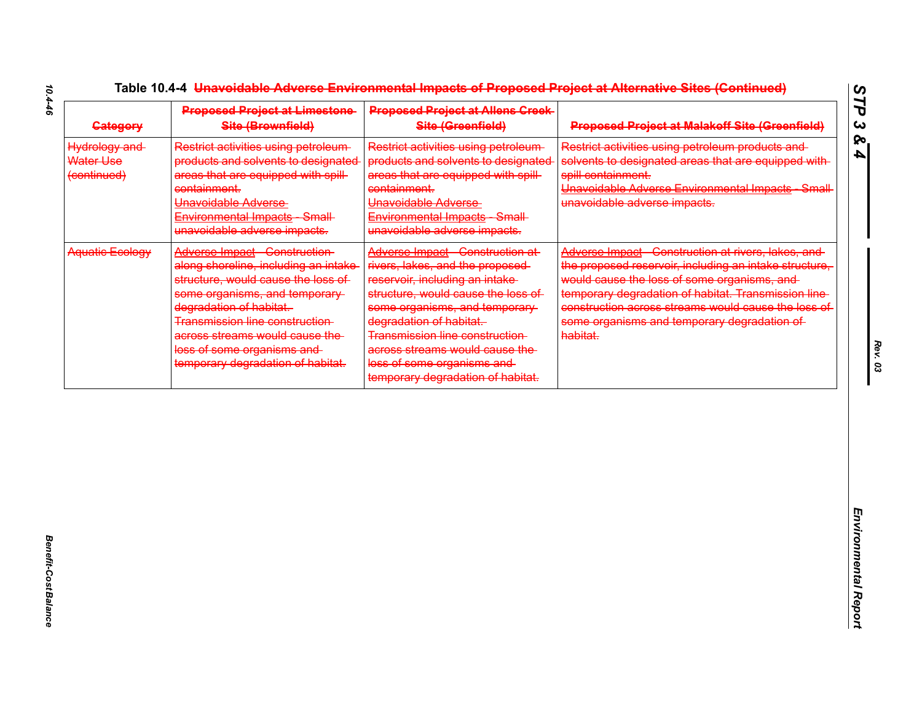# Table 10.4-4 ~~Unavoidable Adverse Environmental Impacts of Proposed Project at Alternative Sites (Continued)~~

| ~~Category~~ | ~~Proposed Project at Limestone Site (Brownfield)~~ | ~~Proposed Project at Allens Creek Site (Greenfield)~~ | ~~Proposed Project at Malakoff Site (Greenfield)~~ |
|---|---|---|---|
| ~~Hydrology and Water Use (continued)~~ | ~~Restrict activities using petroleum products and solvents to designated areas that are equipped with spill containment.~~ ~~Unavoidable Adverse Environmental Impacts - Small unavoidable adverse impacts.~~ | ~~Restrict activities using petroleum products and solvents to designated areas that are equipped with spill containment.~~ ~~Unavoidable Adverse Environmental Impacts - Small unavoidable adverse impacts.~~ | ~~Restrict activities using petroleum products and solvents to designated areas that are equipped with spill containment.~~ ~~Unavoidable Adverse Environmental Impacts - Small unavoidable adverse impacts.~~ |
| ~~Aquatic Ecology~~ | ~~Adverse Impact - Construction along shoreline, including an intake structure, would cause the loss of some organisms, and temporary degradation of habitat.~~ ~~Transmission line construction across streams would cause the loss of some organisms and temporary degradation of habitat.~~ | ~~Adverse Impact - Construction at rivers, lakes, and the proposed reservoir, including an intake structure, would cause the loss of some organisms, and temporary degradation of habitat.~~ ~~Transmission line construction across streams would cause the loss of some organisms and temporary degradation of habitat.~~ | ~~Adverse Impact - Construction at rivers, lakes, and the proposed reservoir, including an intake structure, would cause the loss of some organisms, and temporary degradation of habitat. Transmission line construction across streams would cause the loss of some organisms and temporary degradation of habitat.~~ |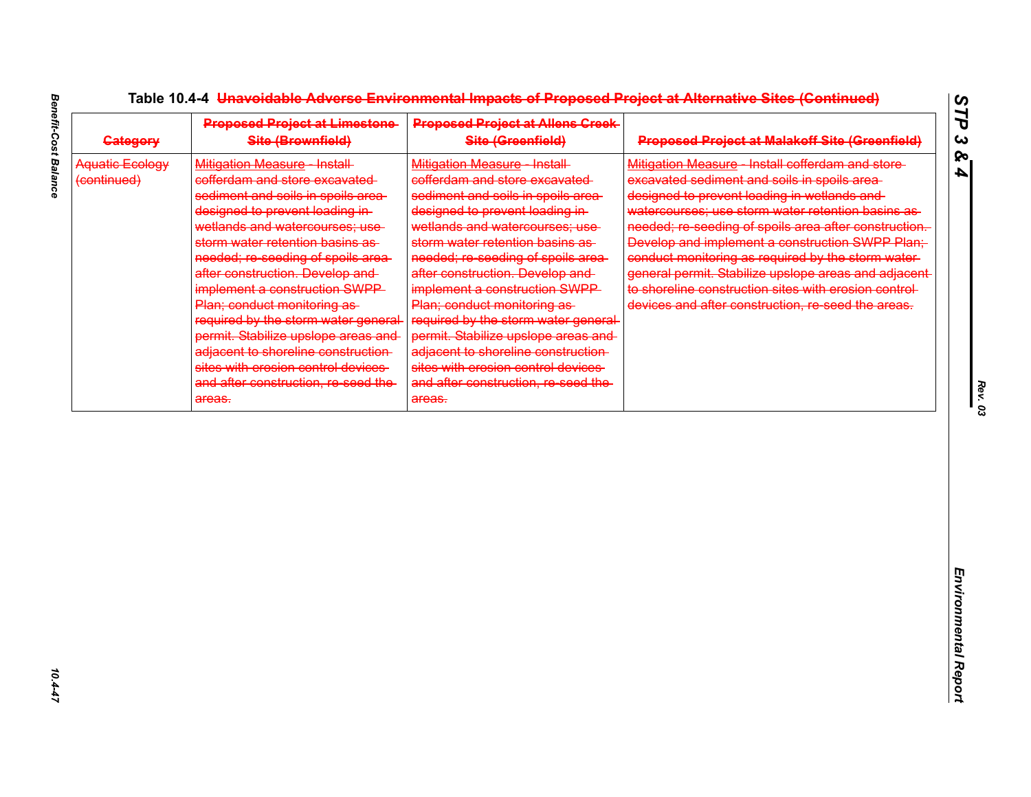Table 10.4-4 Unavoidable Adverse Environmental Impacts of Proposed Project at Alternative Sites (Continued)

| Category | Proposed Project at Limestone Site (Brownfield) | Proposed Project at Allens Creek Site (Greenfield) | Proposed Project at Malakoff Site (Greenfield) |
|---|---|---|---|
| Aquatic Ecology (continued) | Mitigation Measure - Install cofferdam and store excavated sediment and soils in spoils area designed to prevent loading in wetlands and watercourses; use storm water retention basins as needed; re-seeding of spoils area after construction. Develop and implement a construction SWPP Plan; conduct monitoring as required by the storm water general permit. Stabilize upslope areas and adjacent to shoreline construction sites with erosion control devices and after construction, re-seed the areas. | Mitigation Measure - Install cofferdam and store excavated sediment and soils in spoils area designed to prevent loading in wetlands and watercourses; use storm water retention basins as needed; re-seeding of spoils area after construction. Develop and implement a construction SWPP Plan; conduct monitoring as required by the storm water general permit. Stabilize upslope areas and adjacent to shoreline construction sites with erosion control devices and after construction, re-seed the areas. | Mitigation Measure - Install cofferdam and store excavated sediment and soils in spoils area designed to prevent loading in wetlands and watercourses; use storm water retention basins as needed; re-seeding of spoils area after construction. Develop and implement a construction SWPP Plan; conduct monitoring as required by the storm water general permit. Stabilize upslope areas and adjacent to shoreline construction sites with erosion control devices and after construction, re-seed the areas. |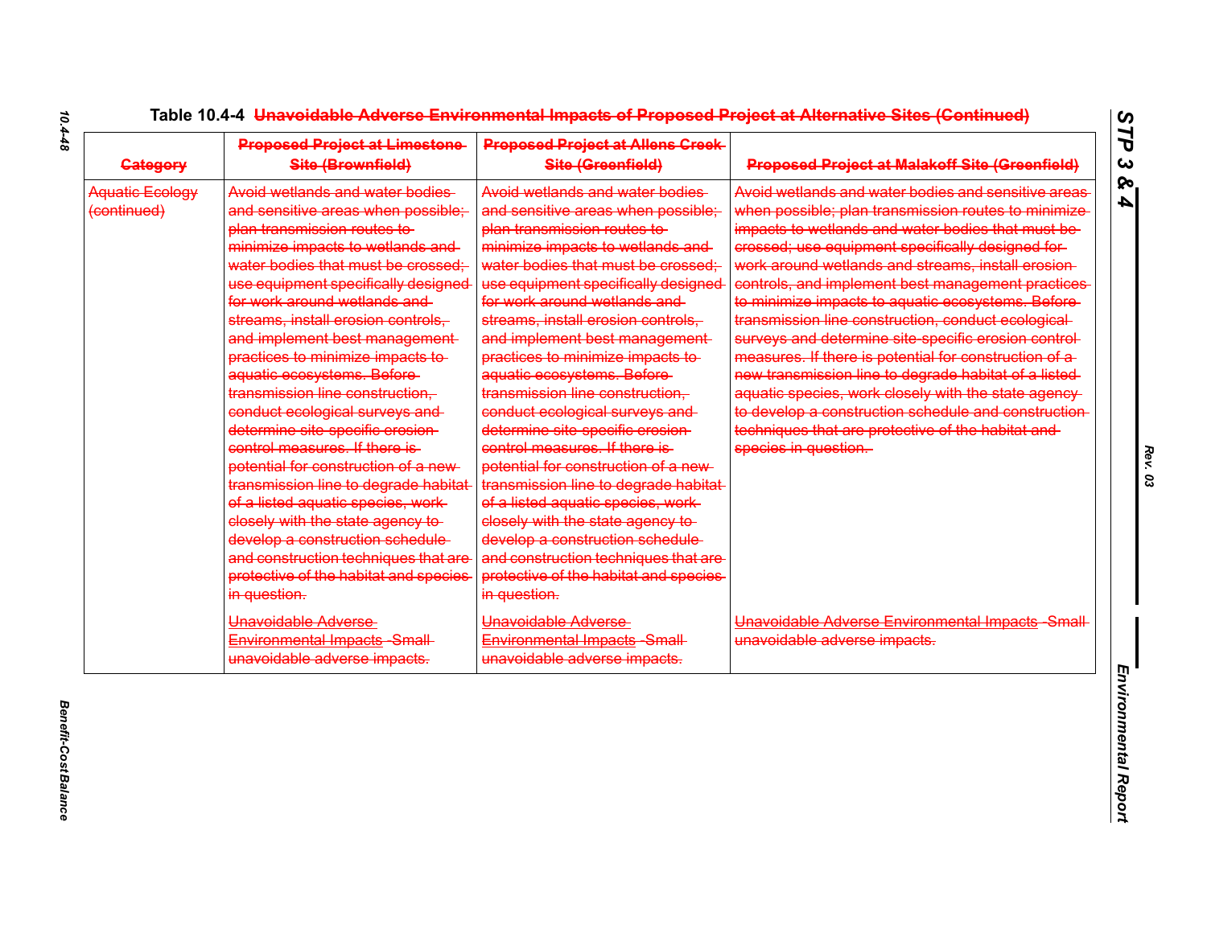Table 10.4-4 ~~Unavoidable Adverse Environmental Impacts of Proposed Project at Alternative Sites (Continued)~~

| ~~Category~~ | ~~Proposed Project at Limestone Site (Brownfield)~~ | ~~Proposed Project at Allens Creek Site (Greenfield)~~ | ~~Proposed Project at Malakoff Site (Greenfield)~~ |
|---|---|---|---|
| ~~Aquatic Ecology (continued)~~ | ~~Avoid wetlands and water bodies and sensitive areas when possible; plan transmission routes to minimize impacts to wetlands and water bodies that must be crossed; use equipment specifically designed for work around wetlands and streams, install erosion controls, and implement best management practices to minimize impacts to aquatic ecosystems. Before transmission line construction, conduct ecological surveys and determine site-specific erosion control measures. If there is potential for construction of a new transmission line to degrade habitat of a listed aquatic species, work closely with the state agency to develop a construction schedule and construction techniques that are protective of the habitat and species in question.~~ | ~~Avoid wetlands and water bodies and sensitive areas when possible; plan transmission routes to minimize impacts to wetlands and water bodies that must be crossed; use equipment specifically designed for work around wetlands and streams, install erosion controls, and implement best management practices to minimize impacts to aquatic ecosystems. Before transmission line construction, conduct ecological surveys and determine site-specific erosion control measures. If there is potential for construction of a new transmission line to degrade habitat of a listed aquatic species, work closely with the state agency to develop a construction schedule and construction techniques that are protective of the habitat and species in question.~~ | ~~Avoid wetlands and water bodies and sensitive areas when possible; plan transmission routes to minimize impacts to wetlands and water bodies that must be crossed; use equipment specifically designed for work around wetlands and streams, install erosion controls, and implement best management practices to minimize impacts to aquatic ecosystems. Before transmission line construction, conduct ecological surveys and determine site-specific erosion control measures. If there is potential for construction of a new transmission line to degrade habitat of a listed aquatic species, work closely with the state agency to develop a construction schedule and construction techniques that are protective of the habitat and species in question.~~ |
| | ~~Unavoidable Adverse Environmental Impacts - Small unavoidable adverse impacts.~~ | ~~Unavoidable Adverse Environmental Impacts - Small unavoidable adverse impacts.~~ | ~~Unavoidable Adverse Environmental Impacts - Small unavoidable adverse impacts.~~ |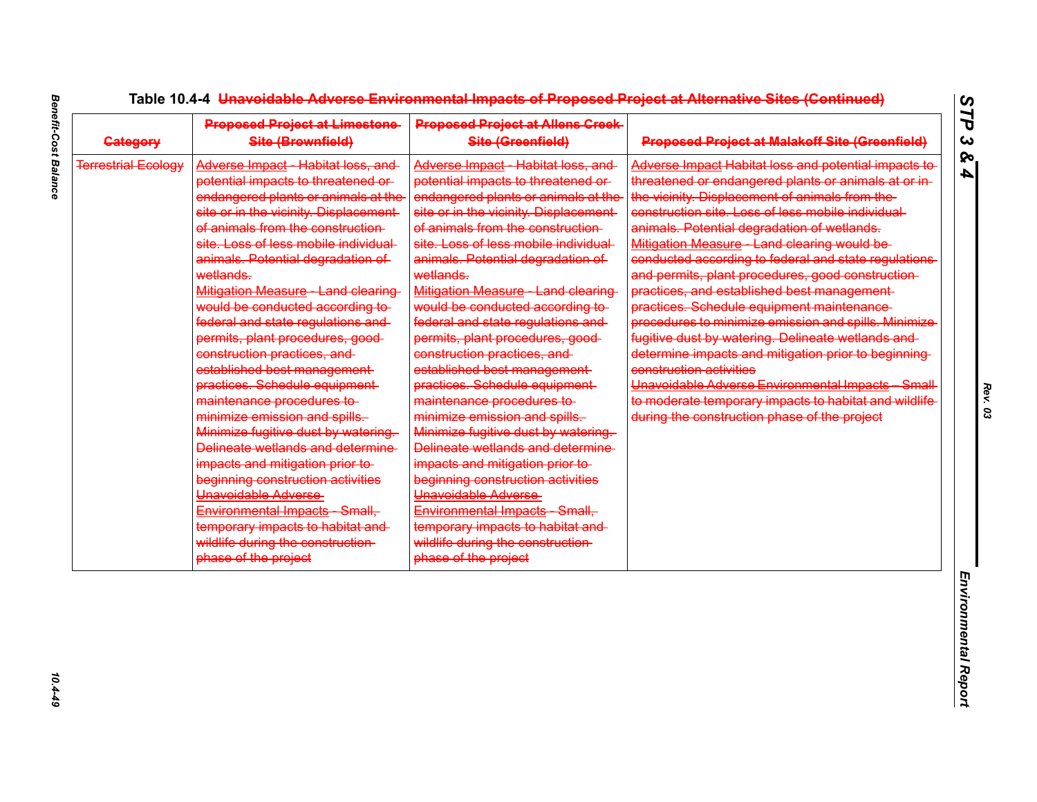**Table 10.4-4 Unavoidable Adverse Environmental Impacts of Proposed Project at Alternative Sites (Continued)**

| Category | Proposed Project at Limestone Site (Brownfield) | Proposed Project at Allens Creek Site (Greenfield) | Proposed Project at Malakoff Site (Greenfield) |
|---|---|---|---|
| Terrestrial Ecology | Adverse Impact - Habitat loss, and potential impacts to threatened or endangered plants or animals at the site or in the vicinity. Displacement of animals from the construction site. Loss of less mobile individual animals. Potential degradation of wetlands.<br>Mitigation Measure - Land clearing would be conducted according to federal and state regulations and permits, plant procedures, good construction practices, and established best management practices. Schedule equipment maintenance procedures to minimize emission and spills. Minimize fugitive dust by watering. Delineate wetlands and determine impacts and mitigation prior to beginning construction activities<br>Unavoidable Adverse Environmental Impacts - Small, temporary impacts to habitat and wildlife during the construction phase of the project | Adverse Impact - Habitat loss, and potential impacts to threatened or endangered plants or animals at the site or in the vicinity. Displacement of animals from the construction site. Loss of less mobile individual animals. Potential degradation of wetlands.<br>Mitigation Measure - Land clearing would be conducted according to federal and state regulations and permits, plant procedures, good construction practices, and established best management practices. Schedule equipment maintenance procedures to minimize emission and spills. Minimize fugitive dust by watering. Delineate wetlands and determine impacts and mitigation prior to beginning construction activities<br>Unavoidable Adverse Environmental Impacts - Small, temporary impacts to habitat and wildlife during the construction phase of the project | Adverse Impact Habitat loss and potential impacts to threatened or endangered plants or animals at or in the vicinity. Displacement of animals from the construction site. Loss of less mobile individual animals. Potential degradation of wetlands.<br>Mitigation Measure - Land clearing would be conducted according to federal and state regulations and permits, plant procedures, good construction practices, and established best management practices. Schedule equipment maintenance procedures to minimize emission and spills. Minimize fugitive dust by watering. Delineate wetlands and determine impacts and mitigation prior to beginning construction activities<br>Unavoidable Adverse Environmental Impacts – Small to moderate temporary impacts to habitat and wildlife during the construction phase of the project |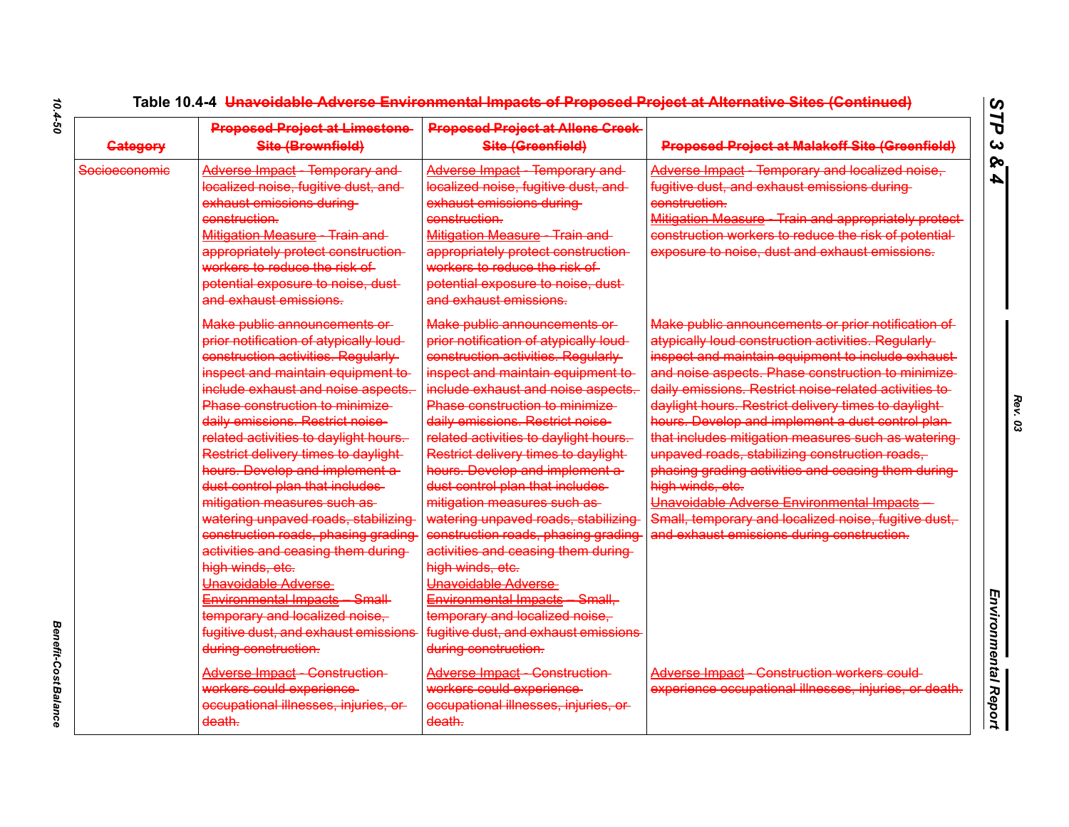Table 10.4-4 Unavoidable Adverse Environmental Impacts of Proposed Project at Alternative Sites (Continued)

| Category | Proposed Project at Limestone Site (Brownfield) | Proposed Project at Allens Creek Site (Greenfield) | Proposed Project at Malakoff Site (Greenfield) |
|---|---|---|---|
| Socioeconomic | Adverse Impact - Temporary and localized noise, fugitive dust, and exhaust emissions during construction.<br>Mitigation Measure - Train and appropriately protect construction workers to reduce the risk of potential exposure to noise, dust and exhaust emissions. | Adverse Impact - Temporary and localized noise, fugitive dust, and exhaust emissions during construction.<br>Mitigation Measure - Train and appropriately protect construction workers to reduce the risk of potential exposure to noise, dust and exhaust emissions. | Adverse Impact - Temporary and localized noise, fugitive dust, and exhaust emissions during construction.<br>Mitigation Measure - Train and appropriately protect construction workers to reduce the risk of potential exposure to noise, dust and exhaust emissions. |
| | Make public announcements or prior notification of atypically loud construction activities. Regularly inspect and maintain equipment to include exhaust and noise aspects. Phase construction to minimize daily emissions. Restrict noise-related activities to daylight hours. Restrict delivery times to daylight hours. Develop and implement a dust control plan that includes mitigation measures such as watering unpaved roads, stabilizing construction roads, phasing grading activities and ceasing them during high winds, etc.<br>Unavoidable Adverse Environmental Impacts – Small temporary and localized noise, fugitive dust, and exhaust emissions during construction. | Make public announcements or prior notification of atypically loud construction activities. Regularly inspect and maintain equipment to include exhaust and noise aspects. Phase construction to minimize daily emissions. Restrict noise-related activities to daylight hours. Restrict delivery times to daylight hours. Develop and implement a dust control plan that includes mitigation measures such as watering unpaved roads, stabilizing construction roads, phasing grading activities and ceasing them during high winds, etc.<br>Unavoidable Adverse Environmental Impacts – Small, temporary and localized noise, fugitive dust, and exhaust emissions during construction. | Make public announcements or prior notification of atypically loud construction activities. Regularly inspect and maintain equipment to include exhaust and noise aspects. Phase construction to minimize daily emissions. Restrict noise-related activities to daylight hours. Restrict delivery times to daylight hours. Develop and implement a dust control plan that includes mitigation measures such as watering unpaved roads, stabilizing construction roads, phasing grading activities and ceasing them during high winds, etc.<br>Unavoidable Adverse Environmental Impacts – Small, temporary and localized noise, fugitive dust, and exhaust emissions during construction. |
| | Adverse Impact - Construction workers could experience occupational illnesses, injuries, or death. | Adverse Impact - Construction workers could experience occupational illnesses, injuries, or death. | Adverse Impact - Construction workers could experience occupational illnesses, injuries, or death. |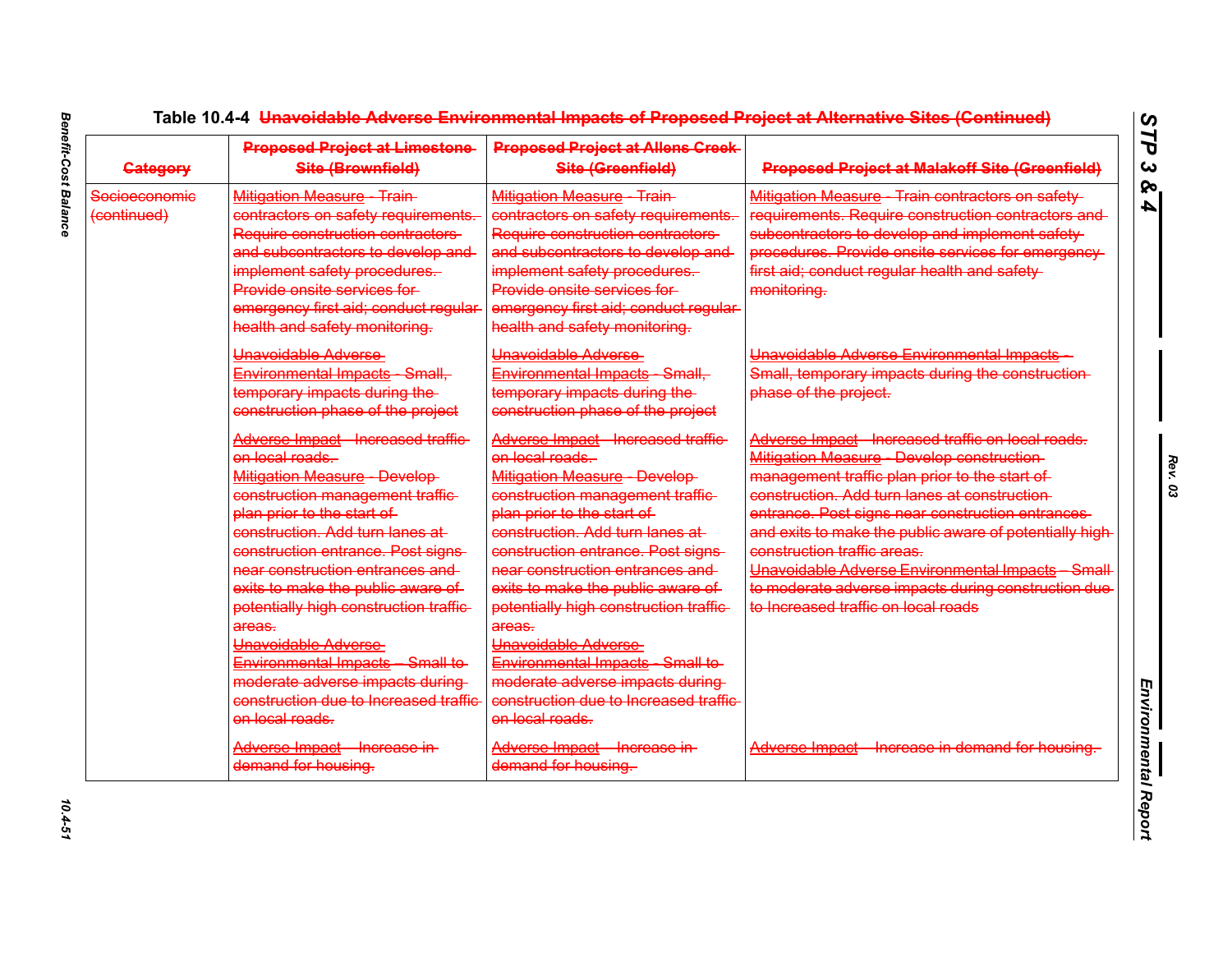Table 10.4-4 Unavoidable Adverse Environmental Impacts of Proposed Project at Alternative Sites (Continued)

| Category | Proposed Project at Limestone Site (Brownfield) | Proposed Project at Allens Creek Site (Greenfield) | Proposed Project at Malakoff Site (Greenfield) |
|---|---|---|---|
| Socioeconomic (continued) | Mitigation Measure - Train contractors on safety requirements. Require construction contractors and subcontractors to develop and implement safety procedures. Provide onsite services for emergency first aid; conduct regular health and safety monitoring. | Mitigation Measure - Train contractors on safety requirements. Require construction contractors and subcontractors to develop and implement safety procedures. Provide onsite services for emergency first aid; conduct regular health and safety monitoring. | Mitigation Measure - Train contractors on safety requirements. Require construction contractors and subcontractors to develop and implement safety procedures. Provide onsite services for emergency first aid; conduct regular health and safety monitoring. |
| | Unavoidable Adverse Environmental Impacts - Small, temporary impacts during the construction phase of the project | Unavoidable Adverse Environmental Impacts - Small, temporary impacts during the construction phase of the project | Unavoidable Adverse Environmental Impacts - Small, temporary impacts during the construction phase of the project. |
| | Adverse Impact - Increased traffic on local roads.<br>Mitigation Measure - Develop construction management traffic plan prior to the start of construction. Add turn lanes at construction entrance. Post signs near construction entrances and exits to make the public aware of potentially high construction traffic areas.<br>Unavoidable Adverse Environmental Impacts – Small to moderate adverse impacts during construction due to Increased traffic on local roads. | Adverse Impact - Increased traffic on local roads.<br>Mitigation Measure - Develop construction management traffic plan prior to the start of construction. Add turn lanes at construction entrance. Post signs near construction entrances and exits to make the public aware of potentially high construction traffic areas.<br>Unavoidable Adverse Environmental Impacts - Small to moderate adverse impacts during construction due to Increased traffic on local roads. | Adverse Impact - Increased traffic on local roads.<br>Mitigation Measure - Develop construction management traffic plan prior to the start of construction. Add turn lanes at construction entrance. Post signs near construction entrances and exits to make the public aware of potentially high construction traffic areas.<br>Unavoidable Adverse Environmental Impacts – Small to moderate adverse impacts during construction due to Increased traffic on local roads |
| | Adverse Impact – Increase in demand for housing. | Adverse Impact – Increase in demand for housing. | Adverse Impact – Increase in demand for housing. |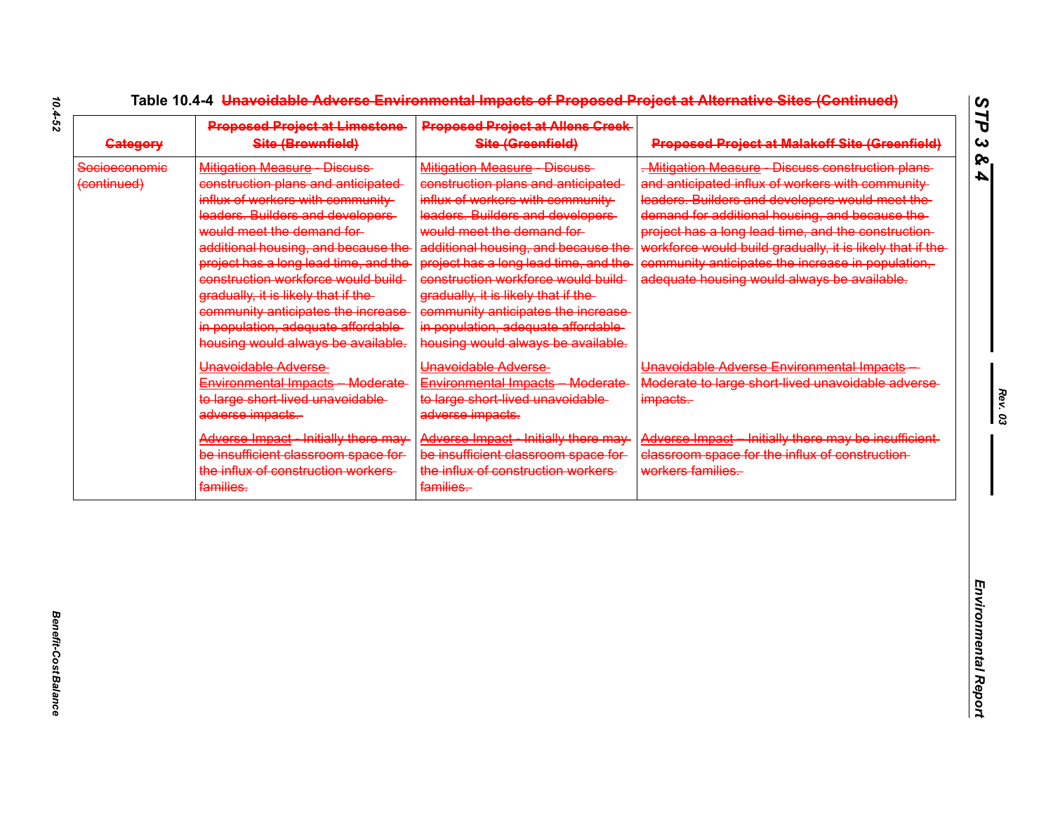Table 10.4-4 ~~Unavoidable Adverse Environmental Impacts of Proposed Project at Alternative Sites (Continued)~~

| ~~Category~~ | ~~Proposed Project at Limestone Site (Brownfield)~~ | ~~Proposed Project at Allens Creek Site (Greenfield)~~ | ~~Proposed Project at Malakoff Site (Greenfield)~~ |
|---|---|---|---|
| ~~Socioeconomic (continued)~~ | ~~Mitigation Measure - Discuss construction plans and anticipated influx of workers with community leaders. Builders and developers would meet the demand for additional housing, and because the project has a long lead time, and the construction workforce would build gradually, it is likely that if the community anticipates the increase in population, adequate affordable housing would always be available.~~ | ~~Mitigation Measure - Discuss construction plans and anticipated influx of workers with community leaders. Builders and developers would meet the demand for additional housing, and because the project has a long lead time, and the construction workforce would build gradually, it is likely that if the community anticipates the increase in population, adequate affordable housing would always be available.~~ | ~~. Mitigation Measure - Discuss construction plans and anticipated influx of workers with community leaders. Builders and developers would meet the demand for additional housing, and because the project has a long lead time, and the construction workforce would build gradually, it is likely that if the community anticipates the increase in population, adequate housing would always be available.~~ |
| | ~~Unavoidable Adverse Environmental Impacts – Moderate to large short-lived unavoidable adverse impacts.~~ | ~~Unavoidable Adverse Environmental Impacts – Moderate to large short-lived unavoidable adverse impacts.~~ | ~~Unavoidable Adverse Environmental Impacts – Moderate to large short-lived unavoidable adverse impacts.~~ |
| | ~~Adverse Impact - Initially there may be insufficient classroom space for the influx of construction workers families.~~ | ~~Adverse Impact - Initially there may be insufficient classroom space for the influx of construction workers families.~~ | ~~Adverse Impact – Initially there may be insufficient classroom space for the influx of construction workers families.~~ |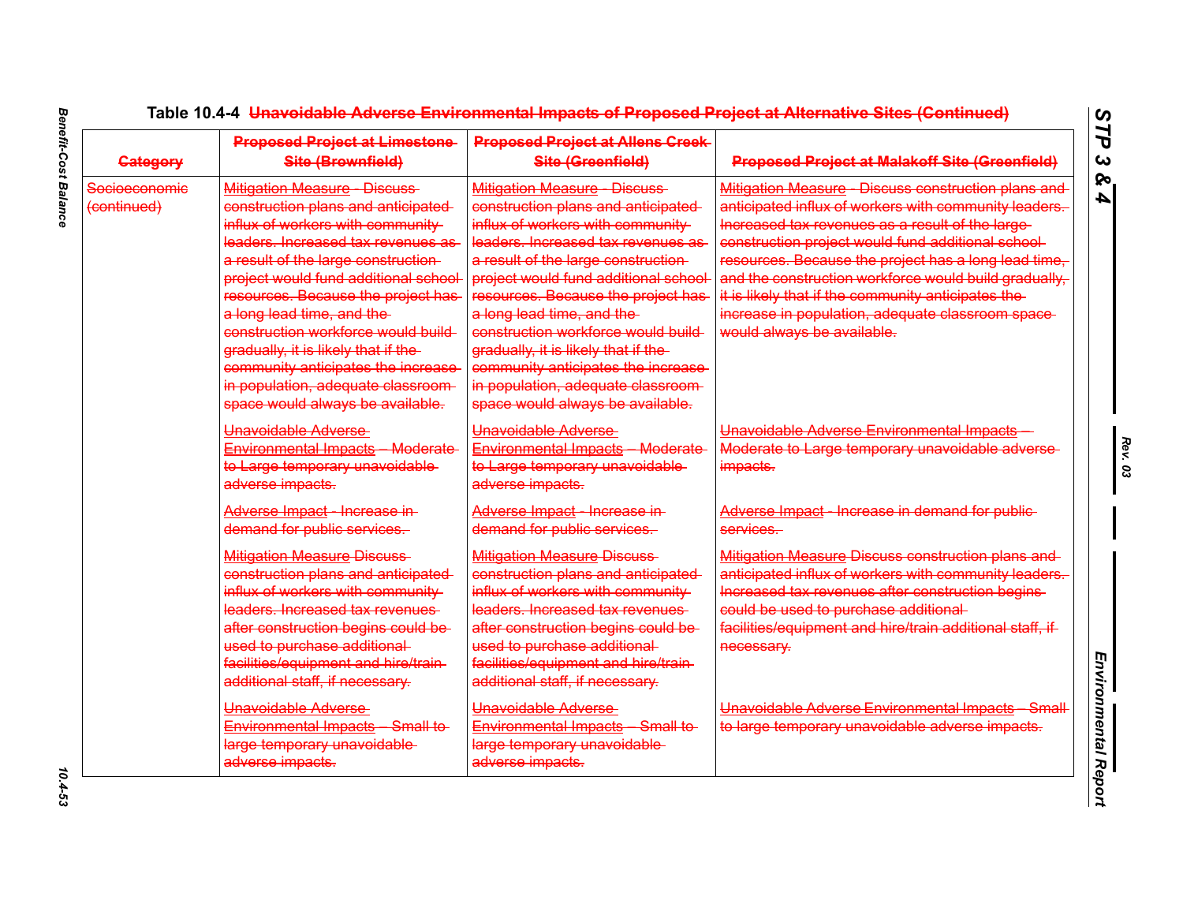Table 10.4-4 ~~Unavoidable Adverse Environmental Impacts of Proposed Project at Alternative Sites (Continued)~~

| ~~Category~~ | ~~Proposed Project at Limestone Site (Brownfield)~~ | ~~Proposed Project at Allens Creek Site (Greenfield)~~ | ~~Proposed Project at Malakoff Site (Greenfield)~~ |
|---|---|---|---|
| ~~Socioeconomic (continued)~~ | ~~Mitigation Measure - Discuss construction plans and anticipated influx of workers with community leaders. Increased tax revenues as a result of the large construction project would fund additional school resources. Because the project has a long lead time, and the construction workforce would build gradually, it is likely that if the community anticipates the increase in population, adequate classroom space would always be available.~~ | ~~Mitigation Measure - Discuss construction plans and anticipated influx of workers with community leaders. Increased tax revenues as a result of the large construction project would fund additional school resources. Because the project has a long lead time, and the construction workforce would build gradually, it is likely that if the community anticipates the increase in population, adequate classroom space would always be available.~~ | ~~Mitigation Measure - Discuss construction plans and anticipated influx of workers with community leaders. Increased tax revenues as a result of the large construction project would fund additional school resources. Because the project has a long lead time, and the construction workforce would build gradually, it is likely that if the community anticipates the increase in population, adequate classroom space would always be available.~~ |
| | ~~Unavoidable Adverse Environmental Impacts – Moderate to Large temporary unavoidable adverse impacts.~~ | ~~Unavoidable Adverse Environmental Impacts – Moderate to Large temporary unavoidable adverse impacts.~~ | ~~Unavoidable Adverse Environmental Impacts – Moderate to Large temporary unavoidable adverse impacts.~~ |
| | ~~Adverse Impact - Increase in demand for public services.~~ | ~~Adverse Impact - Increase in demand for public services.~~ | ~~Adverse Impact - Increase in demand for public services.~~ |
| | ~~Mitigation Measure Discuss construction plans and anticipated influx of workers with community leaders. Increased tax revenues after construction begins could be used to purchase additional facilities/equipment and hire/train additional staff, if necessary.~~ | ~~Mitigation Measure Discuss construction plans and anticipated influx of workers with community leaders. Increased tax revenues after construction begins could be used to purchase additional facilities/equipment and hire/train additional staff, if necessary.~~ | ~~Mitigation Measure Discuss construction plans and anticipated influx of workers with community leaders. Increased tax revenues after construction begins could be used to purchase additional facilities/equipment and hire/train additional staff, if necessary.~~ |
| | ~~Unavoidable Adverse Environmental Impacts – Small to large temporary unavoidable adverse impacts.~~ | ~~Unavoidable Adverse Environmental Impacts – Small to large temporary unavoidable adverse impacts.~~ | ~~Unavoidable Adverse Environmental Impacts – Small to large temporary unavoidable adverse impacts.~~ |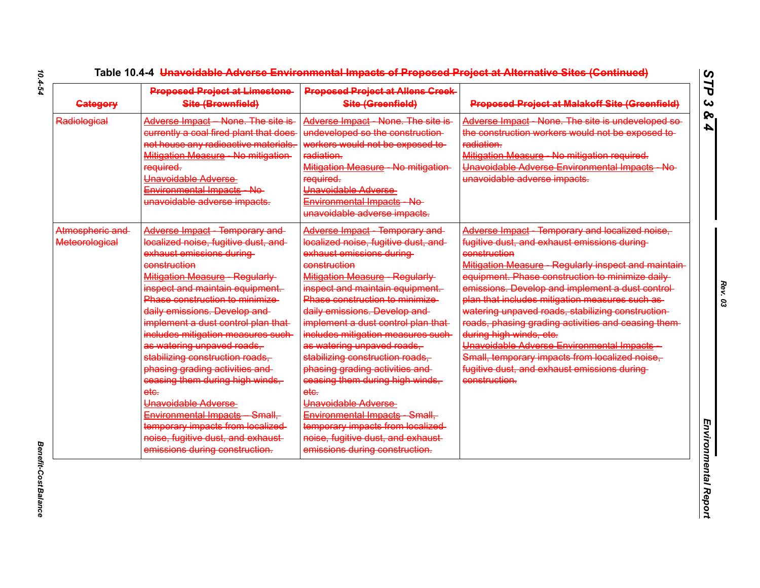Table 10.4-4 ~~Unavoidable Adverse Environmental Impacts of Proposed Project at Alternative Sites (Continued)~~

| ~~Category~~ | ~~Proposed Project at Limestone Site (Brownfield)~~ | ~~Proposed Project at Allens Creek Site (Greenfield)~~ | ~~Proposed Project at Malakoff Site (Greenfield)~~ |
|---|---|---|---|
| ~~Radiological~~ | ~~Adverse Impact – None. The site is currently a coal fired plant that does not house any radioactive materials.~~<br>~~Mitigation Measure - No mitigation required.~~<br>~~Unavoidable Adverse Environmental Impacts - No unavoidable adverse impacts.~~ | ~~Adverse Impact - None. The site is undeveloped so the construction workers would not be exposed to radiation.~~<br>~~Mitigation Measure - No mitigation required.~~<br>~~Unavoidable Adverse Environmental Impacts - No unavoidable adverse impacts.~~ | ~~Adverse Impact - None. The site is undeveloped so the construction workers would not be exposed to radiation.~~<br>~~Mitigation Measure - No mitigation required.~~<br>~~Unavoidable Adverse Environmental Impacts - No unavoidable adverse impacts.~~ |
| ~~Atmospheric and Meteorological~~ | ~~Adverse Impact - Temporary and localized noise, fugitive dust, and exhaust emissions during construction~~<br>~~Mitigation Measure - Regularly inspect and maintain equipment. Phase construction to minimize daily emissions. Develop and implement a dust control plan that includes mitigation measures such as watering unpaved roads, stabilizing construction roads, phasing grading activities and ceasing them during high winds, etc.~~<br>~~Unavoidable Adverse Environmental Impacts – Small, temporary impacts from localized noise, fugitive dust, and exhaust emissions during construction.~~ | ~~Adverse Impact - Temporary and localized noise, fugitive dust, and exhaust emissions during construction~~<br>~~Mitigation Measure - Regularly inspect and maintain equipment. Phase construction to minimize daily emissions. Develop and implement a dust control plan that includes mitigation measures such as watering unpaved roads, stabilizing construction roads, phasing grading activities and ceasing them during high winds, etc.~~<br>~~Unavoidable Adverse Environmental Impacts - Small, temporary impacts from localized noise, fugitive dust, and exhaust emissions during construction.~~ | ~~Adverse Impact - Temporary and localized noise, fugitive dust, and exhaust emissions during construction~~<br>~~Mitigation Measure - Regularly inspect and maintain equipment. Phase construction to minimize daily emissions. Develop and implement a dust control plan that includes mitigation measures such as watering unpaved roads, stabilizing construction roads, phasing grading activities and ceasing them during high winds, etc.~~<br>~~Unavoidable Adverse Environmental Impacts - Small, temporary impacts from localized noise, fugitive dust, and exhaust emissions during construction.~~ |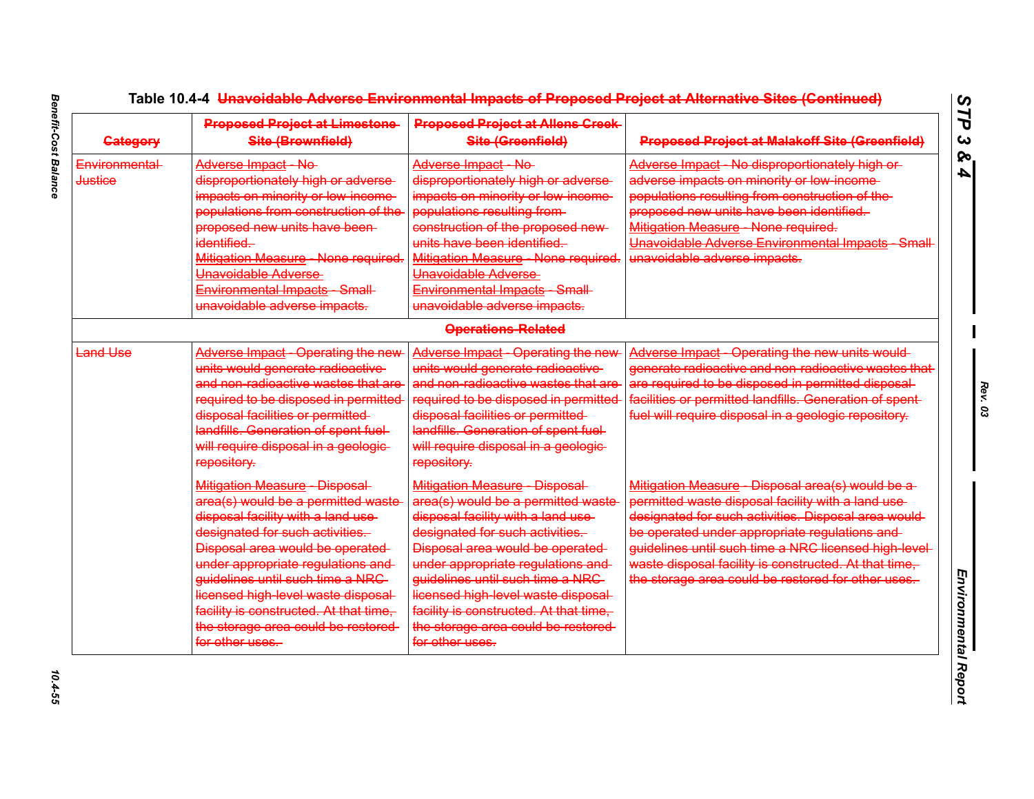Table 10.4-4 ~~Unavoidable Adverse Environmental Impacts of Proposed Project at Alternative Sites (Continued)~~

| ~~Category~~ | ~~Proposed Project at Limestone Site (Brownfield)~~ | ~~Proposed Project at Allens Creek Site (Greenfield)~~ | ~~Proposed Project at Malakoff Site (Greenfield)~~ |
|---|---|---|---|
| ~~Environmental Justice~~ | ~~Adverse Impact - No disproportionately high or adverse impacts on minority or low-income populations from construction of the proposed new units have been identified.~~ ~~Mitigation Measure - None required.~~ ~~Unavoidable Adverse Environmental Impacts - Small unavoidable adverse impacts.~~ | ~~Adverse Impact - No disproportionately high or adverse impacts on minority or low-income populations resulting from construction of the proposed new units have been identified.~~ ~~Mitigation Measure - None required.~~ ~~Unavoidable Adverse Environmental Impacts - Small unavoidable adverse impacts.~~ | ~~Adverse Impact - No disproportionately high or adverse impacts on minority or low-income populations resulting from construction of the proposed new units have been identified.~~ ~~Mitigation Measure - None required.~~ ~~Unavoidable Adverse Environmental Impacts - Small unavoidable adverse impacts.~~ |
| | ~~Operations-Related~~ | | |
| ~~Land Use~~ | ~~Adverse Impact - Operating the new units would generate radioactive and non-radioactive wastes that are required to be disposed in permitted disposal facilities or permitted landfills. Generation of spent fuel will require disposal in a geologic repository.~~ ~~Mitigation Measure - Disposal area(s) would be a permitted waste disposal facility with a land use designated for such activities. Disposal area would be operated under appropriate regulations and guidelines until such time a NRC licensed high-level waste disposal facility is constructed. At that time, the storage area could be restored for other uses.~~ | ~~Adverse Impact - Operating the new units would generate radioactive and non-radioactive wastes that are required to be disposed in permitted disposal facilities or permitted landfills. Generation of spent fuel will require disposal in a geologic repository.~~ ~~Mitigation Measure - Disposal area(s) would be a permitted waste disposal facility with a land use designated for such activities. Disposal area would be operated under appropriate regulations and guidelines until such time a NRC licensed high-level waste disposal facility is constructed. At that time, the storage area could be restored for other uses.~~ | ~~Adverse Impact - Operating the new units would generate radioactive and non-radioactive wastes that are required to be disposed in permitted disposal facilities or permitted landfills. Generation of spent fuel will require disposal in a geologic repository.~~ ~~Mitigation Measure - Disposal area(s) would be a permitted waste disposal facility with a land use designated for such activities. Disposal area would be operated under appropriate regulations and guidelines until such time a NRC licensed high-level waste disposal facility is constructed. At that time, the storage area could be restored for other uses.~~ |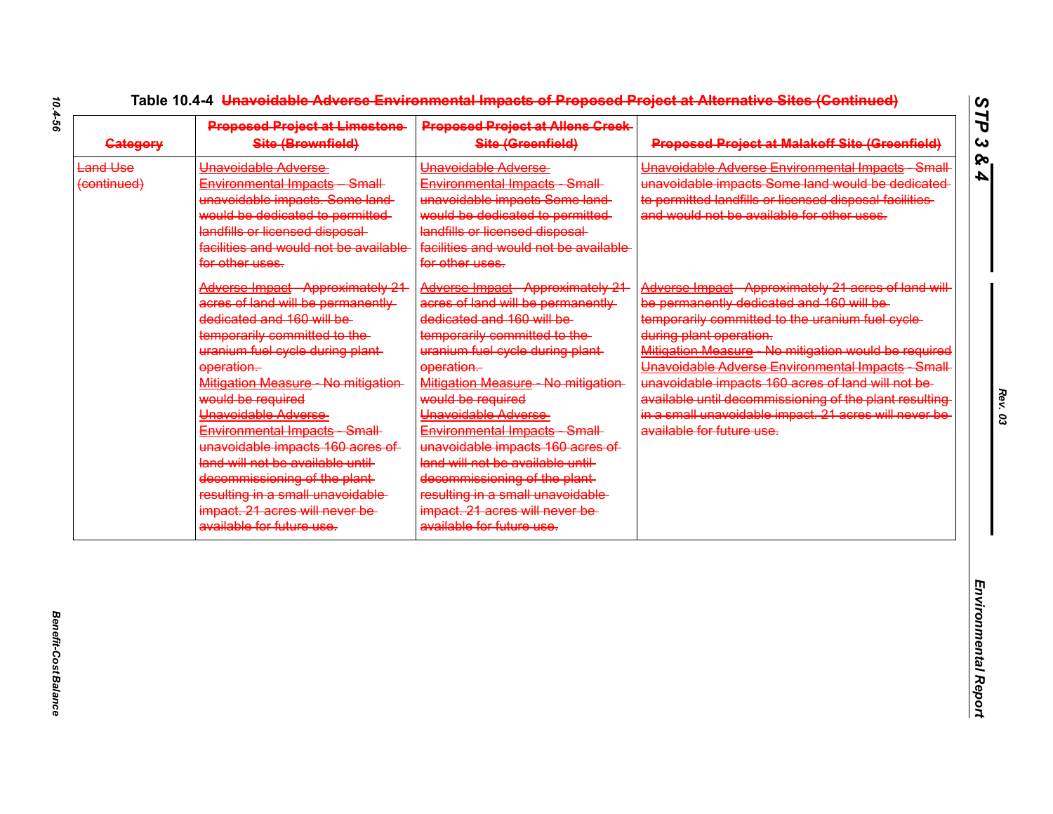Table 10.4-4 ~~Unavoidable Adverse Environmental Impacts of Proposed Project at Alternative Sites (Continued)~~

| ~~Category~~ | ~~Proposed Project at Limestone Site (Brownfield)~~ | ~~Proposed Project at Allens Creek Site (Greenfield)~~ | ~~Proposed Project at Malakoff Site (Greenfield)~~ |
|---|---|---|---|
| ~~Land Use (continued)~~ | ~~Unavoidable Adverse Environmental Impacts – Small unavoidable impacts. Some land would be dedicated to permitted landfills or licensed disposal facilities and would not be available for other uses.~~ | ~~Unavoidable Adverse Environmental Impacts - Small unavoidable impacts Some land would be dedicated to permitted landfills or licensed disposal facilities and would not be available for other uses.~~ | ~~Unavoidable Adverse Environmental Impacts - Small unavoidable impacts Some land would be dedicated to permitted landfills or licensed disposal facilities and would not be available for other uses.~~ |
| | ~~Adverse Impact - Approximately 21 acres of land will be permanently dedicated and 160 will be temporarily committed to the uranium fuel cycle during plant operation.~~<br>~~Mitigation Measure - No mitigation would be required~~<br>~~Unavoidable Adverse Environmental Impacts - Small unavoidable impacts 160 acres of land will not be available until decommissioning of the plant resulting in a small unavoidable impact. 21 acres will never be available for future use.~~ | ~~Adverse Impact - Approximately 21 acres of land will be permanently dedicated and 160 will be temporarily committed to the uranium fuel cycle during plant operation.~~<br>~~Mitigation Measure - No mitigation would be required~~<br>~~Unavoidable Adverse Environmental Impacts - Small unavoidable impacts 160 acres of land will not be available until decommissioning of the plant resulting in a small unavoidable impact. 21 acres will never be available for future use.~~ | ~~Adverse Impact - Approximately 21 acres of land will be permanently dedicated and 160 will be temporarily committed to the uranium fuel cycle during plant operation.~~<br>~~Mitigation Measure - No mitigation would be required~~<br>~~Unavoidable Adverse Environmental Impacts - Small unavoidable impacts 160 acres of land will not be available until decommissioning of the plant resulting in a small unavoidable impact. 21 acres will never be available for future use.~~ |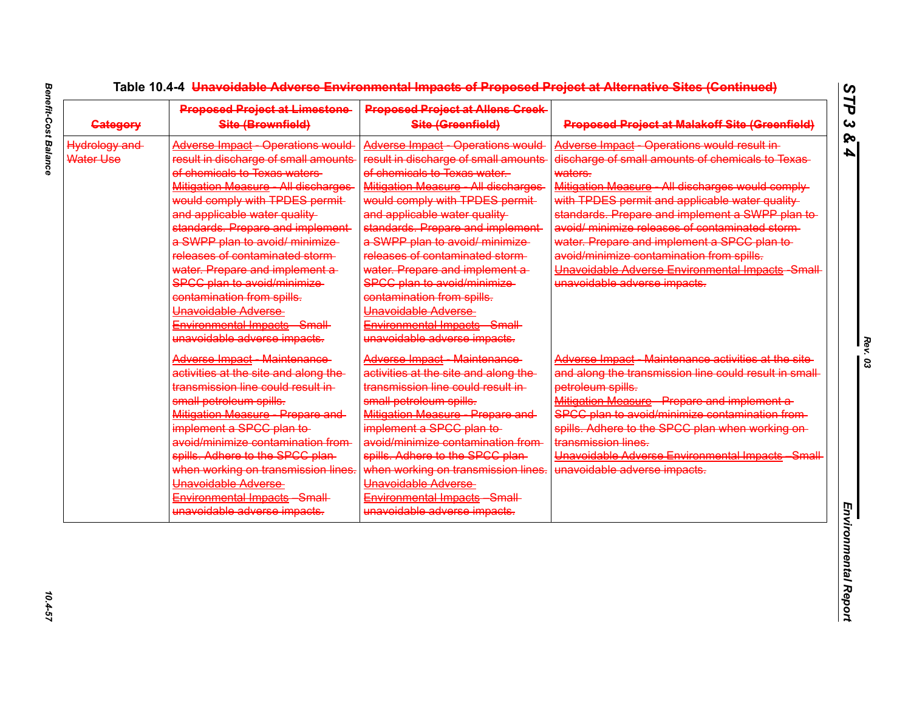Table 10.4-4 ~~Unavoidable Adverse Environmental Impacts of Proposed Project at Alternative Sites (Continued)~~

| ~~Category~~ | ~~Proposed Project at Limestone Site (Brownfield)~~ | ~~Proposed Project at Allens Creek Site (Greenfield)~~ | ~~Proposed Project at Malakoff Site (Greenfield)~~ |
|---|---|---|---|
| ~~Hydrology and Water Use~~ | ~~Adverse Impact - Operations would result in discharge of small amounts of chemicals to Texas waters.~~<br>~~Mitigation Measure - All discharges would comply with TPDES permit and applicable water quality standards. Prepare and implement a SWPP plan to avoid/ minimize releases of contaminated storm water. Prepare and implement a SPCC plan to avoid/minimize contamination from spills.~~<br>~~Unavoidable Adverse Environmental Impacts - Small unavoidable adverse impacts.~~ | ~~Adverse Impact - Operations would result in discharge of small amounts of chemicals to Texas water.~~<br>~~Mitigation Measure - All discharges would comply with TPDES permit and applicable water quality standards. Prepare and implement a SWPP plan to avoid/ minimize releases of contaminated storm water. Prepare and implement a SPCC plan to avoid/minimize contamination from spills.~~<br>~~Unavoidable Adverse Environmental Impacts - Small unavoidable adverse impacts.~~ | ~~Adverse Impact - Operations would result in discharge of small amounts of chemicals to Texas waters.~~<br>~~Mitigation Measure - All discharges would comply with TPDES permit and applicable water quality standards. Prepare and implement a SWPP plan to avoid/ minimize releases of contaminated storm water. Prepare and implement a SPCC plan to avoid/minimize contamination from spills.~~<br>~~Unavoidable Adverse Environmental Impacts - Small unavoidable adverse impacts.~~ |
| | ~~Adverse Impact - Maintenance activities at the site and along the transmission line could result in small petroleum spills.~~<br>~~Mitigation Measure - Prepare and implement a SPCC plan to avoid/minimize contamination from spills. Adhere to the SPCC plan when working on transmission lines.~~<br>~~Unavoidable Adverse Environmental Impacts - Small unavoidable adverse impacts.~~ | ~~Adverse Impact - Maintenance activities at the site and along the transmission line could result in small petroleum spills.~~<br>~~Mitigation Measure - Prepare and implement a SPCC plan to avoid/minimize contamination from spills. Adhere to the SPCC plan when working on transmission lines.~~<br>~~Unavoidable Adverse Environmental Impacts - Small unavoidable adverse impacts.~~ | ~~Adverse Impact - Maintenance activities at the site and along the transmission line could result in small petroleum spills.~~<br>~~Mitigation Measure - Prepare and implement a SPCC plan to avoid/minimize contamination from spills. Adhere to the SPCC plan when working on transmission lines.~~<br>~~Unavoidable Adverse Environmental Impacts - Small unavoidable adverse impacts.~~ |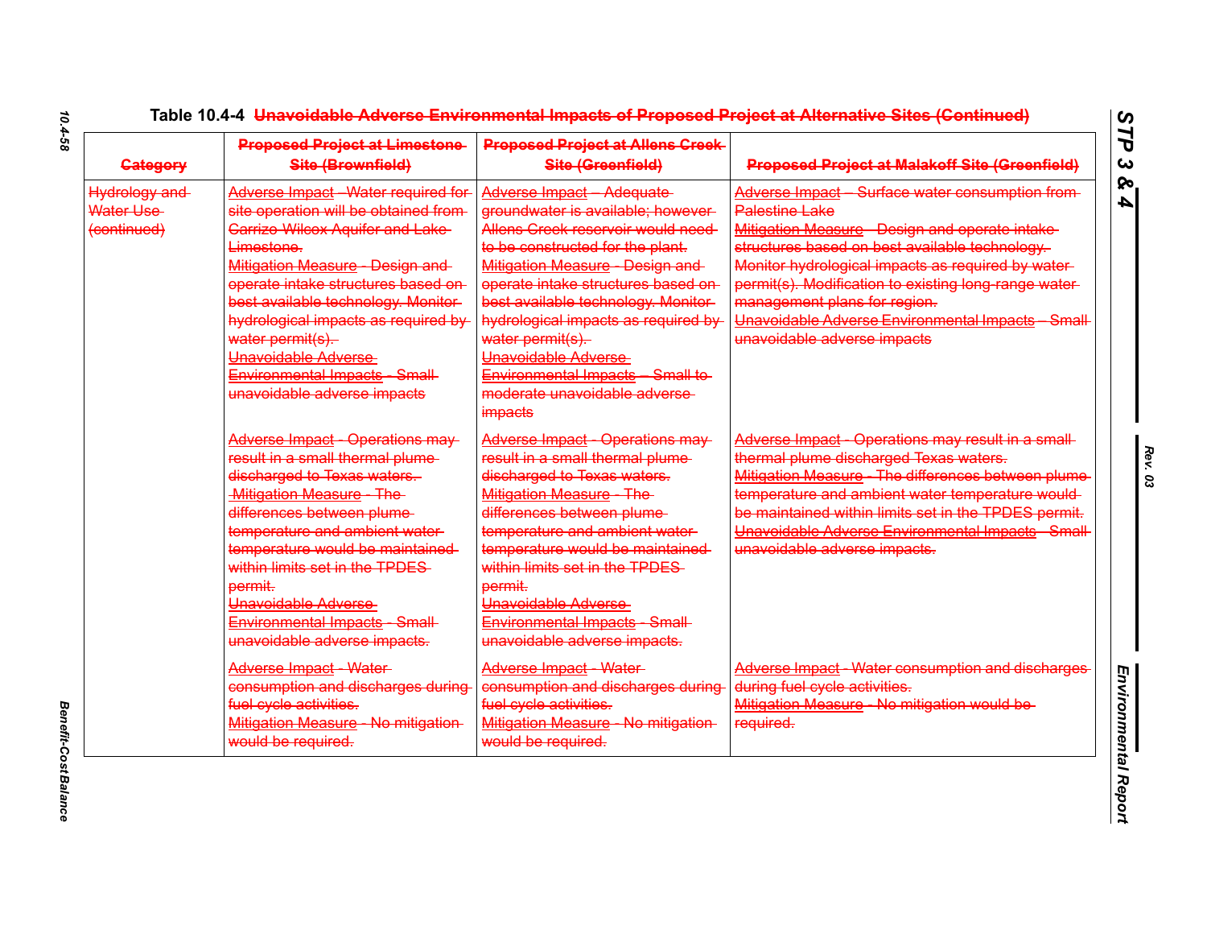Table 10.4-4 Unavoidable Adverse Environmental Impacts of Proposed Project at Alternative Sites (Continued)

| Category | Proposed Project at Limestone Site (Brownfield) | Proposed Project at Allens Creek Site (Greenfield) | Proposed Project at Malakoff Site (Greenfield) |
|---|---|---|---|
| Hydrology and Water Use (continued) | Adverse Impact - Water required for site operation will be obtained from Carrizo-Wilcox Aquifer and Lake Limestone.<br>Mitigation Measure - Design and operate intake structures based on best available technology. Monitor hydrological impacts as required by water permit(s).<br>Unavoidable Adverse Environmental Impacts - Small unavoidable adverse impacts | Adverse Impact – Adequate groundwater is available; however Allens Creek reservoir would need to be constructed for the plant.<br>Mitigation Measure - Design and operate intake structures based on best available technology. Monitor hydrological impacts as required by water permit(s).<br>Unavoidable Adverse Environmental Impacts – Small to moderate unavoidable adverse impacts | Adverse Impact – Surface water consumption from Palestine Lake<br>Mitigation Measure - Design and operate intake structures based on best available technology. Monitor hydrological impacts as required by water permit(s). Modification to existing long-range water management plans for region.<br>Unavoidable Adverse Environmental Impacts – Small unavoidable adverse impacts |
| | Adverse Impact - Operations may result in a small thermal plume discharged to Texas waters.<br>Mitigation Measure - The differences between plume temperature and ambient water temperature would be maintained within limits set in the TPDES permit.<br>Unavoidable Adverse Environmental Impacts - Small unavoidable adverse impacts. | Adverse Impact - Operations may result in a small thermal plume discharged to Texas waters.<br>Mitigation Measure - The differences between plume temperature and ambient water temperature would be maintained within limits set in the TPDES permit.<br>Unavoidable Adverse Environmental Impacts - Small unavoidable adverse impacts. | Adverse Impact - Operations may result in a small thermal plume discharged to Texas waters.<br>Mitigation Measure - The differences between plume temperature and ambient water temperature would be maintained within limits set in the TPDES permit.<br>Unavoidable Adverse Environmental Impacts - Small unavoidable adverse impacts. |
| | Adverse Impact - Water consumption and discharges during fuel cycle activities.<br>Mitigation Measure - No mitigation would be required. | Adverse Impact - Water consumption and discharges during fuel cycle activities.<br>Mitigation Measure - No mitigation would be required. | Adverse Impact - Water consumption and discharges during fuel cycle activities.<br>Mitigation Measure - No mitigation would be required. |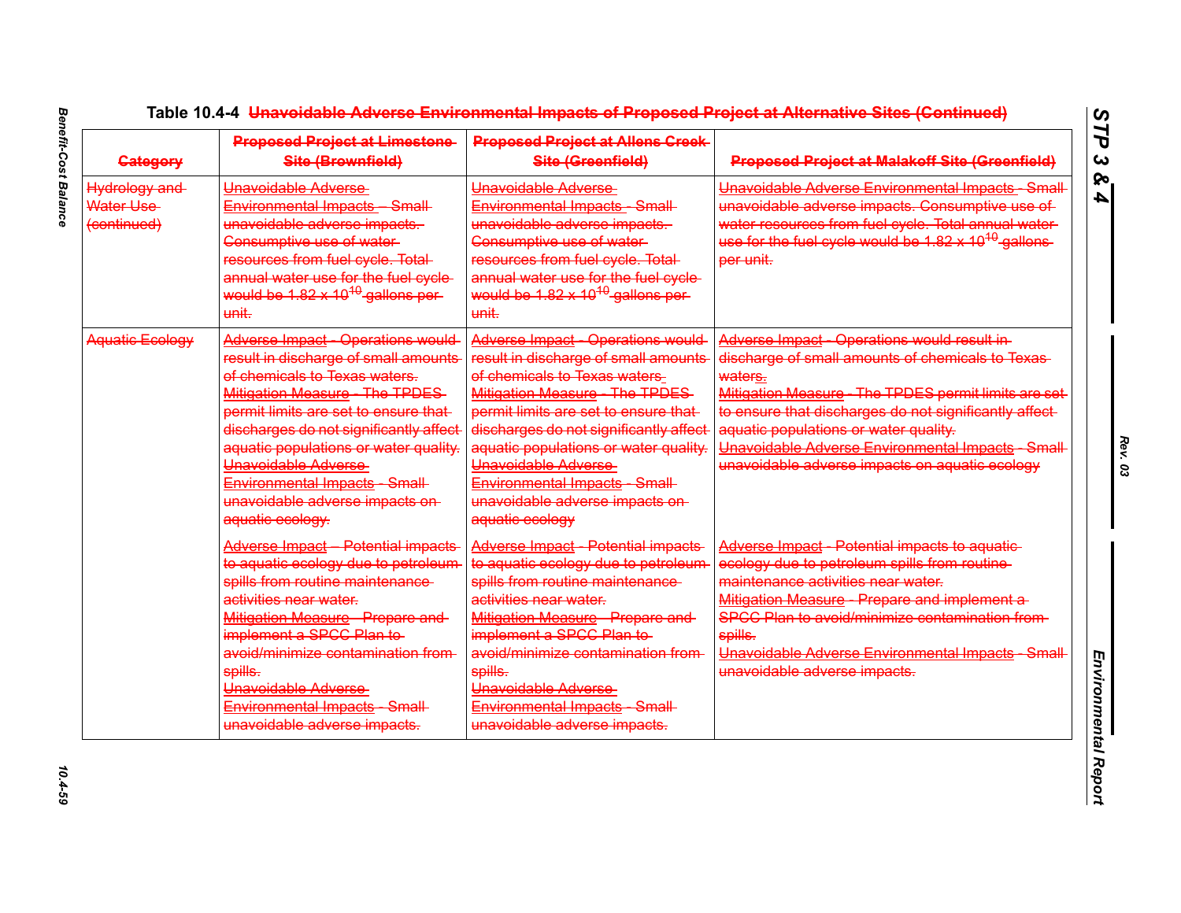Table 10.4-4 Unavoidable Adverse Environmental Impacts of Proposed Project at Alternative Sites (Continued)

| Category | Proposed Project at Limestone Site (Brownfield) | Proposed Project at Allens Creek Site (Greenfield) | Proposed Project at Malakoff Site (Greenfield) |
| --- | --- | --- | --- |
| Hydrology and Water Use (continued) | Unavoidable Adverse Environmental Impacts – Small unavoidable adverse impacts. Consumptive use of water resources from fuel cycle. Total annual water use for the fuel cycle would be 1.82 x $10^{10}$ gallons per unit. | Unavoidable Adverse Environmental Impacts - Small unavoidable adverse impacts. Consumptive use of water resources from fuel cycle. Total annual water use for the fuel cycle would be 1.82 x $10^{10}$ gallons per unit. | Unavoidable Adverse Environmental Impacts - Small unavoidable adverse impacts. Consumptive use of water resources from fuel cycle. Total annual water use for the fuel cycle would be 1.82 x $10^{10}$ gallons per unit. |
| Aquatic Ecology | Adverse Impact - Operations would result in discharge of small amounts of chemicals to Texas waters.<br>Mitigation Measure - The TPDES permit limits are set to ensure that discharges do not significantly affect aquatic populations or water quality.<br>Unavoidable Adverse Environmental Impacts - Small unavoidable adverse impacts on aquatic ecology. | Adverse Impact - Operations would result in discharge of small amounts of chemicals to Texas waters.<br>Mitigation Measure - The TPDES permit limits are set to ensure that discharges do not significantly affect aquatic populations or water quality.<br>Unavoidable Adverse Environmental Impacts - Small unavoidable adverse impacts on aquatic ecology | Adverse Impact - Operations would result in discharge of small amounts of chemicals to Texas waters.<br>Mitigation Measure - The TPDES permit limits are set to ensure that discharges do not significantly affect aquatic populations or water quality.<br>Unavoidable Adverse Environmental Impacts - Small unavoidable adverse impacts on aquatic ecology |
| | Adverse Impact – Potential impacts to aquatic ecology due to petroleum spills from routine maintenance activities near water.<br>Mitigation Measure - Prepare and implement a SPCC Plan to avoid/minimize contamination from spills.<br>Unavoidable Adverse Environmental Impacts - Small unavoidable adverse impacts. | Adverse Impact - Potential impacts to aquatic ecology due to petroleum spills from routine maintenance activities near water.<br>Mitigation Measure - Prepare and implement a SPCC Plan to avoid/minimize contamination from spills.<br>Unavoidable Adverse Environmental Impacts - Small unavoidable adverse impacts. | Adverse Impact - Potential impacts to aquatic ecology due to petroleum spills from routine maintenance activities near water.<br>Mitigation Measure - Prepare and implement a SPCC Plan to avoid/minimize contamination from spills.<br>Unavoidable Adverse Environmental Impacts - Small unavoidable adverse impacts. |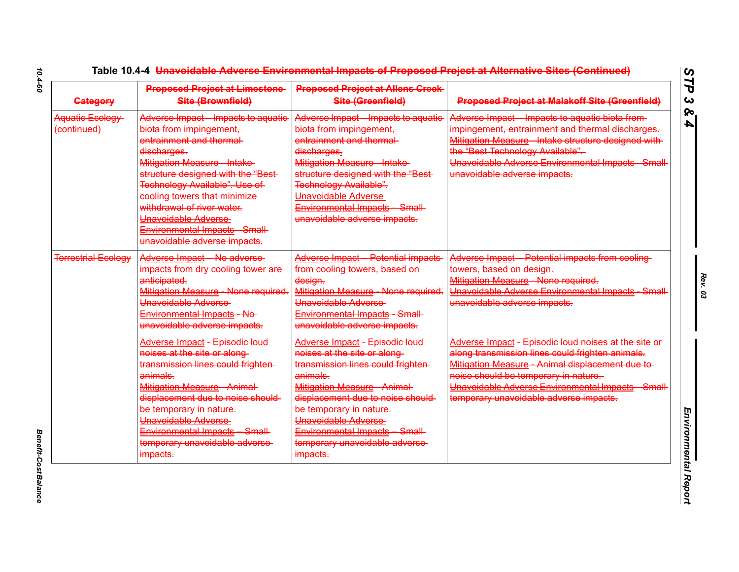Table 10.4-4 ~~Unavoidable Adverse Environmental Impacts of Proposed Project at Alternative Sites (Continued)~~

| ~~Category~~ | ~~Proposed Project at Limestone Site (Brownfield)~~ | ~~Proposed Project at Allens Creek Site (Greenfield)~~ | ~~Proposed Project at Malakoff Site (Greenfield)~~ |
|---|---|---|---|
| ~~Aquatic Ecology (continued)~~ | ~~Adverse Impact – Impacts to aquatic biota from impingement, entrainment and thermal discharges.~~<br>~~Mitigation Measure - Intake structure designed with the "Best Technology Available". Use of cooling towers that minimize withdrawal of river water.~~<br>~~Unavoidable Adverse Environmental Impacts - Small unavoidable adverse impacts.~~ | ~~Adverse Impact – Impacts to aquatic biota from impingement, entrainment and thermal discharges.~~<br>~~Mitigation Measure - Intake structure designed with the "Best Technology Available".~~<br>~~Unavoidable Adverse Environmental Impacts – Small unavoidable adverse impacts.~~ | ~~Adverse Impact – Impacts to aquatic biota from impingement, entrainment and thermal discharges.~~<br>~~Mitigation Measure - Intake structure designed with the "Best Technology Available".~~<br>~~Unavoidable Adverse Environmental Impacts - Small unavoidable adverse impacts.~~ |
| ~~Terrestrial Ecology~~ | ~~Adverse Impact – No adverse impacts from dry cooling tower are anticipated.~~<br>~~Mitigation Measure - None required.~~<br>~~Unavoidable Adverse Environmental Impacts - No unavoidable adverse impacts.~~<br><br>~~Adverse Impact - Episodic loud noises at the site or along transmission lines could frighten animals.~~<br>~~Mitigation Measure – Animal displacement due to noise should be temporary in nature.~~<br>~~Unavoidable Adverse Environmental Impacts – Small temporary unavoidable adverse impacts.~~ | ~~Adverse Impact – Potential impacts from cooling towers, based on design.~~<br>~~Mitigation Measure - None required.~~<br>~~Unavoidable Adverse Environmental Impacts - Small unavoidable adverse impacts.~~<br><br>~~Adverse Impact - Episodic loud noises at the site or along transmission lines could frighten animals.~~<br>~~Mitigation Measure – Animal displacement due to noise should be temporary in nature.~~<br>~~Unavoidable Adverse Environmental Impacts – Small temporary unavoidable adverse impacts.~~ | ~~Adverse Impact – Potential impacts from cooling towers, based on design.~~<br>~~Mitigation Measure - None required.~~<br>~~Unavoidable Adverse Environmental Impacts - Small unavoidable adverse impacts.~~<br><br>~~Adverse Impact - Episodic loud noises at the site or along transmission lines could frighten animals.~~<br>~~Mitigation Measure - Animal displacement due to noise should be temporary in nature.~~<br>~~Unavoidable Adverse Environmental Impacts – Small temporary unavoidable adverse impacts.~~ |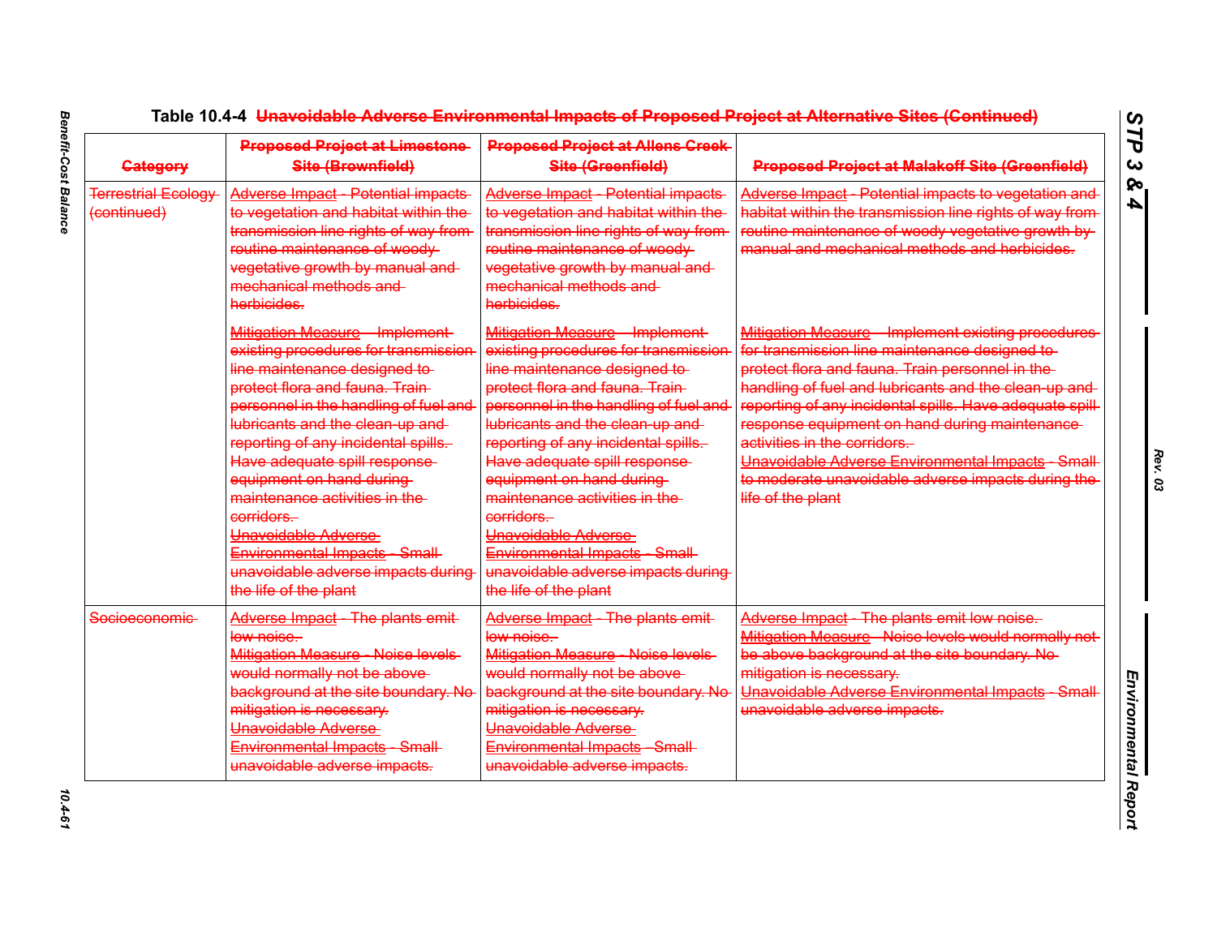**Table 10.4-4 ~~Unavoidable Adverse Environmental Impacts of Proposed Project at Alternative Sites (Continued)~~**

| ~~Category~~ | ~~Proposed Project at Limestone Site (Brownfield)~~ | ~~Proposed Project at Allens Creek Site (Greenfield)~~ | ~~Proposed Project at Malakoff Site (Greenfield)~~ |
|---|---|---|---|
| ~~Terrestrial Ecology (continued)~~ | ~~Adverse Impact - Potential impacts to vegetation and habitat within the transmission line rights of way from routine maintenance of woody vegetative growth by manual and mechanical methods and herbicides.~~<br><br>~~Mitigation Measure – Implement existing procedures for transmission line maintenance designed to protect flora and fauna. Train personnel in the handling of fuel and lubricants and the clean-up and reporting of any incidental spills. Have adequate spill response equipment on hand during maintenance activities in the corridors.~~<br>~~Unavoidable Adverse Environmental Impacts - Small unavoidable adverse impacts during the life of the plant~~ | ~~Adverse Impact - Potential impacts to vegetation and habitat within the transmission line rights of way from routine maintenance of woody vegetative growth by manual and mechanical methods and herbicides.~~<br><br>~~Mitigation Measure – Implement existing procedures for transmission line maintenance designed to protect flora and fauna. Train personnel in the handling of fuel and lubricants and the clean-up and reporting of any incidental spills. Have adequate spill response equipment on hand during maintenance activities in the corridors.~~<br>~~Unavoidable Adverse Environmental Impacts - Small unavoidable adverse impacts during the life of the plant~~ | ~~Adverse Impact - Potential impacts to vegetation and habitat within the transmission line rights of way from routine maintenance of woody vegetative growth by manual and mechanical methods and herbicides.~~<br><br>~~Mitigation Measure – Implement existing procedures for transmission line maintenance designed to protect flora and fauna. Train personnel in the handling of fuel and lubricants and the clean-up and reporting of any incidental spills. Have adequate spill response equipment on hand during maintenance activities in the corridors.~~<br>~~Unavoidable Adverse Environmental Impacts - Small to moderate unavoidable adverse impacts during the life of the plant~~ |
| ~~Socioeconomic~~ | ~~Adverse Impact - The plants emit low noise.~~<br>~~Mitigation Measure - Noise levels would normally not be above background at the site boundary. No mitigation is necessary.~~<br>~~Unavoidable Adverse Environmental Impacts - Small unavoidable adverse impacts.~~ | ~~Adverse Impact - The plants emit low noise.~~<br>~~Mitigation Measure - Noise levels would normally not be above background at the site boundary. No mitigation is necessary.~~<br>~~Unavoidable Adverse Environmental Impacts - Small unavoidable adverse impacts.~~ | ~~Adverse Impact - The plants emit low noise.~~<br>~~Mitigation Measure - Noise levels would normally not be above background at the site boundary. No mitigation is necessary.~~<br>~~Unavoidable Adverse Environmental Impacts - Small unavoidable adverse impacts.~~ |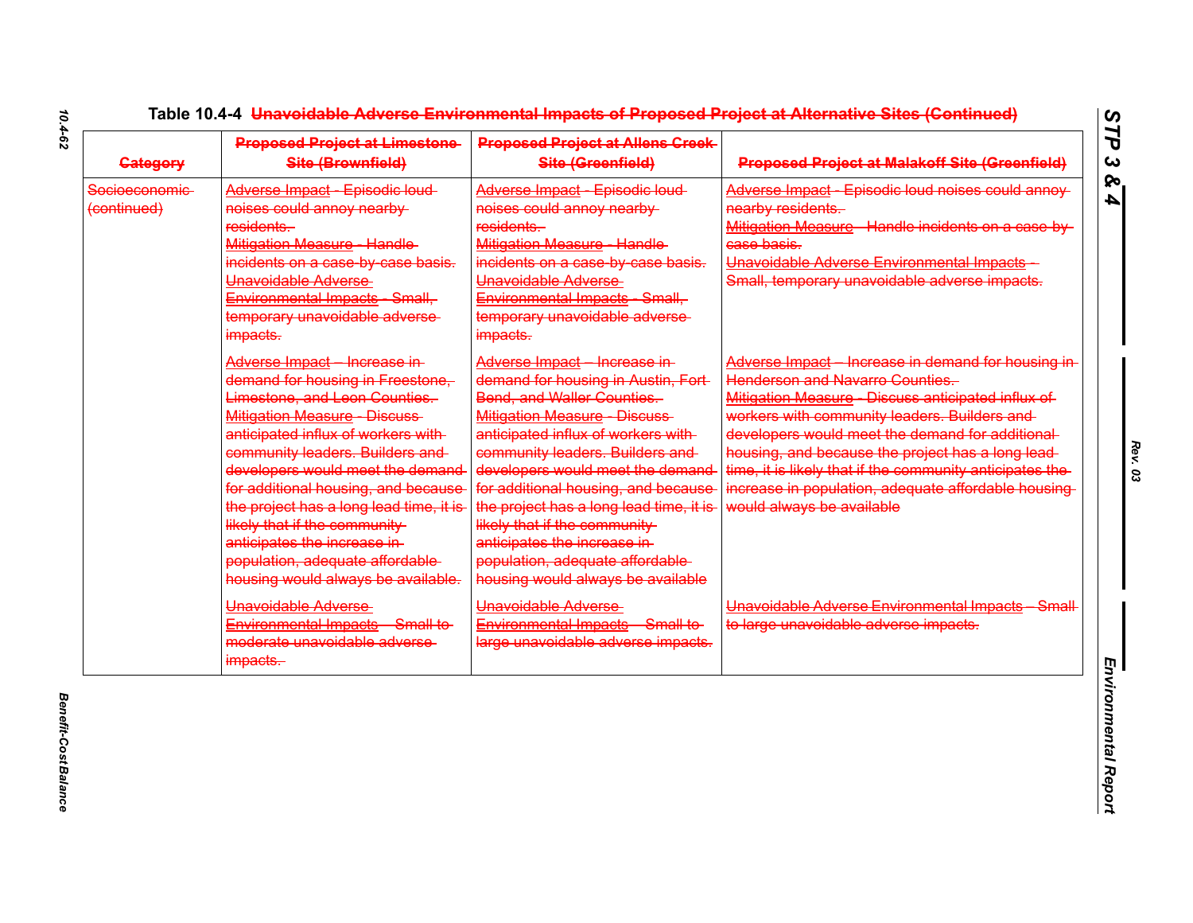Table 10.4-4 ~~Unavoidable Adverse Environmental Impacts of Proposed Project at Alternative Sites (Continued)~~

| ~~Category~~ | ~~Proposed Project at Limestone Site (Brownfield)~~ | ~~Proposed Project at Allens Creek Site (Greenfield)~~ | ~~Proposed Project at Malakoff Site (Greenfield)~~ |
|---|---|---|---|
| ~~Socioeconomic (continued)~~ | ~~Adverse Impact - Episodic loud noises could annoy nearby residents.~~<br>~~Mitigation Measure - Handle incidents on a case-by-case basis.~~<br>~~Unavoidable Adverse Environmental Impacts - Small, temporary unavoidable adverse impacts.~~ | ~~Adverse Impact - Episodic loud noises could annoy nearby residents.~~<br>~~Mitigation Measure - Handle incidents on a case-by-case basis.~~<br>~~Unavoidable Adverse Environmental Impacts - Small, temporary unavoidable adverse impacts.~~ | ~~Adverse Impact - Episodic loud noises could annoy nearby residents.~~<br>~~Mitigation Measure - Handle incidents on a case-by-case basis.~~<br>~~Unavoidable Adverse Environmental Impacts - Small, temporary unavoidable adverse impacts.~~ |
| | ~~Adverse Impact – Increase in demand for housing in Freestone, Limestone, and Leon Counties.~~<br>~~Mitigation Measure - Discuss anticipated influx of workers with community leaders. Builders and developers would meet the demand for additional housing, and because the project has a long lead time, it is likely that if the community anticipates the increase in population, adequate affordable housing would always be available.~~ | ~~Adverse Impact – Increase in demand for housing in Austin, Fort Bend, and Waller Counties.~~<br>~~Mitigation Measure - Discuss anticipated influx of workers with community leaders. Builders and developers would meet the demand for additional housing, and because the project has a long lead time, it is likely that if the community anticipates the increase in population, adequate affordable housing would always be available~~ | ~~Adverse Impact – Increase in demand for housing in Henderson and Navarro Counties.~~<br>~~Mitigation Measure - Discuss anticipated influx of workers with community leaders. Builders and developers would meet the demand for additional housing, and because the project has a long lead time, it is likely that if the community anticipates the increase in population, adequate affordable housing would always be available~~ |
| | ~~Unavoidable Adverse Environmental Impacts – Small to moderate unavoidable adverse impacts.~~ | ~~Unavoidable Adverse Environmental Impacts – Small to large unavoidable adverse impacts.~~ | ~~Unavoidable Adverse Environmental Impacts – Small to large unavoidable adverse impacts.~~ |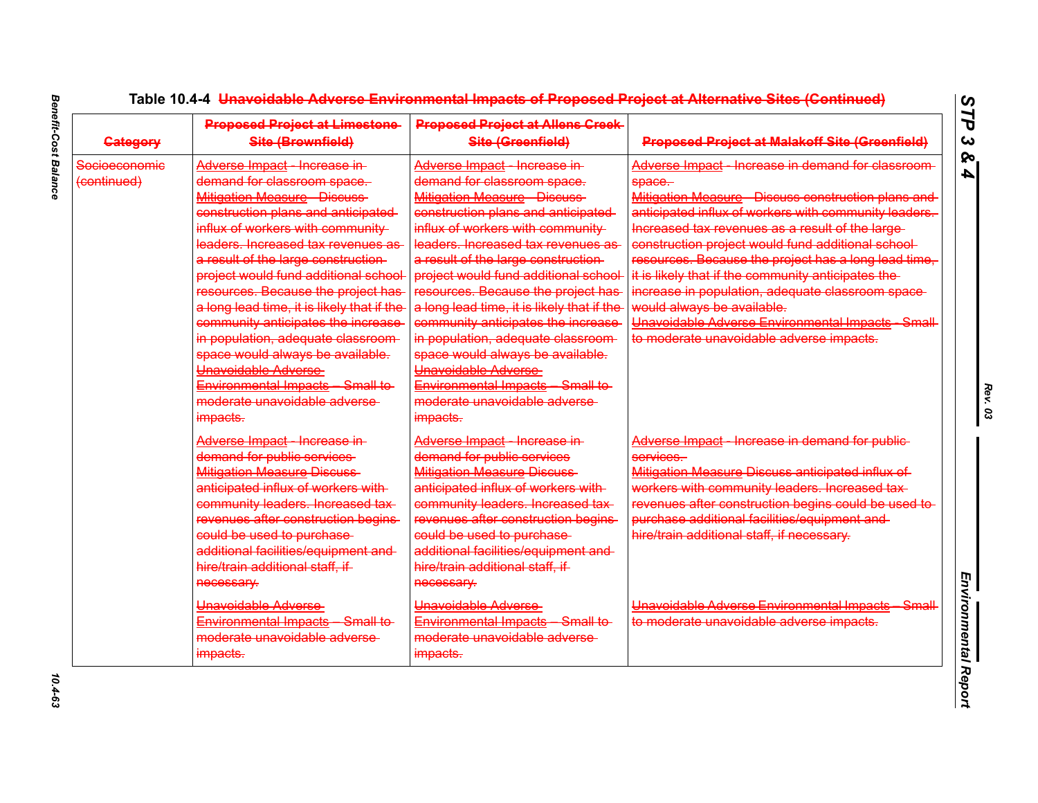# Table 10.4-4 ~~Unavoidable Adverse Environmental Impacts of Proposed Project at Alternative Sites (Continued)~~

| ~~Category~~ | ~~Proposed Project at Limestone Site (Brownfield)~~ | ~~Proposed Project at Allens Creek Site (Greenfield)~~ | ~~Proposed Project at Malakoff Site (Greenfield)~~ |
|---|---|---|---|
| ~~Socioeconomic (continued)~~ | ~~Adverse Impact - Increase in demand for classroom space. Mitigation Measure - Discuss construction plans and anticipated influx of workers with community leaders. Increased tax revenues as a result of the large construction project would fund additional school resources. Because the project has a long lead time, it is likely that if the community anticipates the increase in population, adequate classroom space would always be available. Unavoidable Adverse Environmental Impacts – Small to moderate unavoidable adverse impacts.~~ | ~~Adverse Impact - Increase in demand for classroom space. Mitigation Measure - Discuss construction plans and anticipated influx of workers with community leaders. Increased tax revenues as a result of the large construction project would fund additional school resources. Because the project has a long lead time, it is likely that if the community anticipates the increase in population, adequate classroom space would always be available. Unavoidable Adverse Environmental Impacts – Small to moderate unavoidable adverse impacts.~~ | ~~Adverse Impact - Increase in demand for classroom space. Mitigation Measure - Discuss construction plans and anticipated influx of workers with community leaders. Increased tax revenues as a result of the large construction project would fund additional school resources. Because the project has a long lead time, it is likely that if the community anticipates the increase in population, adequate classroom space would always be available. Unavoidable Adverse Environmental Impacts - Small to moderate unavoidable adverse impacts.~~ |
| | ~~Adverse Impact - Increase in demand for public services Mitigation Measure Discuss anticipated influx of workers with community leaders. Increased tax revenues after construction begins could be used to purchase additional facilities/equipment and hire/train additional staff, if necessary.~~ | ~~Adverse Impact - Increase in demand for public services Mitigation Measure Discuss anticipated influx of workers with community leaders. Increased tax revenues after construction begins could be used to purchase additional facilities/equipment and hire/train additional staff, if necessary.~~ | ~~Adverse Impact - Increase in demand for public services. Mitigation Measure Discuss anticipated influx of workers with community leaders. Increased tax revenues after construction begins could be used to purchase additional facilities/equipment and hire/train additional staff, if necessary.~~ |
| | ~~Unavoidable Adverse Environmental Impacts – Small to moderate unavoidable adverse impacts.~~ | ~~Unavoidable Adverse Environmental Impacts – Small to moderate unavoidable adverse impacts.~~ | ~~Unavoidable Adverse Environmental Impacts – Small to moderate unavoidable adverse impacts.~~ |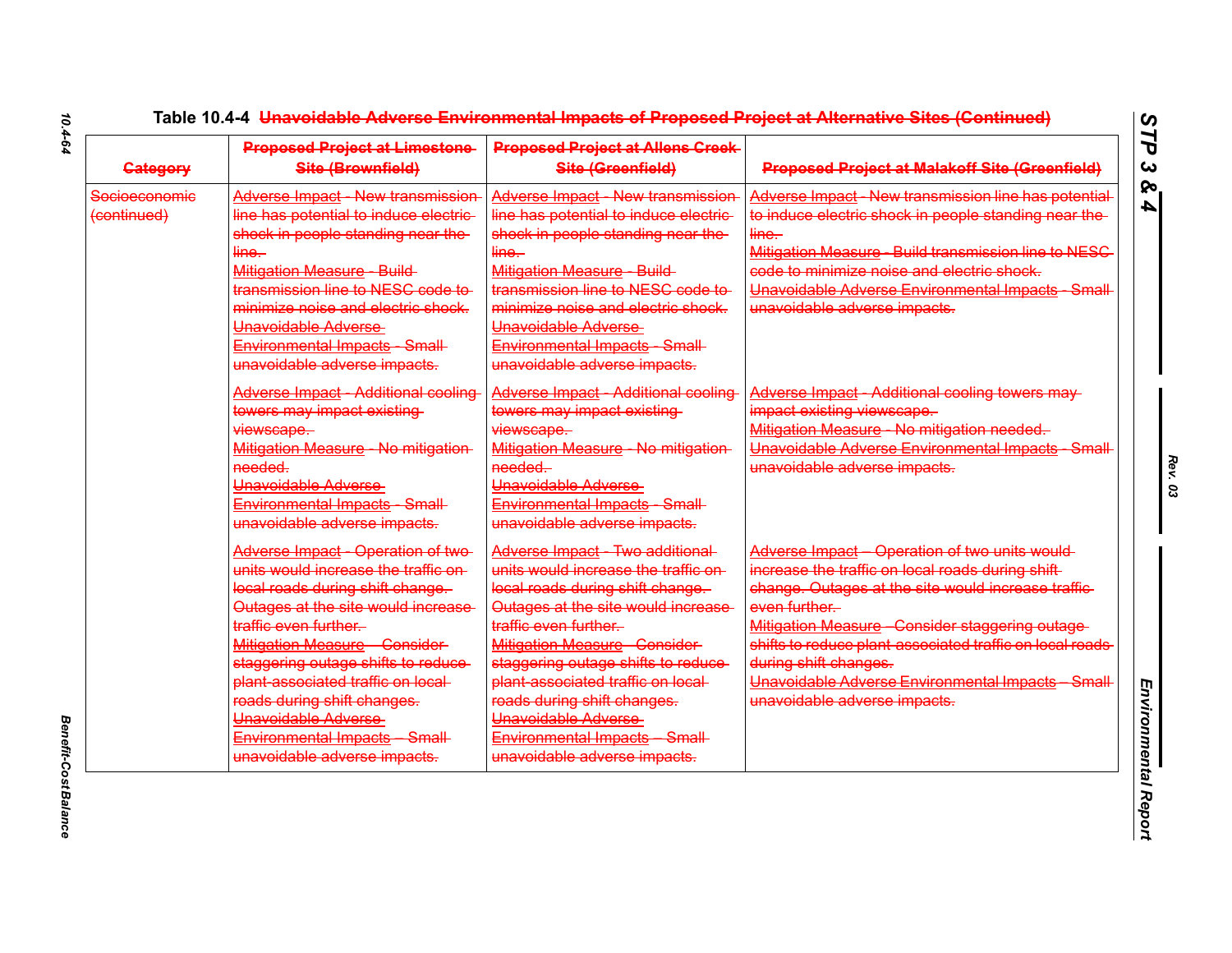Table 10.4-4 ~~Unavoidable Adverse Environmental Impacts of Proposed Project at Alternative Sites (Continued)~~

| ~~Category~~ | ~~Proposed Project at Limestone Site (Brownfield)~~ | ~~Proposed Project at Allens Creek Site (Greenfield)~~ | ~~Proposed Project at Malakoff Site (Greenfield)~~ |
|---|---|---|---|
| ~~Socioeconomic (continued)~~ | ~~Adverse Impact - New transmission line has potential to induce electric shock in people standing near the line.~~ ~~Mitigation Measure - Build transmission line to NESC code to minimize noise and electric shock.~~ ~~Unavoidable Adverse Environmental Impacts - Small unavoidable adverse impacts.~~ | ~~Adverse Impact - New transmission line has potential to induce electric shock in people standing near the line.~~ ~~Mitigation Measure - Build transmission line to NESC code to minimize noise and electric shock.~~ ~~Unavoidable Adverse Environmental Impacts - Small unavoidable adverse impacts.~~ | ~~Adverse Impact - New transmission line has potential to induce electric shock in people standing near the line.~~ ~~Mitigation Measure - Build transmission line to NESC code to minimize noise and electric shock.~~ ~~Unavoidable Adverse Environmental Impacts - Small unavoidable adverse impacts.~~ |
| | ~~Adverse Impact - Additional cooling towers may impact existing viewscape.~~ ~~Mitigation Measure - No mitigation needed.~~ ~~Unavoidable Adverse Environmental Impacts - Small unavoidable adverse impacts.~~ | ~~Adverse Impact - Additional cooling towers may impact existing viewscape.~~ ~~Mitigation Measure - No mitigation needed.~~ ~~Unavoidable Adverse Environmental Impacts - Small unavoidable adverse impacts.~~ | ~~Adverse Impact - Additional cooling towers may impact existing viewscape.~~ ~~Mitigation Measure - No mitigation needed.~~ ~~Unavoidable Adverse Environmental Impacts - Small unavoidable adverse impacts.~~ |
| | ~~Adverse Impact - Operation of two units would increase the traffic on local roads during shift change. Outages at the site would increase traffic even further.~~ ~~Mitigation Measure – Consider staggering outage shifts to reduce plant-associated traffic on local roads during shift changes.~~ ~~Unavoidable Adverse Environmental Impacts – Small unavoidable adverse impacts.~~ | ~~Adverse Impact - Two additional units would increase the traffic on local roads during shift change. Outages at the site would increase traffic even further.~~ ~~Mitigation Measure - Consider staggering outage shifts to reduce plant-associated traffic on local roads during shift changes.~~ ~~Unavoidable Adverse Environmental Impacts – Small unavoidable adverse impacts.~~ | ~~Adverse Impact – Operation of two units would increase the traffic on local roads during shift change. Outages at the site would increase traffic even further.~~ ~~Mitigation Measure - Consider staggering outage shifts to reduce plant-associated traffic on local roads during shift changes.~~ ~~Unavoidable Adverse Environmental Impacts – Small unavoidable adverse impacts.~~ |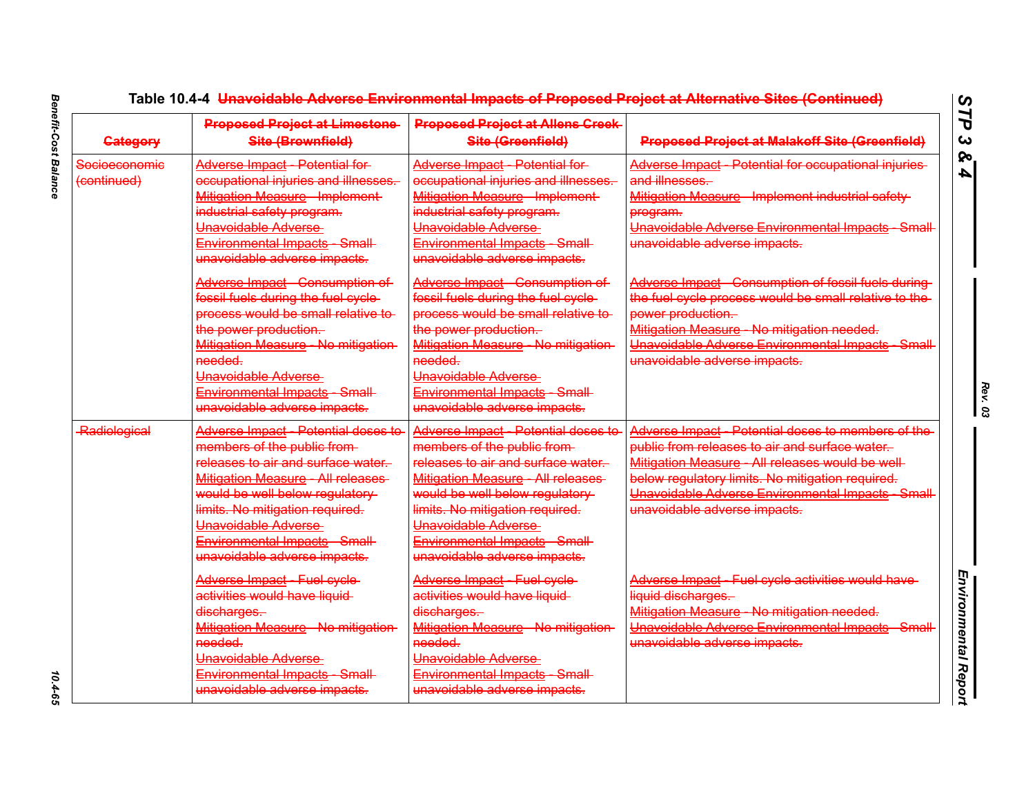Table 10.4-4 ~~Unavoidable Adverse Environmental Impacts of Proposed Project at Alternative Sites (Continued)~~

| ~~Category~~ | ~~Proposed Project at Limestone Site (Brownfield)~~ | ~~Proposed Project at Allens Creek Site (Greenfield)~~ | ~~Proposed Project at Malakoff Site (Greenfield)~~ |
|---|---|---|---|
| ~~Socioeconomic (continued)~~ | ~~Adverse Impact - Potential for occupational injuries and illnesses.~~ ~~Mitigation Measure - Implement industrial safety program.~~ ~~Unavoidable Adverse Environmental Impacts - Small unavoidable adverse impacts.~~ | ~~Adverse Impact - Potential for occupational injuries and illnesses.~~ ~~Mitigation Measure - Implement industrial safety program.~~ ~~Unavoidable Adverse Environmental Impacts - Small unavoidable adverse impacts.~~ | ~~Adverse Impact - Potential for occupational injuries and illnesses.~~ ~~Mitigation Measure - Implement industrial safety program.~~ ~~Unavoidable Adverse Environmental Impacts - Small unavoidable adverse impacts.~~ |
| | ~~Adverse Impact - Consumption of fossil fuels during the fuel cycle process would be small relative to the power production.~~ ~~Mitigation Measure - No mitigation needed.~~ ~~Unavoidable Adverse Environmental Impacts - Small unavoidable adverse impacts.~~ | ~~Adverse Impact - Consumption of fossil fuels during the fuel cycle process would be small relative to the power production.~~ ~~Mitigation Measure - No mitigation needed.~~ ~~Unavoidable Adverse Environmental Impacts - Small unavoidable adverse impacts.~~ | ~~Adverse Impact - Consumption of fossil fuels during the fuel cycle process would be small relative to the power production.~~ ~~Mitigation Measure - No mitigation needed.~~ ~~Unavoidable Adverse Environmental Impacts - Small unavoidable adverse impacts.~~ |
| ~~Radiological~~ | ~~Adverse Impact - Potential doses to members of the public from releases to air and surface water.~~ ~~Mitigation Measure - All releases would be well below regulatory limits. No mitigation required.~~ ~~Unavoidable Adverse Environmental Impacts - Small unavoidable adverse impacts.~~ | ~~Adverse Impact - Potential doses to members of the public from releases to air and surface water.~~ ~~Mitigation Measure - All releases would be well below regulatory limits. No mitigation required.~~ ~~Unavoidable Adverse Environmental Impacts - Small unavoidable adverse impacts.~~ | ~~Adverse Impact - Potential doses to members of the public from releases to air and surface water.~~ ~~Mitigation Measure - All releases would be well below regulatory limits. No mitigation required.~~ ~~Unavoidable Adverse Environmental Impacts - Small unavoidable adverse impacts.~~ |
| | ~~Adverse Impact - Fuel cycle activities would have liquid discharges.~~ ~~Mitigation Measure - No mitigation needed.~~ ~~Unavoidable Adverse Environmental Impacts - Small unavoidable adverse impacts.~~ | ~~Adverse Impact - Fuel cycle activities would have liquid discharges.~~ ~~Mitigation Measure - No mitigation needed.~~ ~~Unavoidable Adverse Environmental Impacts - Small unavoidable adverse impacts.~~ | ~~Adverse Impact - Fuel cycle activities would have liquid discharges.~~ ~~Mitigation Measure - No mitigation needed.~~ ~~Unavoidable Adverse Environmental Impacts - Small unavoidable adverse impacts.~~ |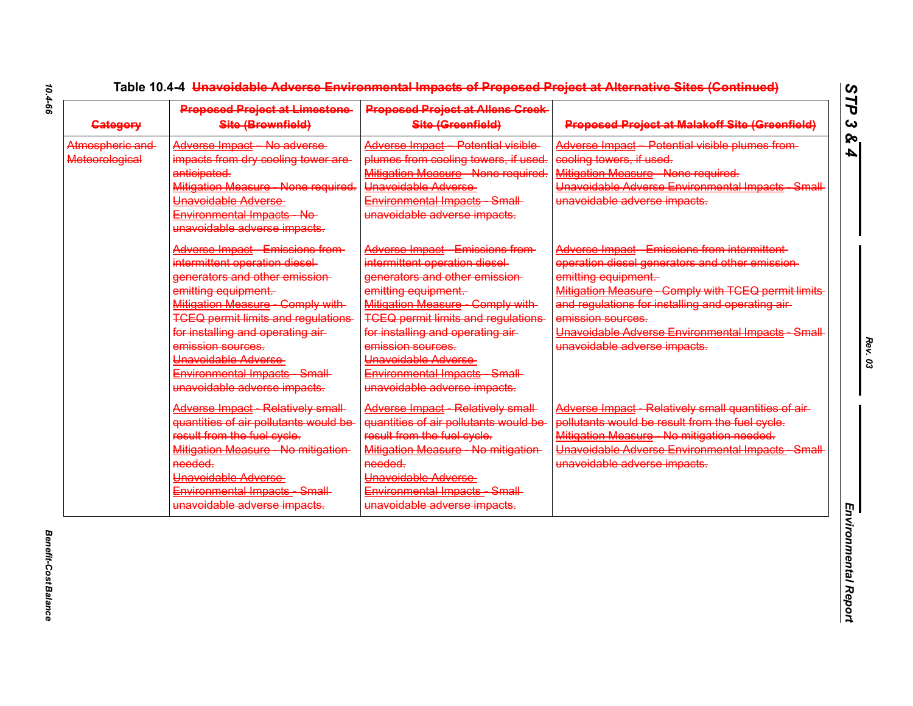**Table 10.4-4 ~~Unavoidable Adverse Environmental Impacts of Proposed Project at Alternative Sites (Continued)~~**

| ~~Category~~ | ~~Proposed Project at Limestone Site (Brownfield)~~ | ~~Proposed Project at Allens Creek Site (Greenfield)~~ | ~~Proposed Project at Malakoff Site (Greenfield)~~ |
|---|---|---|---|
| ~~Atmospheric and Meteorological~~ | ~~Adverse Impact – No adverse impacts from dry cooling tower are anticipated.~~<br>~~Mitigation Measure - None required.~~<br>~~Unavoidable Adverse Environmental Impacts - No unavoidable adverse impacts.~~ | ~~Adverse Impact – Potential visible plumes from cooling towers, if used.~~<br>~~Mitigation Measure - None required.~~<br>~~Unavoidable Adverse Environmental Impacts - Small unavoidable adverse impacts.~~ | ~~Adverse Impact – Potential visible plumes from cooling towers, if used.~~<br>~~Mitigation Measure - None required.~~<br>~~Unavoidable Adverse Environmental Impacts - Small unavoidable adverse impacts.~~ |
| | ~~Adverse Impact - Emissions from intermittent operation diesel generators and other emission emitting equipment.~~<br>~~Mitigation Measure - Comply with TCEQ permit limits and regulations for installing and operating air emission sources.~~<br>~~Unavoidable Adverse Environmental Impacts - Small unavoidable adverse impacts.~~ | ~~Adverse Impact - Emissions from intermittent operation diesel generators and other emission emitting equipment.~~<br>~~Mitigation Measure - Comply with TCEQ permit limits and regulations for installing and operating air emission sources.~~<br>~~Unavoidable Adverse Environmental Impacts - Small unavoidable adverse impacts.~~ | ~~Adverse Impact - Emissions from intermittent operation diesel generators and other emission emitting equipment.~~<br>~~Mitigation Measure - Comply with TCEQ permit limits and regulations for installing and operating air emission sources.~~<br>~~Unavoidable Adverse Environmental Impacts - Small unavoidable adverse impacts.~~ |
| | ~~Adverse Impact - Relatively small quantities of air pollutants would be result from the fuel cycle.~~<br>~~Mitigation Measure - No mitigation needed.~~<br>~~Unavoidable Adverse Environmental Impacts - Small unavoidable adverse impacts.~~ | ~~Adverse Impact - Relatively small quantities of air pollutants would be result from the fuel cycle.~~<br>~~Mitigation Measure - No mitigation needed.~~<br>~~Unavoidable Adverse Environmental Impacts - Small unavoidable adverse impacts.~~ | ~~Adverse Impact - Relatively small quantities of air pollutants would be result from the fuel cycle.~~<br>~~Mitigation Measure - No mitigation needed.~~<br>~~Unavoidable Adverse Environmental Impacts - Small unavoidable adverse impacts.~~ |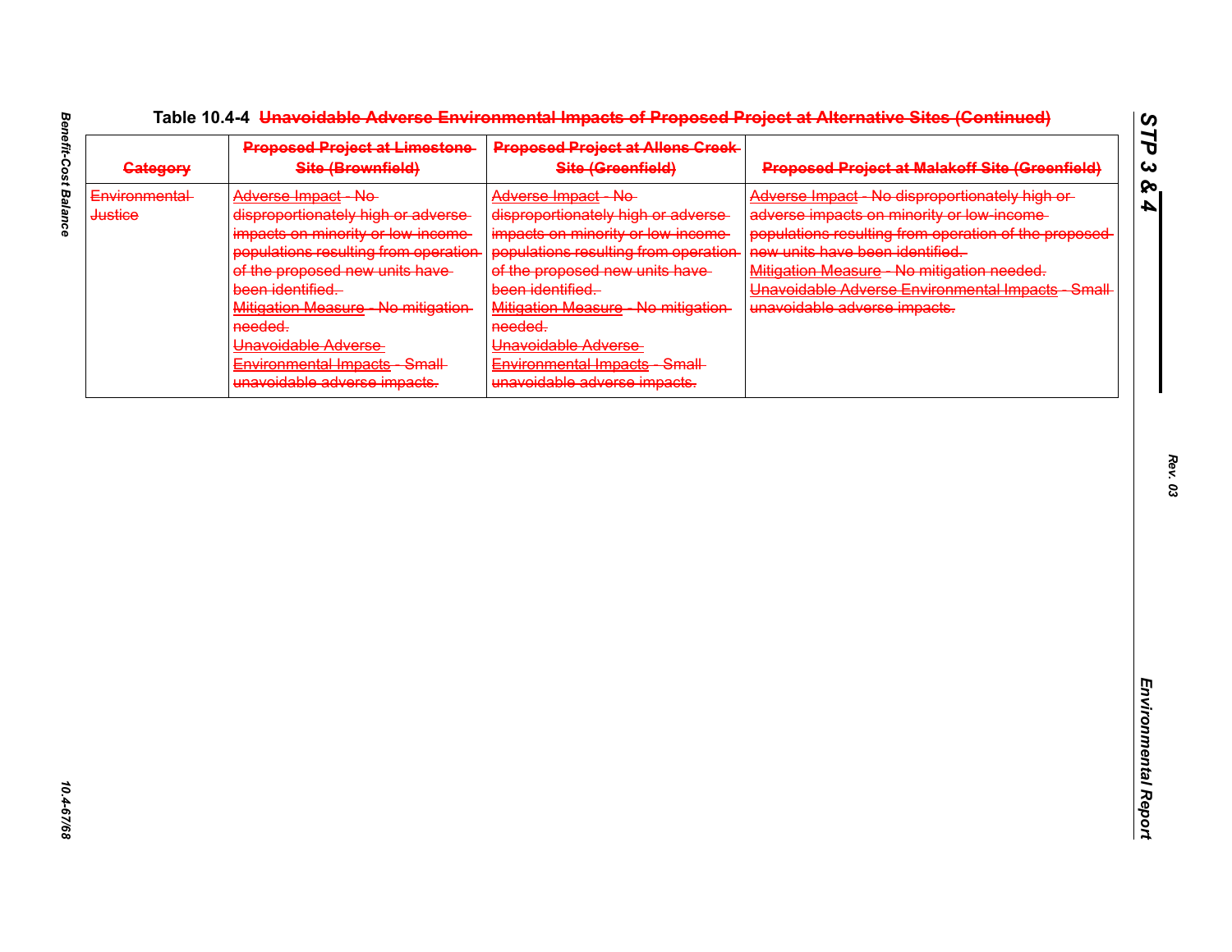Table 10.4-4 ~~Unavoidable Adverse Environmental Impacts of Proposed Project at Alternative Sites (Continued)~~

| ~~Category~~ | ~~Proposed Project at Limestone Site (Brownfield)~~ | ~~Proposed Project at Allens Creek Site (Greenfield)~~ | ~~Proposed Project at Malakoff Site (Greenfield)~~ |
|---|---|---|---|
| ~~Environmental Justice~~ | ~~Adverse Impact - No disproportionately high or adverse impacts on minority or low-income populations resulting from operation of the proposed new units have been identified.~~<br>~~Mitigation Measure - No mitigation needed.~~<br>~~Unavoidable Adverse Environmental Impacts - Small unavoidable adverse impacts.~~ | ~~Adverse Impact - No disproportionately high or adverse impacts on minority or low-income populations resulting from operation of the proposed new units have been identified.~~<br>~~Mitigation Measure - No mitigation needed.~~<br>~~Unavoidable Adverse Environmental Impacts - Small unavoidable adverse impacts.~~ | ~~Adverse Impact - No disproportionately high or adverse impacts on minority or low-income populations resulting from operation of the proposed new units have been identified.~~<br>~~Mitigation Measure - No mitigation needed.~~<br>~~Unavoidable Adverse Environmental Impacts - Small unavoidable adverse impacts.~~ |